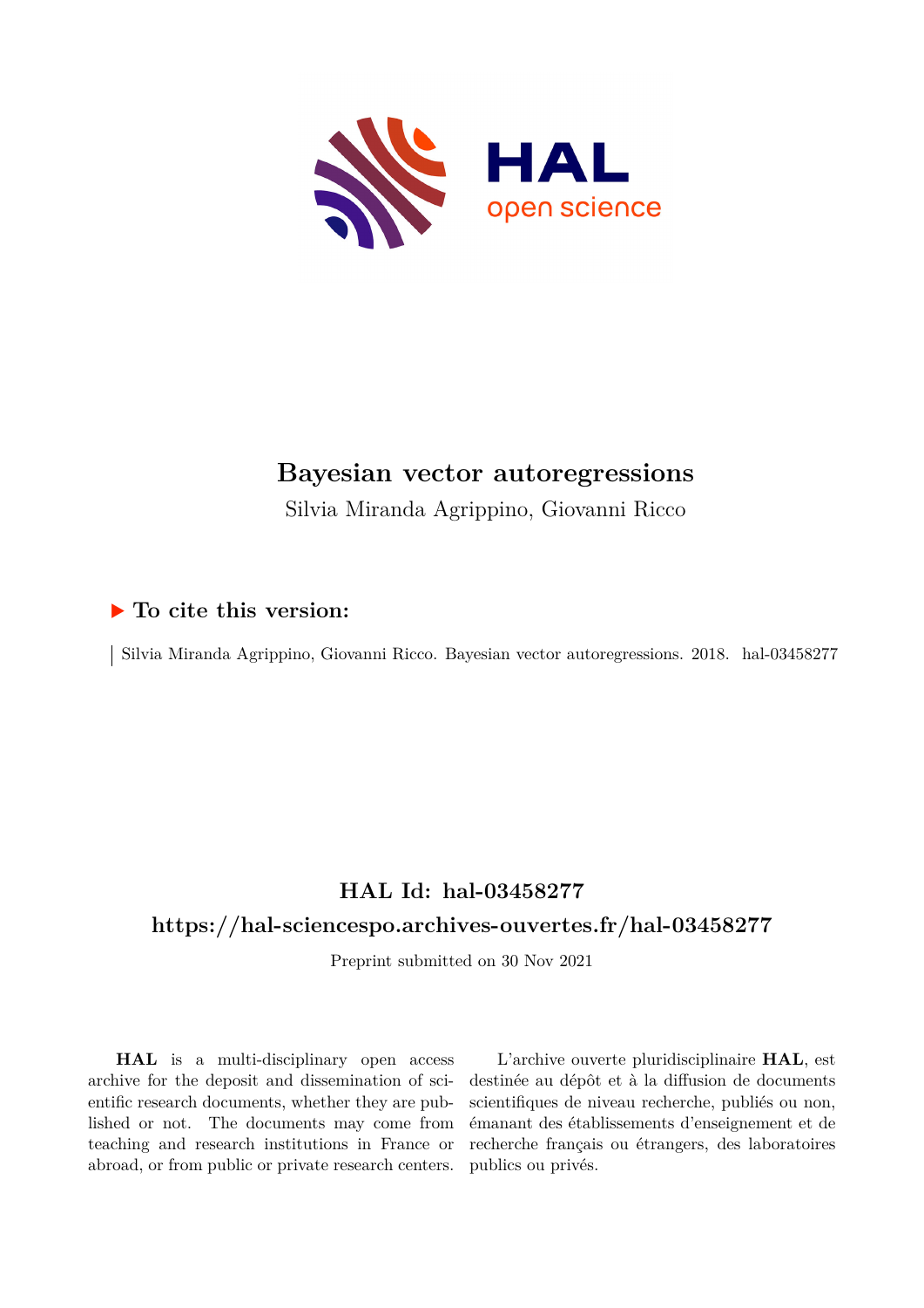# Bayesian vector autoregressions

Silvia Miranda Agrippino, Giovanni Ricco

## ▶ To cite this version:

Silvia Miranda Agrippino, Giovanni Ricco. Bayesian vector autoregressions. 2018. hal-03458277

## HAL Id: hal-03458277

## https://hal-sciencespo.archives-ouvertes.fr/hal-03458277

Preprint submitted on 30 Nov 2021

**HAL** is a multi-disciplinary open access archive for the deposit and dissemination of scientific research documents, whether they are published or not. The documents may come from teaching and research institutions in France or abroad, or from public or private research centers.

L'archive ouverte pluridisciplinaire **HAL**, est destinée au dépôt et à la diffusion de documents scientifiques de niveau recherche, publiés ou non, émanant des établissements d'enseignement et de recherche français ou étrangers, des laboratoires publics ou privés.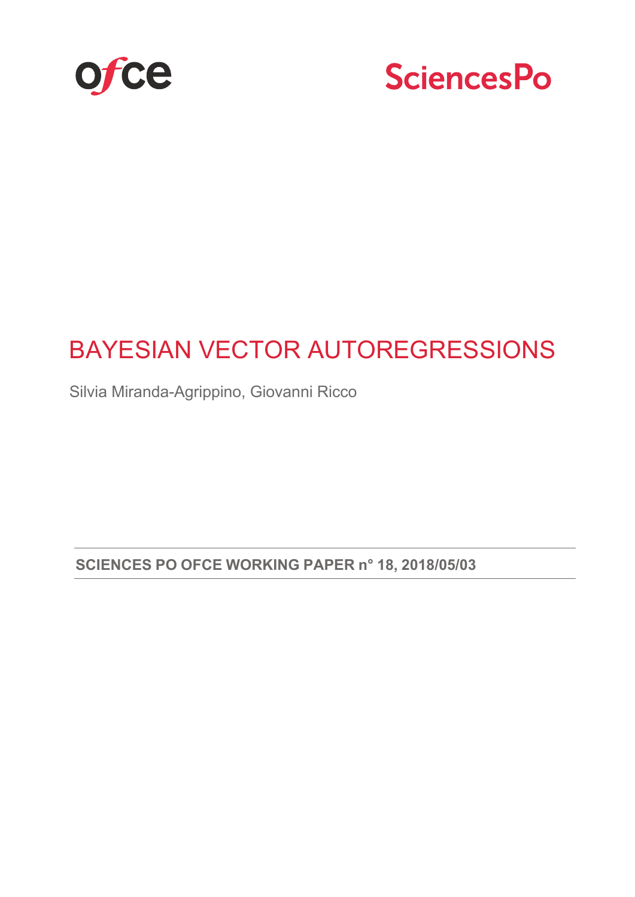# BAYESIAN VECTOR AUTOREGRESSIONS

Silvia Miranda-Agrippino, Giovanni Ricco

**SCIENCES PO OFCE WORKING PAPER n° 18, 2018/05/03**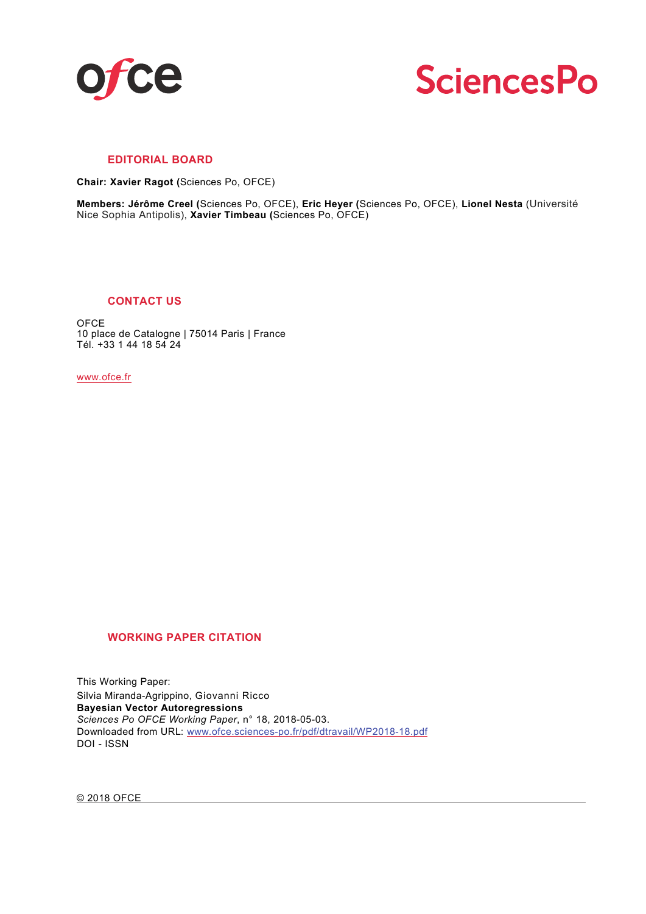## EDITORIAL BOARD

**Chair: Xavier Ragot (**Sciences Po, OFCE)

**Members: Jérôme Creel (**Sciences Po, OFCE), **Eric Heyer (**Sciences Po, OFCE), **Lionel Nesta** (Université Nice Sophia Antipolis), **Xavier Timbeau (**Sciences Po, OFCE)

## CONTACT US

OFCE
10 place de Catalogne | 75014 Paris | France
Tél. +33 1 44 18 54 24

www.ofce.fr

## WORKING PAPER CITATION

This Working Paper:
Silvia Miranda-Agrippino, Giovanni Ricco
**Bayesian Vector Autoregressions**
*Sciences Po OFCE Working Paper*, n° 18, 2018-05-03.
Downloaded from URL: www.ofce.sciences-po.fr/pdf/dtravail/WP2018-18.pdf
DOI - ISSN

© 2018 OFCE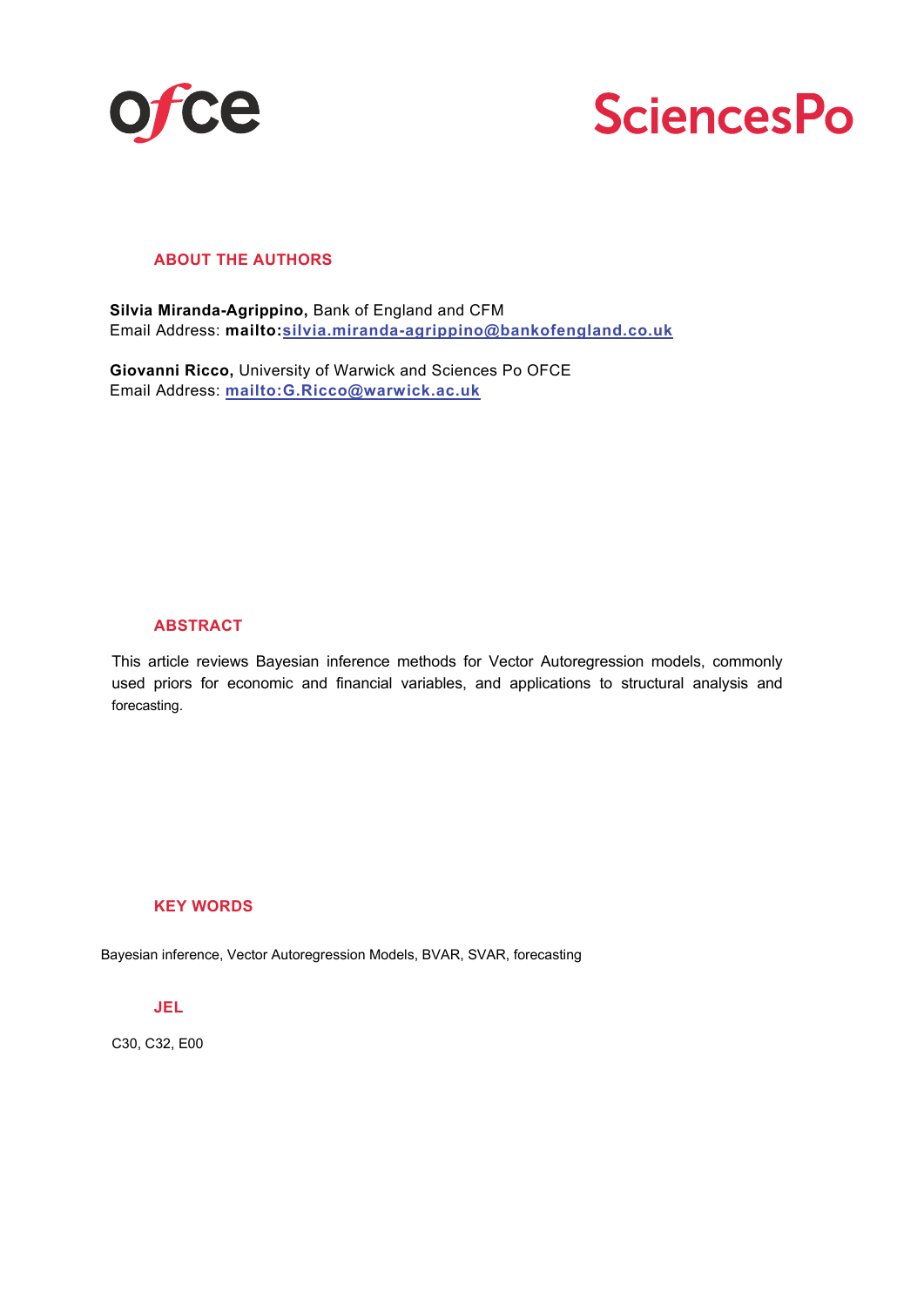## ABOUT THE AUTHORS

**Silvia Miranda-Agrippino,** Bank of England and CFM
Email Address: **mailto:**[silvia.miranda-agrippino@bankofengland.co.uk](mailto:silvia.miranda-agrippino@bankofengland.co.uk)

**Giovanni Ricco,** University of Warwick and Sciences Po OFCE
Email Address: [mailto:G.Ricco@warwick.ac.uk](mailto:G.Ricco@warwick.ac.uk)

## ABSTRACT

This article reviews Bayesian inference methods for Vector Autoregression models, commonly used priors for economic and financial variables, and applications to structural analysis and forecasting.

## KEY WORDS

Bayesian inference, Vector Autoregression Models, BVAR, SVAR, forecasting

## JEL

C30, C32, E00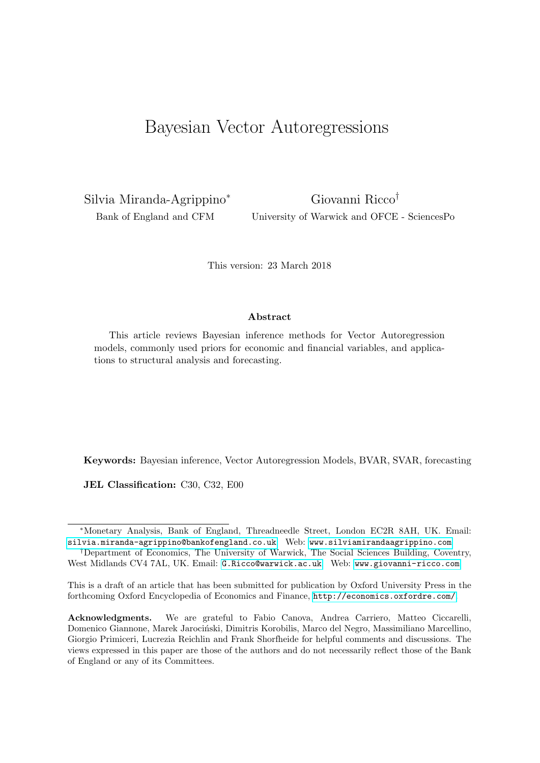# Bayesian Vector Autoregressions

Silvia Miranda-Agrippino[*]
Bank of England and CFM

Giovanni Ricco[†]
University of Warwick and OFCE - SciencesPo

This version: 23 March 2018

**Abstract**

This article reviews Bayesian inference methods for Vector Autoregression models, commonly used priors for economic and financial variables, and applications to structural analysis and forecasting.

**Keywords:** Bayesian inference, Vector Autoregression Models, BVAR, SVAR, forecasting

**JEL Classification:** C30, C32, E00

[*]Monetary Analysis, Bank of England, Threadneedle Street, London EC2R 8AH, UK. Email: silvia.miranda-agrippino@bankofengland.co.uk Web: www.silviamirandaagrippino.com

[†]Department of Economics, The University of Warwick, The Social Sciences Building, Coventry, West Midlands CV4 7AL, UK. Email: G.Ricco@warwick.ac.uk Web: www.giovanni-ricco.com

This is a draft of an article that has been submitted for publication by Oxford University Press in the forthcoming Oxford Encyclopedia of Economics and Finance, http://economics.oxfordre.com/

**Acknowledgments.** We are grateful to Fabio Canova, Andrea Carriero, Matteo Ciccarelli, Domenico Giannone, Marek Jarociński, Dimitris Korobilis, Marco del Negro, Massimiliano Marcellino, Giorgio Primiceri, Lucrezia Reichlin and Frank Shorfheide for helpful comments and discussions. The views expressed in this paper are those of the authors and do not necessarily reflect those of the Bank of England or any of its Committees.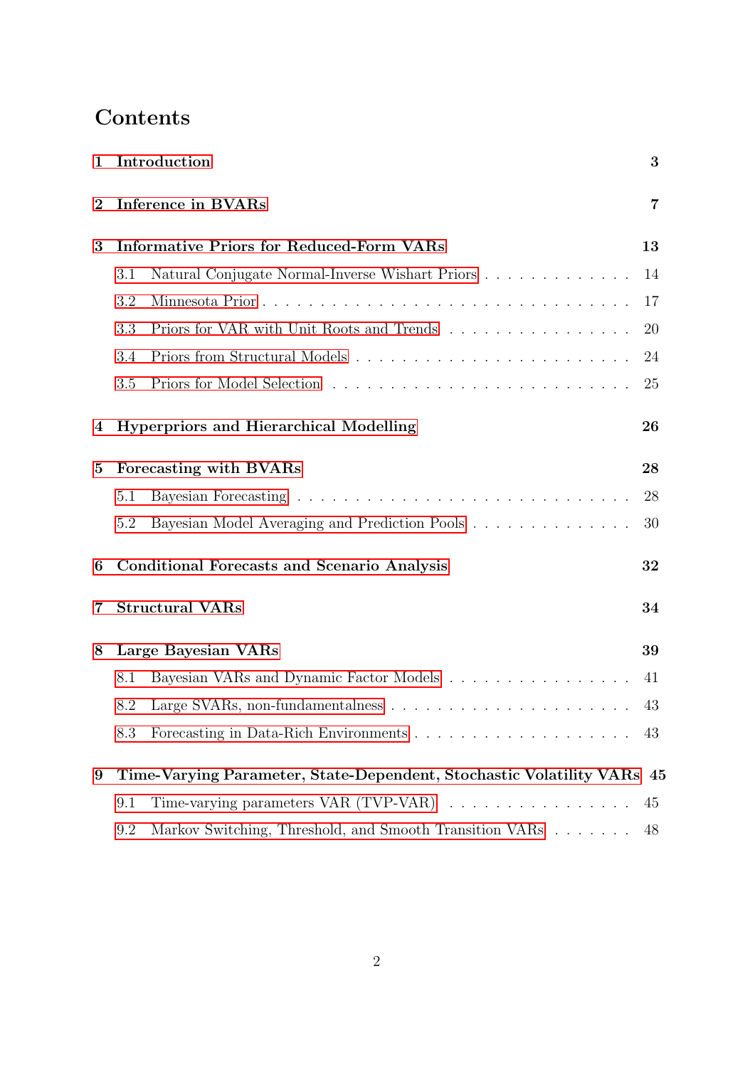# Contents

**1 Introduction** **3**

**2 Inference in BVARs** **7**

**3 Informative Priors for Reduced-Form VARs** **13**

- 3.1 Natural Conjugate Normal-Inverse Wishart Priors . . . . . . . . . . . . . 14
- 3.2 Minnesota Prior . . . . . . . . . . . . . . . . . . . . . . . . . . . . . . 17
- 3.3 Priors for VAR with Unit Roots and Trends . . . . . . . . . . . . . . . . 20
- 3.4 Priors from Structural Models . . . . . . . . . . . . . . . . . . . . . . . 24
- 3.5 Priors for Model Selection . . . . . . . . . . . . . . . . . . . . . . . . . 25

**4 Hyperpriors and Hierarchical Modelling** **26**

**5 Forecasting with BVARs** **28**

- 5.1 Bayesian Forecasting . . . . . . . . . . . . . . . . . . . . . . . . . . . . 28
- 5.2 Bayesian Model Averaging and Prediction Pools . . . . . . . . . . . . . . 30

**6 Conditional Forecasts and Scenario Analysis** **32**

**7 Structural VARs** **34**

**8 Large Bayesian VARs** **39**

- 8.1 Bayesian VARs and Dynamic Factor Models . . . . . . . . . . . . . . . . 41
- 8.2 Large SVARs, non-fundamentalness . . . . . . . . . . . . . . . . . . . . 43
- 8.3 Forecasting in Data-Rich Environments . . . . . . . . . . . . . . . . . . 43

**9 Time-Varying Parameter, State-Dependent, Stochastic Volatility VARs** **45**

- 9.1 Time-varying parameters VAR (TVP-VAR) . . . . . . . . . . . . . . . . 45
- 9.2 Markov Switching, Threshold, and Smooth Transition VARs . . . . . . . 48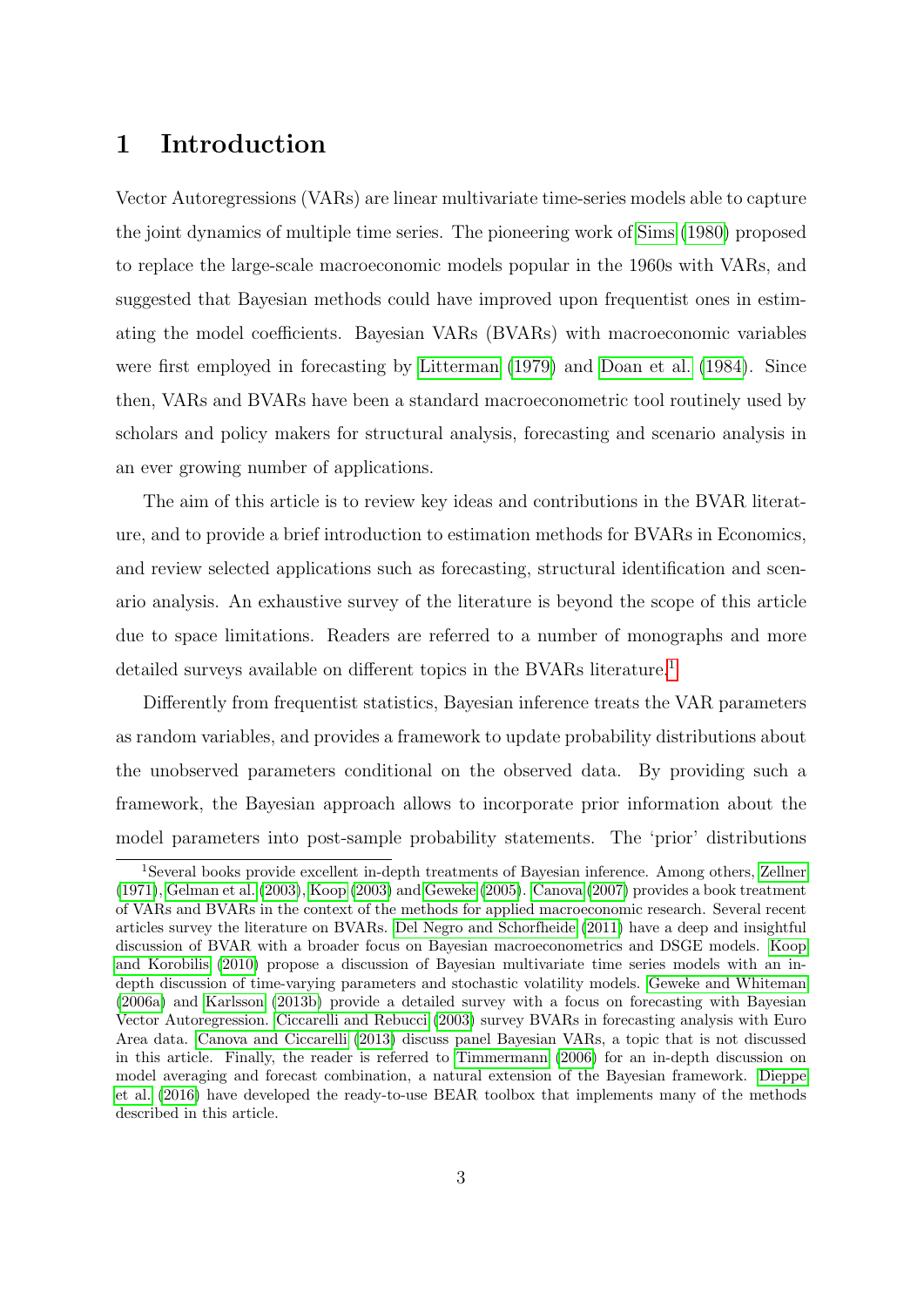# 1 Introduction

Vector Autoregressions (VARs) are linear multivariate time-series models able to capture the joint dynamics of multiple time series. The pioneering work of Sims (1980) proposed to replace the large-scale macroeconomic models popular in the 1960s with VARs, and suggested that Bayesian methods could have improved upon frequentist ones in estimating the model coefficients. Bayesian VARs (BVARs) with macroeconomic variables were first employed in forecasting by Litterman (1979) and Doan et al. (1984). Since then, VARs and BVARs have been a standard macroeconometric tool routinely used by scholars and policy makers for structural analysis, forecasting and scenario analysis in an ever growing number of applications.

The aim of this article is to review key ideas and contributions in the BVAR literature, and to provide a brief introduction to estimation methods for BVARs in Economics, and review selected applications such as forecasting, structural identification and scenario analysis. An exhaustive survey of the literature is beyond the scope of this article due to space limitations. Readers are referred to a number of monographs and more detailed surveys available on different topics in the BVARs literature.[1]

Differently from frequentist statistics, Bayesian inference treats the VAR parameters as random variables, and provides a framework to update probability distributions about the unobserved parameters conditional on the observed data. By providing such a framework, the Bayesian approach allows to incorporate prior information about the model parameters into post-sample probability statements. The 'prior' distributions

[1] Several books provide excellent in-depth treatments of Bayesian inference. Among others, Zellner (1971), Gelman et al. (2003), Koop (2003) and Geweke (2005). Canova (2007) provides a book treatment of VARs and BVARs in the context of the methods for applied macroeconomic research. Several recent articles survey the literature on BVARs. Del Negro and Schorfheide (2011) have a deep and insightful discussion of BVAR with a broader focus on Bayesian macroeconometrics and DSGE models. Koop and Korobilis (2010) propose a discussion of Bayesian multivariate time series models with an in-depth discussion of time-varying parameters and stochastic volatility models. Geweke and Whiteman (2006a) and Karlsson (2013b) provide a detailed survey with a focus on forecasting with Bayesian Vector Autoregression. Ciccarelli and Rebucci (2003) survey BVARs in forecasting analysis with Euro Area data. Canova and Ciccarelli (2013) discuss panel Bayesian VARs, a topic that is not discussed in this article. Finally, the reader is referred to Timmermann (2006) for an in-depth discussion on model averaging and forecast combination, a natural extension of the Bayesian framework. Dieppe et al. (2016) have developed the ready-to-use BEAR toolbox that implements many of the methods described in this article.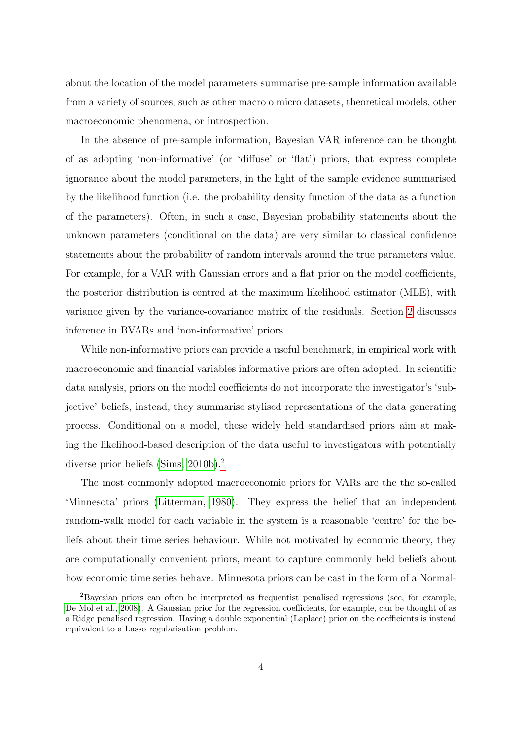about the location of the model parameters summarise pre-sample information available from a variety of sources, such as other macro o micro datasets, theoretical models, other macroeconomic phenomena, or introspection.

In the absence of pre-sample information, Bayesian VAR inference can be thought of as adopting 'non-informative' (or 'diffuse' or 'flat') priors, that express complete ignorance about the model parameters, in the light of the sample evidence summarised by the likelihood function (i.e. the probability density function of the data as a function of the parameters). Often, in such a case, Bayesian probability statements about the unknown parameters (conditional on the data) are very similar to classical confidence statements about the probability of random intervals around the true parameters value. For example, for a VAR with Gaussian errors and a flat prior on the model coefficients, the posterior distribution is centred at the maximum likelihood estimator (MLE), with variance given by the variance-covariance matrix of the residuals. Section 2 discusses inference in BVARs and 'non-informative' priors.

While non-informative priors can provide a useful benchmark, in empirical work with macroeconomic and financial variables informative priors are often adopted. In scientific data analysis, priors on the model coefficients do not incorporate the investigator's 'subjective' beliefs, instead, they summarise stylised representations of the data generating process. Conditional on a model, these widely held standardised priors aim at making the likelihood-based description of the data useful to investigators with potentially diverse prior beliefs (Sims, 2010b).[2]

The most commonly adopted macroeconomic priors for VARs are the the so-called 'Minnesota' priors (Litterman, 1980). They express the belief that an independent random-walk model for each variable in the system is a reasonable 'centre' for the beliefs about their time series behaviour. While not motivated by economic theory, they are computationally convenient priors, meant to capture commonly held beliefs about how economic time series behave. Minnesota priors can be cast in the form of a Normal-

[2] Bayesian priors can often be interpreted as frequentist penalised regressions (see, for example, De Mol et al., 2008). A Gaussian prior for the regression coefficients, for example, can be thought of as a Ridge penalised regression. Having a double exponential (Laplace) prior on the coefficients is instead equivalent to a Lasso regularisation problem.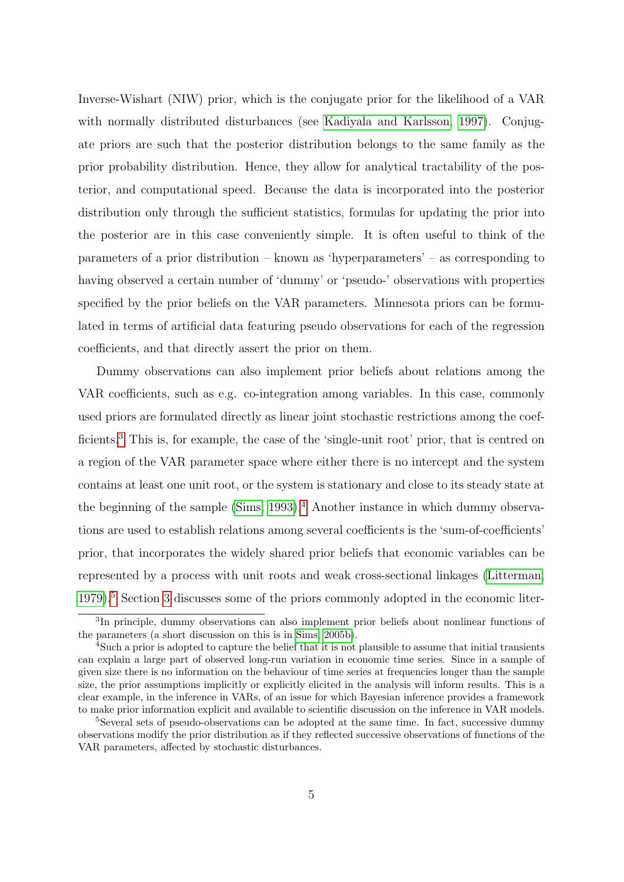Inverse-Wishart (NIW) prior, which is the conjugate prior for the likelihood of a VAR with normally distributed disturbances (see Kadiyala and Karlsson, 1997). Conjugate priors are such that the posterior distribution belongs to the same family as the prior probability distribution. Hence, they allow for analytical tractability of the posterior, and computational speed. Because the data is incorporated into the posterior distribution only through the sufficient statistics, formulas for updating the prior into the posterior are in this case conveniently simple. It is often useful to think of the parameters of a prior distribution – known as 'hyperparameters' – as corresponding to having observed a certain number of 'dummy' or 'pseudo-' observations with properties specified by the prior beliefs on the VAR parameters. Minnesota priors can be formulated in terms of artificial data featuring pseudo observations for each of the regression coefficients, and that directly assert the prior on them.

Dummy observations can also implement prior beliefs about relations among the VAR coefficients, such as e.g. co-integration among variables. In this case, commonly used priors are formulated directly as linear joint stochastic restrictions among the coefficients.[3] This is, for example, the case of the 'single-unit root' prior, that is centred on a region of the VAR parameter space where either there is no intercept and the system contains at least one unit root, or the system is stationary and close to its steady state at the beginning of the sample (Sims, 1993).[4] Another instance in which dummy observations are used to establish relations among several coefficients is the 'sum-of-coefficients' prior, that incorporates the widely shared prior beliefs that economic variables can be represented by a process with unit roots and weak cross-sectional linkages (Litterman, 1979).[5] Section 3 discusses some of the priors commonly adopted in the economic liter-

[3] In principle, dummy observations can also implement prior beliefs about nonlinear functions of the parameters (a short discussion on this is in Sims, 2005b).

[4] Such a prior is adopted to capture the belief that it is not plausible to assume that initial transients can explain a large part of observed long-run variation in economic time series. Since in a sample of given size there is no information on the behaviour of time series at frequencies longer than the sample size, the prior assumptions implicitly or explicitly elicited in the analysis will inform results. This is a clear example, in the inference in VARs, of an issue for which Bayesian inference provides a framework to make prior information explicit and available to scientific discussion on the inference in VAR models.

[5] Several sets of pseudo-observations can be adopted at the same time. In fact, successive dummy observations modify the prior distribution as if they reflected successive observations of functions of the VAR parameters, affected by stochastic disturbances.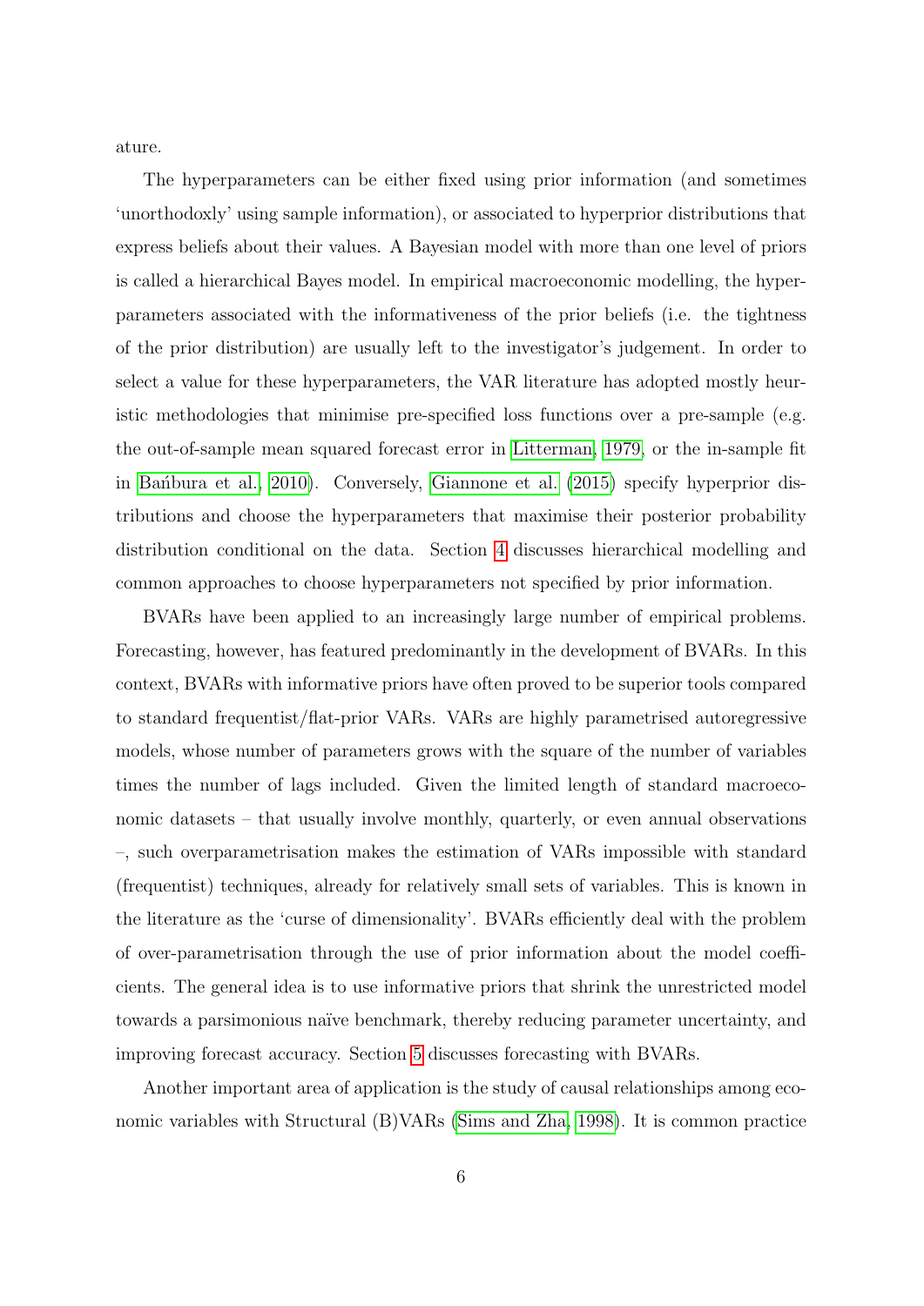ature.

The hyperparameters can be either fixed using prior information (and sometimes 'unorthodoxly' using sample information), or associated to hyperprior distributions that express beliefs about their values. A Bayesian model with more than one level of priors is called a hierarchical Bayes model. In empirical macroeconomic modelling, the hyperparameters associated with the informativeness of the prior beliefs (i.e. the tightness of the prior distribution) are usually left to the investigator's judgement. In order to select a value for these hyperparameters, the VAR literature has adopted mostly heuristic methodologies that minimise pre-specified loss functions over a pre-sample (e.g. the out-of-sample mean squared forecast error in Litterman, 1979, or the in-sample fit in Bańbura et al., 2010). Conversely, Giannone et al. (2015) specify hyperprior distributions and choose the hyperparameters that maximise their posterior probability distribution conditional on the data. Section 4 discusses hierarchical modelling and common approaches to choose hyperparameters not specified by prior information.

BVARs have been applied to an increasingly large number of empirical problems. Forecasting, however, has featured predominantly in the development of BVARs. In this context, BVARs with informative priors have often proved to be superior tools compared to standard frequentist/flat-prior VARs. VARs are highly parametrised autoregressive models, whose number of parameters grows with the square of the number of variables times the number of lags included. Given the limited length of standard macroeconomic datasets – that usually involve monthly, quarterly, or even annual observations –, such overparametrisation makes the estimation of VARs impossible with standard (frequentist) techniques, already for relatively small sets of variables. This is known in the literature as the 'curse of dimensionality'. BVARs efficiently deal with the problem of over-parametrisation through the use of prior information about the model coefficients. The general idea is to use informative priors that shrink the unrestricted model towards a parsimonious naïve benchmark, thereby reducing parameter uncertainty, and improving forecast accuracy. Section 5 discusses forecasting with BVARs.

Another important area of application is the study of causal relationships among economic variables with Structural (B)VARs (Sims and Zha, 1998). It is common practice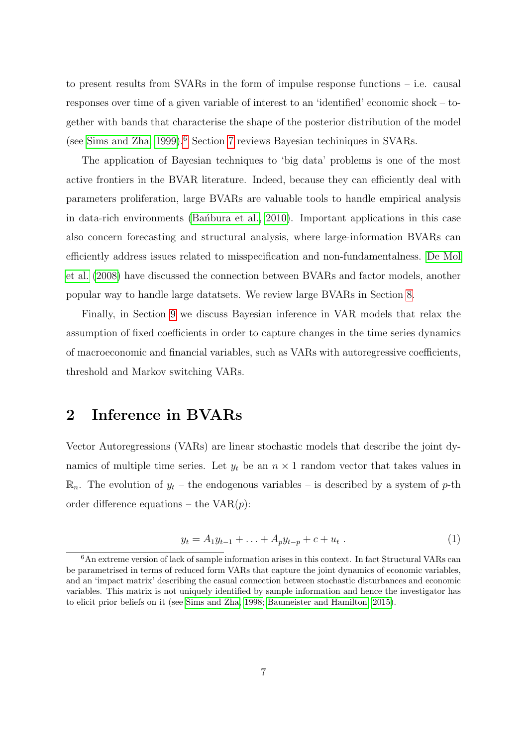to present results from SVARs in the form of impulse response functions – i.e. causal responses over time of a given variable of interest to an 'identified' economic shock – together with bands that characterise the shape of the posterior distribution of the model (see Sims and Zha, 1999).[6] Section 7 reviews Bayesian techiniques in SVARs.

The application of Bayesian techniques to 'big data' problems is one of the most active frontiers in the BVAR literature. Indeed, because they can efficiently deal with parameters proliferation, large BVARs are valuable tools to handle empirical analysis in data-rich environments (Bańbura et al., 2010). Important applications in this case also concern forecasting and structural analysis, where large-information BVARs can efficiently address issues related to misspecification and non-fundamentalness. De Mol et al. (2008) have discussed the connection between BVARs and factor models, another popular way to handle large datatsets. We review large BVARs in Section 8.

Finally, in Section 9 we discuss Bayesian inference in VAR models that relax the assumption of fixed coefficients in order to capture changes in the time series dynamics of macroeconomic and financial variables, such as VARs with autoregressive coefficients, threshold and Markov switching VARs.

## 2 Inference in BVARs

Vector Autoregressions (VARs) are linear stochastic models that describe the joint dynamics of multiple time series. Let $y_t$ be an $n \times 1$ random vector that takes values in $\mathbb{R}_n$. The evolution of $y_t$ – the endogenous variables – is described by a system of $p$-th order difference equations – the VAR($p$):

$$y_t = A_1 y_{t-1} + \ldots + A_p y_{t-p} + c + u_t \; . \tag{1}$$

[6] An extreme version of lack of sample information arises in this context. In fact Structural VARs can be parametrised in terms of reduced form VARs that capture the joint dynamics of economic variables, and an 'impact matrix' describing the casual connection between stochastic disturbances and economic variables. This matrix is not uniquely identified by sample information and hence the investigator has to elicit prior beliefs on it (see Sims and Zha, 1998; Baumeister and Hamilton, 2015).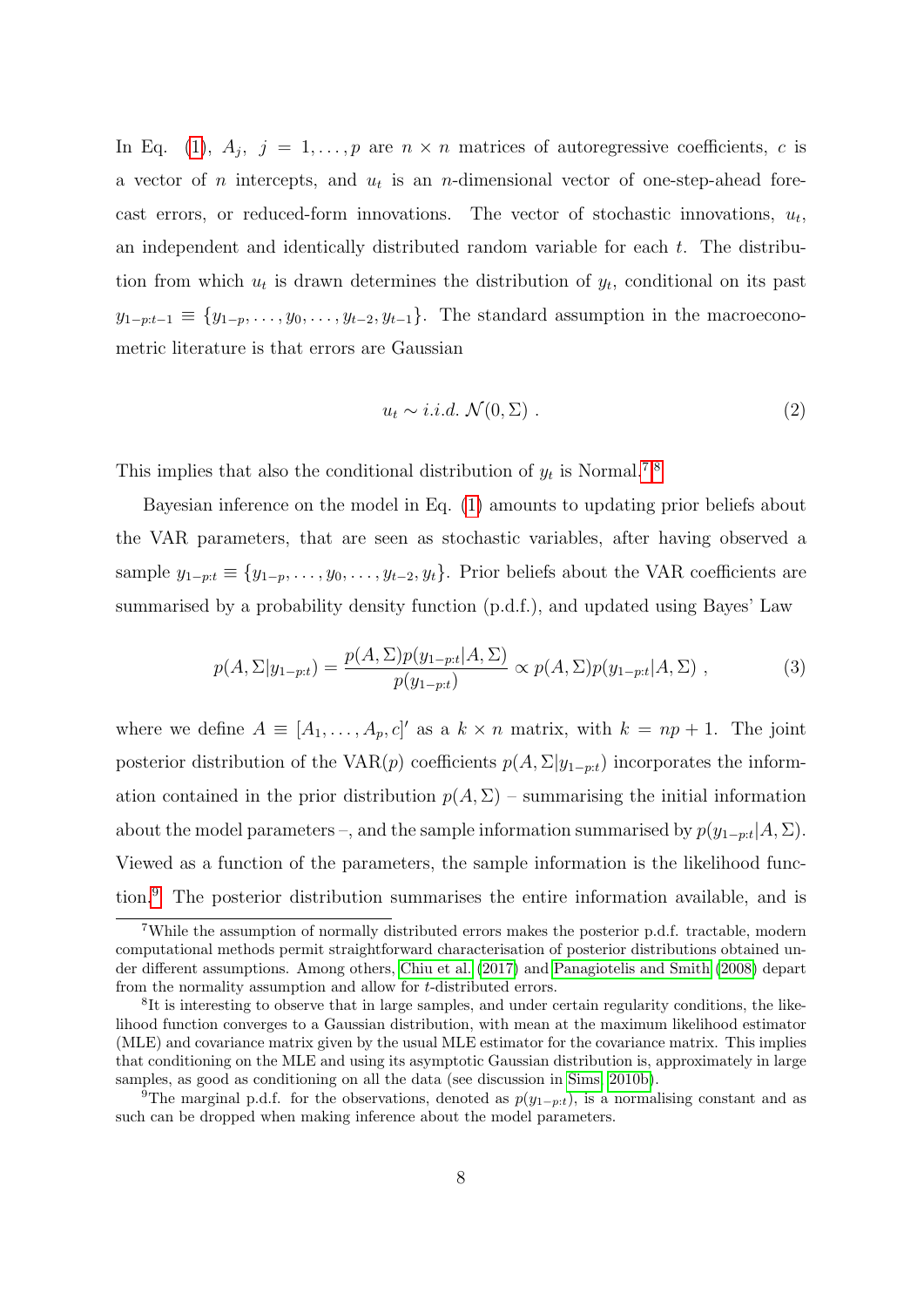In Eq. (1), $A_j$, $j = 1, \ldots, p$ are $n \times n$ matrices of autoregressive coefficients, $c$ is a vector of $n$ intercepts, and $u_t$ is an $n$-dimensional vector of one-step-ahead forecast errors, or reduced-form innovations. The vector of stochastic innovations, $u_t$, an independent and identically distributed random variable for each $t$. The distribution from which $u_t$ is drawn determines the distribution of $y_t$, conditional on its past $y_{1-p:t-1} \equiv \{y_{1-p}, \ldots, y_0, \ldots, y_{t-2}, y_{t-1}\}$. The standard assumption in the macroeconometric literature is that errors are Gaussian

$$u_t \sim i.i.d.\ \mathcal{N}(0, \Sigma)\ . \tag{2}$$

This implies that also the conditional distribution of $y_t$ is Normal.[7][8]

Bayesian inference on the model in Eq. (1) amounts to updating prior beliefs about the VAR parameters, that are seen as stochastic variables, after having observed a sample $y_{1-p:t} \equiv \{y_{1-p}, \ldots, y_0, \ldots, y_{t-2}, y_t\}$. Prior beliefs about the VAR coefficients are summarised by a probability density function (p.d.f.), and updated using Bayes' Law

$$p(A, \Sigma | y_{1-p:t}) = \frac{p(A, \Sigma) p(y_{1-p:t} | A, \Sigma)}{p(y_{1-p:t})} \propto p(A, \Sigma) p(y_{1-p:t} | A, \Sigma)\ , \tag{3}$$

where we define $A \equiv [A_1, \ldots, A_p, c]'$ as a $k \times n$ matrix, with $k = np + 1$. The joint posterior distribution of the VAR($p$) coefficients $p(A, \Sigma | y_{1-p:t})$ incorporates the information contained in the prior distribution $p(A, \Sigma)$ – summarising the initial information about the model parameters –, and the sample information summarised by $p(y_{1-p:t} | A, \Sigma)$. Viewed as a function of the parameters, the sample information is the likelihood function.[9] The posterior distribution summarises the entire information available, and is

[7] While the assumption of normally distributed errors makes the posterior p.d.f. tractable, modern computational methods permit straightforward characterisation of posterior distributions obtained under different assumptions. Among others, Chiu et al. (2017) and Panagiotelis and Smith (2008) depart from the normality assumption and allow for $t$-distributed errors.

[8] It is interesting to observe that in large samples, and under certain regularity conditions, the likelihood function converges to a Gaussian distribution, with mean at the maximum likelihood estimator (MLE) and covariance matrix given by the usual MLE estimator for the covariance matrix. This implies that conditioning on the MLE and using its asymptotic Gaussian distribution is, approximately in large samples, as good as conditioning on all the data (see discussion in Sims, 2010b).

[9] The marginal p.d.f. for the observations, denoted as $p(y_{1-p:t})$, is a normalising constant and as such can be dropped when making inference about the model parameters.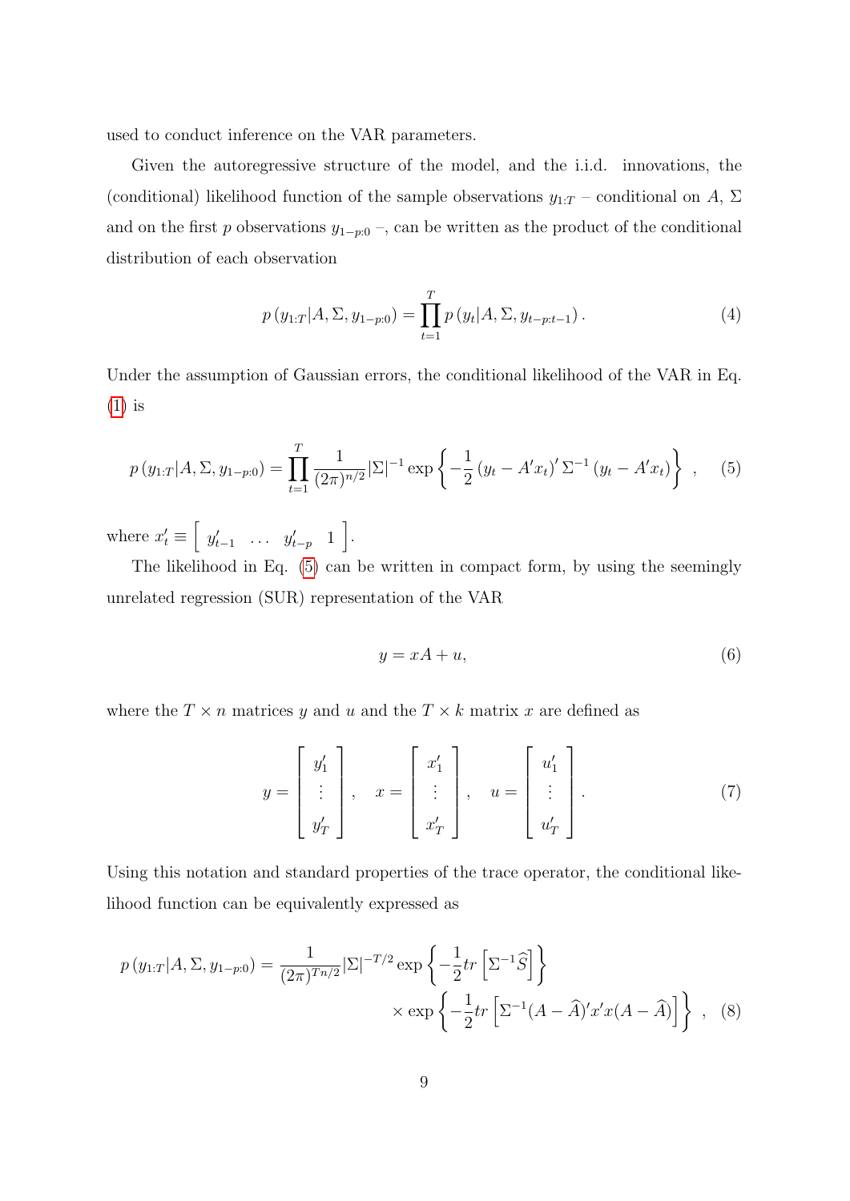used to conduct inference on the VAR parameters.

Given the autoregressive structure of the model, and the i.i.d. innovations, the (conditional) likelihood function of the sample observations $y_{1:T}$ – conditional on $A$, $\Sigma$ and on the first $p$ observations $y_{1-p:0}$ –, can be written as the product of the conditional distribution of each observation

$$p\left(y_{1:T}|A,\Sigma,y_{1-p:0}\right)=\prod_{t=1}^{T}p\left(y_{t}|A,\Sigma,y_{t-p:t-1}\right). \tag{4}$$

Under the assumption of Gaussian errors, the conditional likelihood of the VAR in Eq. (1) is

$$p\left(y_{1:T}|A,\Sigma,y_{1-p:0}\right)=\prod_{t=1}^{T}\frac{1}{(2\pi)^{n/2}}|\Sigma|^{-1}\exp\left\{-\frac{1}{2}\left(y_{t}-A'x_{t}\right)'\Sigma^{-1}\left(y_{t}-A'x_{t}\right)\right\}\ , \tag{5}$$

where $x_t' \equiv \left[\begin{array}{cccc} y_{t-1}' & \ldots & y_{t-p}' & 1 \end{array}\right]$.

The likelihood in Eq. (5) can be written in compact form, by using the seemingly unrelated regression (SUR) representation of the VAR

$$y = xA + u, \tag{6}$$

where the $T \times n$ matrices $y$ and $u$ and the $T \times k$ matrix $x$ are defined as

$$y=\left[\begin{array}{c} y_1' \\ \vdots \\ y_T' \end{array}\right], \quad x=\left[\begin{array}{c} x_1' \\ \vdots \\ x_T' \end{array}\right], \quad u=\left[\begin{array}{c} u_1' \\ \vdots \\ u_T' \end{array}\right]. \tag{7}$$

Using this notation and standard properties of the trace operator, the conditional likelihood function can be equivalently expressed as

$$p\left(y_{1:T}|A,\Sigma,y_{1-p:0}\right)=\frac{1}{(2\pi)^{Tn/2}}|\Sigma|^{-T/2}\exp\left\{-\frac{1}{2}tr\left[\Sigma^{-1}\widehat{S}\right]\right\} \times\exp\left\{-\frac{1}{2}tr\left[\Sigma^{-1}(A-\widehat{A})'x'x(A-\widehat{A})\right]\right\}\ , \tag{8}$$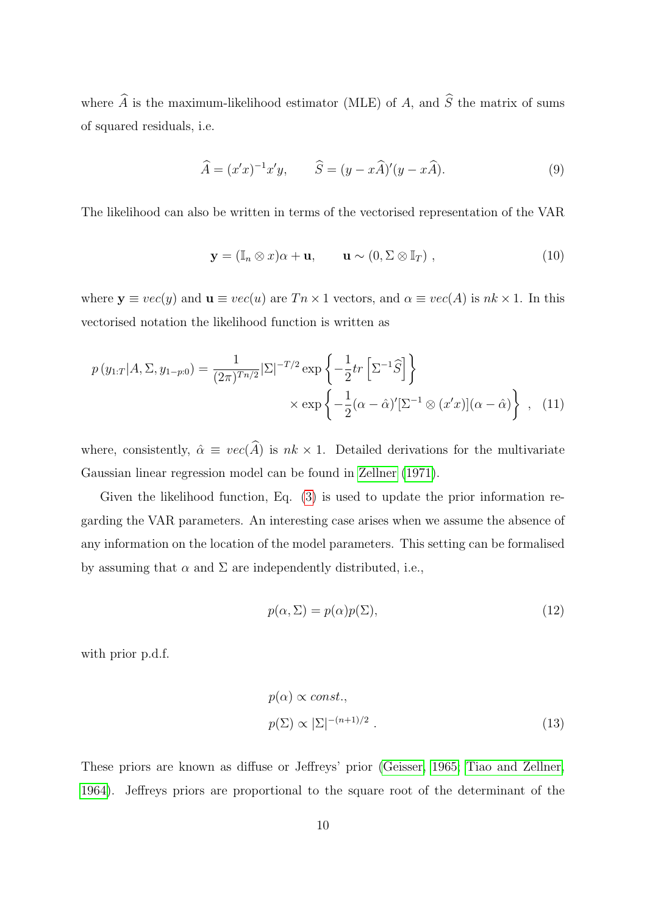where $\widehat{A}$ is the maximum-likelihood estimator (MLE) of $A$, and $\widehat{S}$ the matrix of sums of squared residuals, i.e.

$$\widehat{A} = (x'x)^{-1}x'y, \qquad \widehat{S} = (y - x\widehat{A})'(y - x\widehat{A}). \tag{9}$$

The likelihood can also be written in terms of the vectorised representation of the VAR

$$\mathbf{y} = (\mathbb{I}_n \otimes x)\alpha + \mathbf{u}, \qquad \mathbf{u} \sim (0, \Sigma \otimes \mathbb{I}_T)\ , \tag{10}$$

where $\mathbf{y} \equiv vec(y)$ and $\mathbf{u} \equiv vec(u)$ are $Tn \times 1$ vectors, and $\alpha \equiv vec(A)$ is $nk \times 1$. In this vectorised notation the likelihood function is written as

$$p\left(y_{1:T}|A, \Sigma, y_{1-p:0}\right) = \frac{1}{(2\pi)^{Tn/2}}|\Sigma|^{-T/2} \exp\left\{-\frac{1}{2}tr\left[\Sigma^{-1}\widehat{S}\right]\right\} \times \exp\left\{-\frac{1}{2}(\alpha - \hat{\alpha})'[\Sigma^{-1} \otimes (x'x)](\alpha - \hat{\alpha})\right\}\ , \tag{11}$$

where, consistently, $\hat{\alpha} \equiv vec(\widehat{A})$ is $nk \times 1$. Detailed derivations for the multivariate Gaussian linear regression model can be found in Zellner (1971).

Given the likelihood function, Eq. (3) is used to update the prior information regarding the VAR parameters. An interesting case arises when we assume the absence of any information on the location of the model parameters. This setting can be formalised by assuming that $\alpha$ and $\Sigma$ are independently distributed, i.e.,

$$p(\alpha, \Sigma) = p(\alpha)p(\Sigma), \tag{12}$$

with prior p.d.f.

$$\begin{aligned} p(\alpha) &\propto const., \\ p(\Sigma) &\propto |\Sigma|^{-(n+1)/2}\ . \end{aligned} \tag{13}$$

These priors are known as diffuse or Jeffreys' prior (Geisser, 1965; Tiao and Zellner, 1964). Jeffreys priors are proportional to the square root of the determinant of the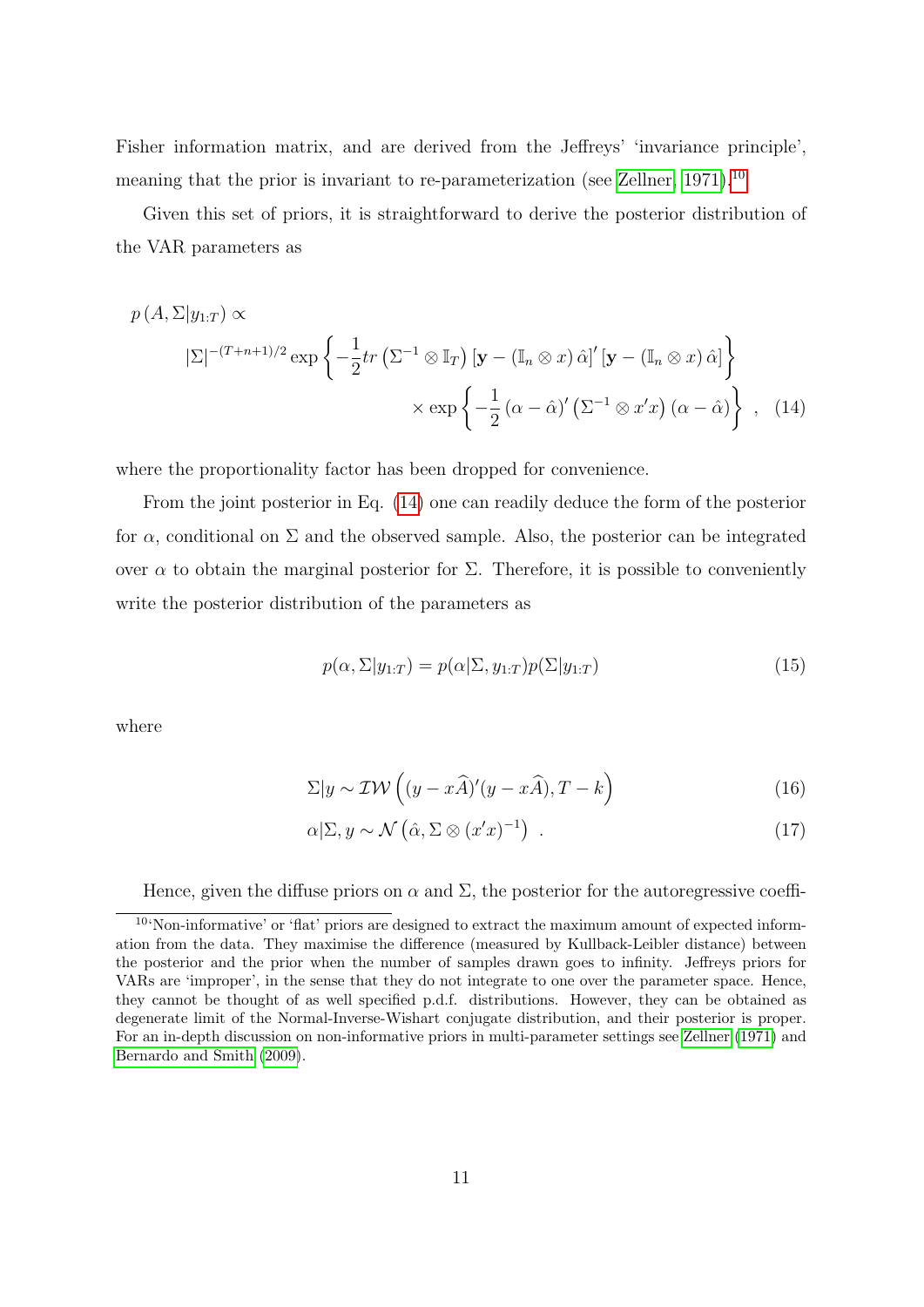Fisher information matrix, and are derived from the Jeffreys' 'invariance principle', meaning that the prior is invariant to re-parameterization (see Zellner, 1971).[10]

Given this set of priors, it is straightforward to derive the posterior distribution of the VAR parameters as

$$
\begin{aligned}
p\left(A, \Sigma | y_{1:T}\right) \propto \\
|\Sigma|^{-(T+n+1)/2} \exp\left\{-\frac{1}{2} tr\left(\Sigma^{-1} \otimes \mathbb{I}_T\right)\left[\mathbf{y} - \left(\mathbb{I}_n \otimes x\right)\hat{\alpha}\right]'\left[\mathbf{y} - \left(\mathbb{I}_n \otimes x\right)\hat{\alpha}\right]\right\} \\
\times \exp\left\{-\frac{1}{2}\left(\alpha - \hat{\alpha}\right)'\left(\Sigma^{-1} \otimes x'x\right)\left(\alpha - \hat{\alpha}\right)\right\} \quad , \quad (14)
\end{aligned}
$$

where the proportionality factor has been dropped for convenience.

From the joint posterior in Eq. (14) one can readily deduce the form of the posterior for $\alpha$, conditional on $\Sigma$ and the observed sample. Also, the posterior can be integrated over $\alpha$ to obtain the marginal posterior for $\Sigma$. Therefore, it is possible to conveniently write the posterior distribution of the parameters as

$$
p(\alpha, \Sigma | y_{1:T}) = p(\alpha | \Sigma, y_{1:T}) p(\Sigma | y_{1:T}) \tag{15}
$$

where

$$
\Sigma | y \sim \mathcal{IW}\left((y - x\widehat{A})'(y - x\widehat{A}), T - k\right) \tag{16}
$$

$$
\alpha | \Sigma, y \sim \mathcal{N}\left(\hat{\alpha}, \Sigma \otimes (x'x)^{-1}\right) \ . \tag{17}
$$

Hence, given the diffuse priors on $\alpha$ and $\Sigma$, the posterior for the autoregressive coeffi-

[10] 'Non-informative' or 'flat' priors are designed to extract the maximum amount of expected information from the data. They maximise the difference (measured by Kullback-Leibler distance) between the posterior and the prior when the number of samples drawn goes to infinity. Jeffreys priors for VARs are 'improper', in the sense that they do not integrate to one over the parameter space. Hence, they cannot be thought of as well specified p.d.f. distributions. However, they can be obtained as degenerate limit of the Normal-Inverse-Wishart conjugate distribution, and their posterior is proper. For an in-depth discussion on non-informative priors in multi-parameter settings see Zellner (1971) and Bernardo and Smith (2009).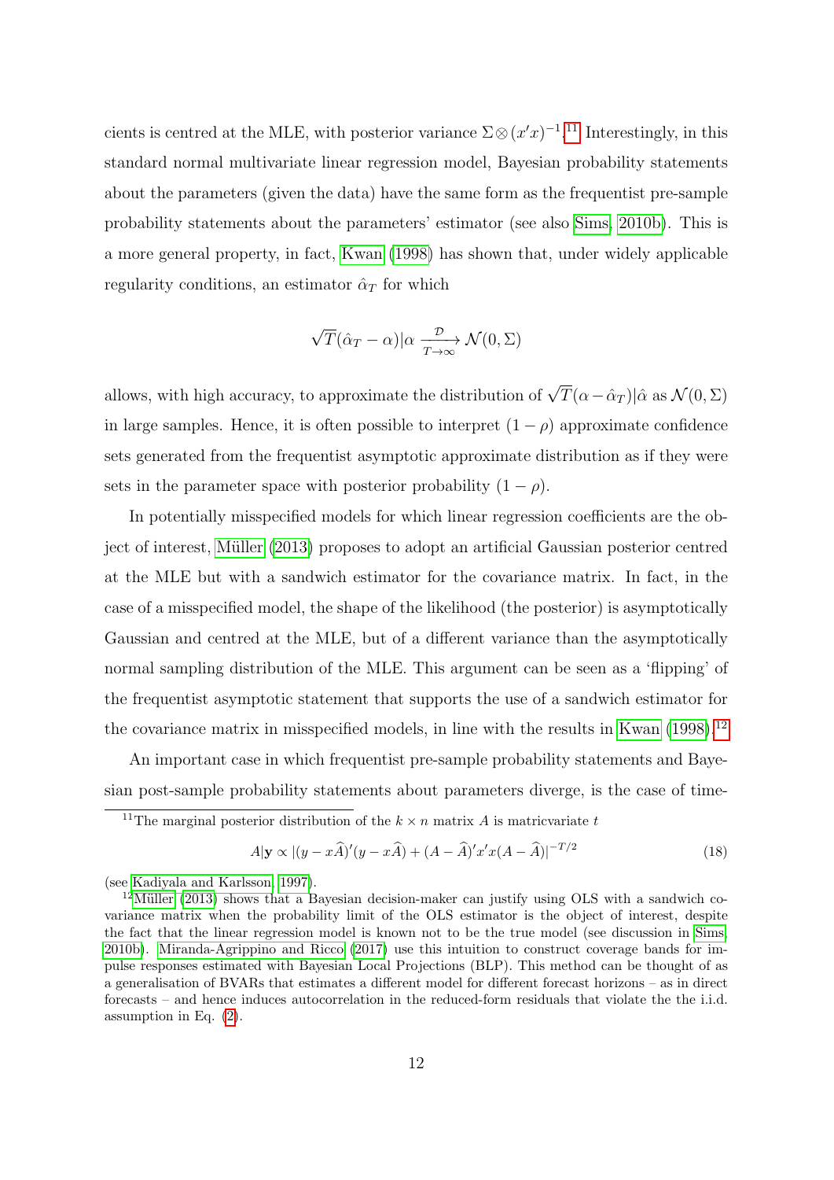cients is centred at the MLE, with posterior variance $\Sigma \otimes (x'x)^{-1}$.[11] Interestingly, in this standard normal multivariate linear regression model, Bayesian probability statements about the parameters (given the data) have the same form as the frequentist pre-sample probability statements about the parameters' estimator (see also Sims, 2010b). This is a more general property, in fact, Kwan (1998) has shown that, under widely applicable regularity conditions, an estimator $\hat{\alpha}_T$ for which

$$\sqrt{T}(\hat{\alpha}_T - \alpha)|\alpha \xrightarrow[T\to\infty]{\mathcal{D}} \mathcal{N}(0, \Sigma)$$

allows, with high accuracy, to approximate the distribution of $\sqrt{T}(\alpha - \hat{\alpha}_T)|\hat{\alpha}$ as $\mathcal{N}(0, \Sigma)$ in large samples. Hence, it is often possible to interpret $(1 - \rho)$ approximate confidence sets generated from the frequentist asymptotic approximate distribution as if they were sets in the parameter space with posterior probability $(1 - \rho)$.

In potentially misspecified models for which linear regression coefficients are the object of interest, Müller (2013) proposes to adopt an artificial Gaussian posterior centred at the MLE but with a sandwich estimator for the covariance matrix. In fact, in the case of a misspecified model, the shape of the likelihood (the posterior) is asymptotically Gaussian and centred at the MLE, but of a different variance than the asymptotically normal sampling distribution of the MLE. This argument can be seen as a 'flipping' of the frequentist asymptotic statement that supports the use of a sandwich estimator for the covariance matrix in misspecified models, in line with the results in Kwan (1998).[12]

An important case in which frequentist pre-sample probability statements and Bayesian post-sample probability statements about parameters diverge, is the case of time-

---

[11] The marginal posterior distribution of the $k \times n$ matrix $A$ is matricvariate $t$

$$A|\mathbf{y} \propto |(y - x\widehat{A})'(y - x\widehat{A}) + (A - \widehat{A})'x'x(A - \widehat{A})|^{-T/2} \tag{18}$$

(see Kadiyala and Karlsson, 1997).

[12] Müller (2013) shows that a Bayesian decision-maker can justify using OLS with a sandwich covariance matrix when the probability limit of the OLS estimator is the object of interest, despite the fact that the linear regression model is known not to be the true model (see discussion in Sims, 2010b). Miranda-Agrippino and Ricco (2017) use this intuition to construct coverage bands for impulse responses estimated with Bayesian Local Projections (BLP). This method can be thought of as a generalisation of BVARs that estimates a different model for different forecast horizons – as in direct forecasts – and hence induces autocorrelation in the reduced-form residuals that violate the the i.i.d. assumption in Eq. (2).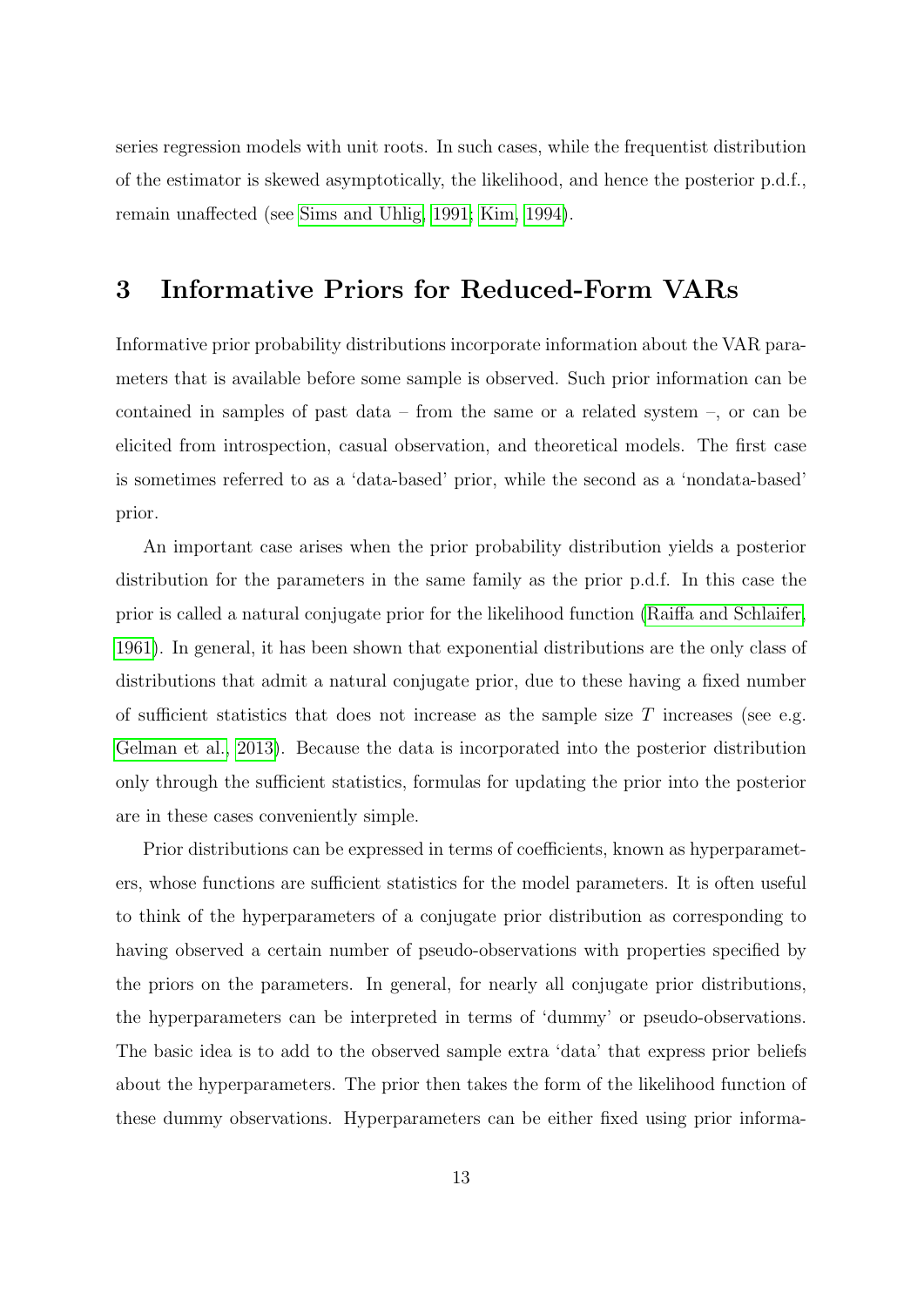series regression models with unit roots. In such cases, while the frequentist distribution of the estimator is skewed asymptotically, the likelihood, and hence the posterior p.d.f., remain unaffected (see Sims and Uhlig, 1991; Kim, 1994).

# 3 Informative Priors for Reduced-Form VARs

Informative prior probability distributions incorporate information about the VAR parameters that is available before some sample is observed. Such prior information can be contained in samples of past data – from the same or a related system –, or can be elicited from introspection, casual observation, and theoretical models. The first case is sometimes referred to as a 'data-based' prior, while the second as a 'nondata-based' prior.

An important case arises when the prior probability distribution yields a posterior distribution for the parameters in the same family as the prior p.d.f. In this case the prior is called a natural conjugate prior for the likelihood function (Raiffa and Schlaifer, 1961). In general, it has been shown that exponential distributions are the only class of distributions that admit a natural conjugate prior, due to these having a fixed number of sufficient statistics that does not increase as the sample size $T$ increases (see e.g. Gelman et al., 2013). Because the data is incorporated into the posterior distribution only through the sufficient statistics, formulas for updating the prior into the posterior are in these cases conveniently simple.

Prior distributions can be expressed in terms of coefficients, known as hyperparameters, whose functions are sufficient statistics for the model parameters. It is often useful to think of the hyperparameters of a conjugate prior distribution as corresponding to having observed a certain number of pseudo-observations with properties specified by the priors on the parameters. In general, for nearly all conjugate prior distributions, the hyperparameters can be interpreted in terms of 'dummy' or pseudo-observations. The basic idea is to add to the observed sample extra 'data' that express prior beliefs about the hyperparameters. The prior then takes the form of the likelihood function of these dummy observations. Hyperparameters can be either fixed using prior informa-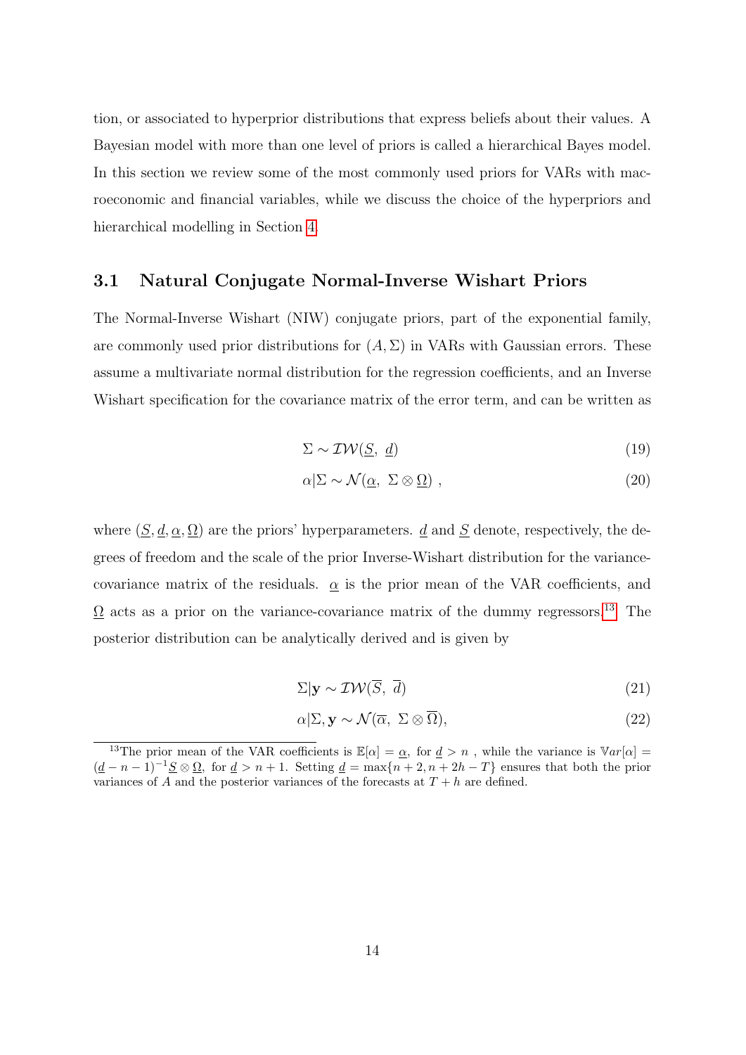tion, or associated to hyperprior distributions that express beliefs about their values. A Bayesian model with more than one level of priors is called a hierarchical Bayes model. In this section we review some of the most commonly used priors for VARs with macroeconomic and financial variables, while we discuss the choice of the hyperpriors and hierarchical modelling in Section 4.

### 3.1 Natural Conjugate Normal-Inverse Wishart Priors

The Normal-Inverse Wishart (NIW) conjugate priors, part of the exponential family, are commonly used prior distributions for $(A, \Sigma)$ in VARs with Gaussian errors. These assume a multivariate normal distribution for the regression coefficients, and an Inverse Wishart specification for the covariance matrix of the error term, and can be written as

$$\Sigma \sim \mathcal{IW}(\underline{S},\ \underline{d}) \tag{19}$$

$$\alpha|\Sigma \sim \mathcal{N}(\underline{\alpha},\ \Sigma \otimes \underline{\Omega})\ , \tag{20}$$

where $(\underline{S}, \underline{d}, \underline{\alpha}, \underline{\Omega})$ are the priors' hyperparameters. $\underline{d}$ and $\underline{S}$ denote, respectively, the degrees of freedom and the scale of the prior Inverse-Wishart distribution for the variance-covariance matrix of the residuals. $\underline{\alpha}$ is the prior mean of the VAR coefficients, and $\underline{\Omega}$ acts as a prior on the variance-covariance matrix of the dummy regressors.[13] The posterior distribution can be analytically derived and is given by

$$\Sigma|\mathbf{y} \sim \mathcal{IW}(\overline{S},\ \overline{d}) \tag{21}$$

$$\alpha|\Sigma, \mathbf{y} \sim \mathcal{N}(\overline{\alpha},\ \Sigma \otimes \overline{\Omega}), \tag{22}$$

[13] The prior mean of the VAR coefficients is $\mathbb{E}[\alpha] = \underline{\alpha}$, for $\underline{d} > n$ , while the variance is $\mathbb{V}ar[\alpha] = (\underline{d} - n - 1)^{-1}\underline{S} \otimes \underline{\Omega}$, for $\underline{d} > n + 1$. Setting $\underline{d} = \max\{n + 2, n + 2h - T\}$ ensures that both the prior variances of $A$ and the posterior variances of the forecasts at $T + h$ are defined.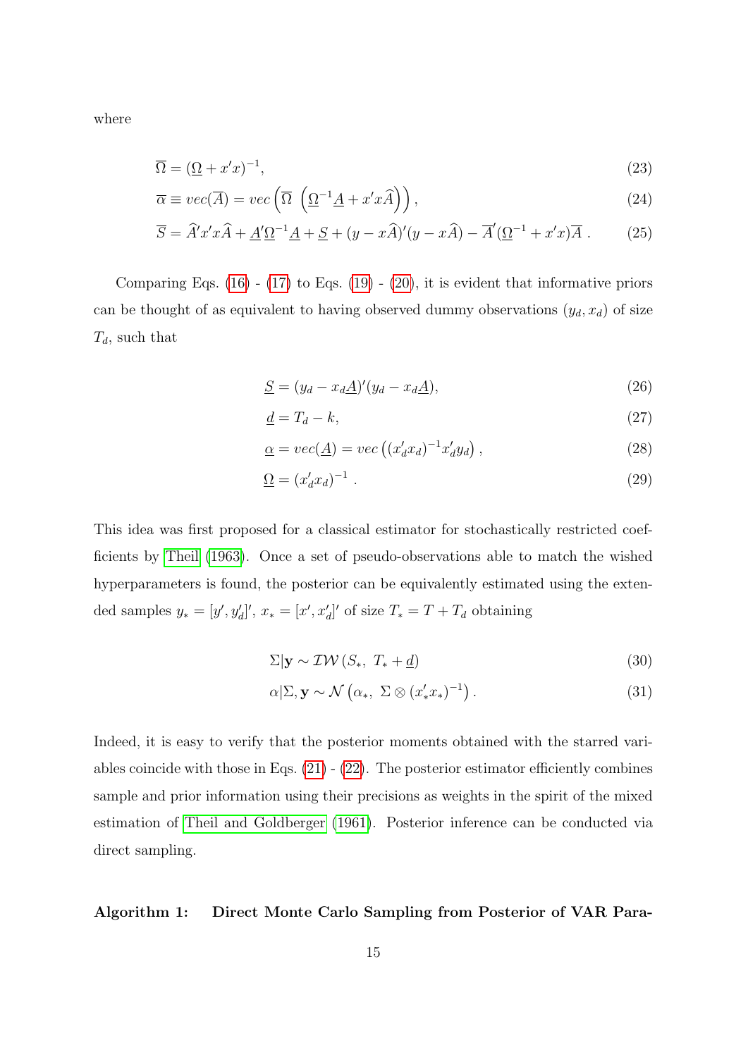where

$$\overline{\Omega} = (\underline{\Omega} + x'x)^{-1}, \tag{23}$$

$$\overline{\alpha} \equiv vec(\overline{A}) = vec\left(\overline{\Omega}\ \left(\underline{\Omega}^{-1}\underline{A} + x'x\widehat{A}\right)\right), \tag{24}$$

$$\overline{S} = \widehat{A}'x'x\widehat{A} + \underline{A}'\underline{\Omega}^{-1}\underline{A} + \underline{S} + (y - x\widehat{A})'(y - x\widehat{A}) - \overline{A}'(\underline{\Omega}^{-1} + x'x)\overline{A}\ . \tag{25}$$

Comparing Eqs. (16) - (17) to Eqs. (19) - (20), it is evident that informative priors can be thought of as equivalent to having observed dummy observations $(y_d, x_d)$ of size $T_d$, such that

$$\underline{S} = (y_d - x_d\underline{A})'(y_d - x_d\underline{A}), \tag{26}$$

$$\underline{d} = T_d - k, \tag{27}$$

$$\underline{\alpha} = vec(\underline{A}) = vec\left((x_d'x_d)^{-1}x_d'y_d\right), \tag{28}$$

$$\underline{\Omega} = (x_d'x_d)^{-1}\ . \tag{29}$$

This idea was first proposed for a classical estimator for stochastically restricted coefficients by Theil (1963). Once a set of pseudo-observations able to match the wished hyperparameters is found, the posterior can be equivalently estimated using the extended samples $y_* = [y', y_d']'$, $x_* = [x', x_d']'$ of size $T_* = T + T_d$ obtaining

$$\Sigma|\mathbf{y} \sim \mathcal{IW}\left(S_*,\ T_* + \underline{d}\right) \tag{30}$$

$$\alpha|\Sigma, \mathbf{y} \sim \mathcal{N}\left(\alpha_*,\ \Sigma \otimes (x_*'x_*)^{-1}\right). \tag{31}$$

Indeed, it is easy to verify that the posterior moments obtained with the starred variables coincide with those in Eqs. (21) - (22). The posterior estimator efficiently combines sample and prior information using their precisions as weights in the spirit of the mixed estimation of Theil and Goldberger (1961). Posterior inference can be conducted via direct sampling.

**Algorithm 1: Direct Monte Carlo Sampling from Posterior of VAR Para-**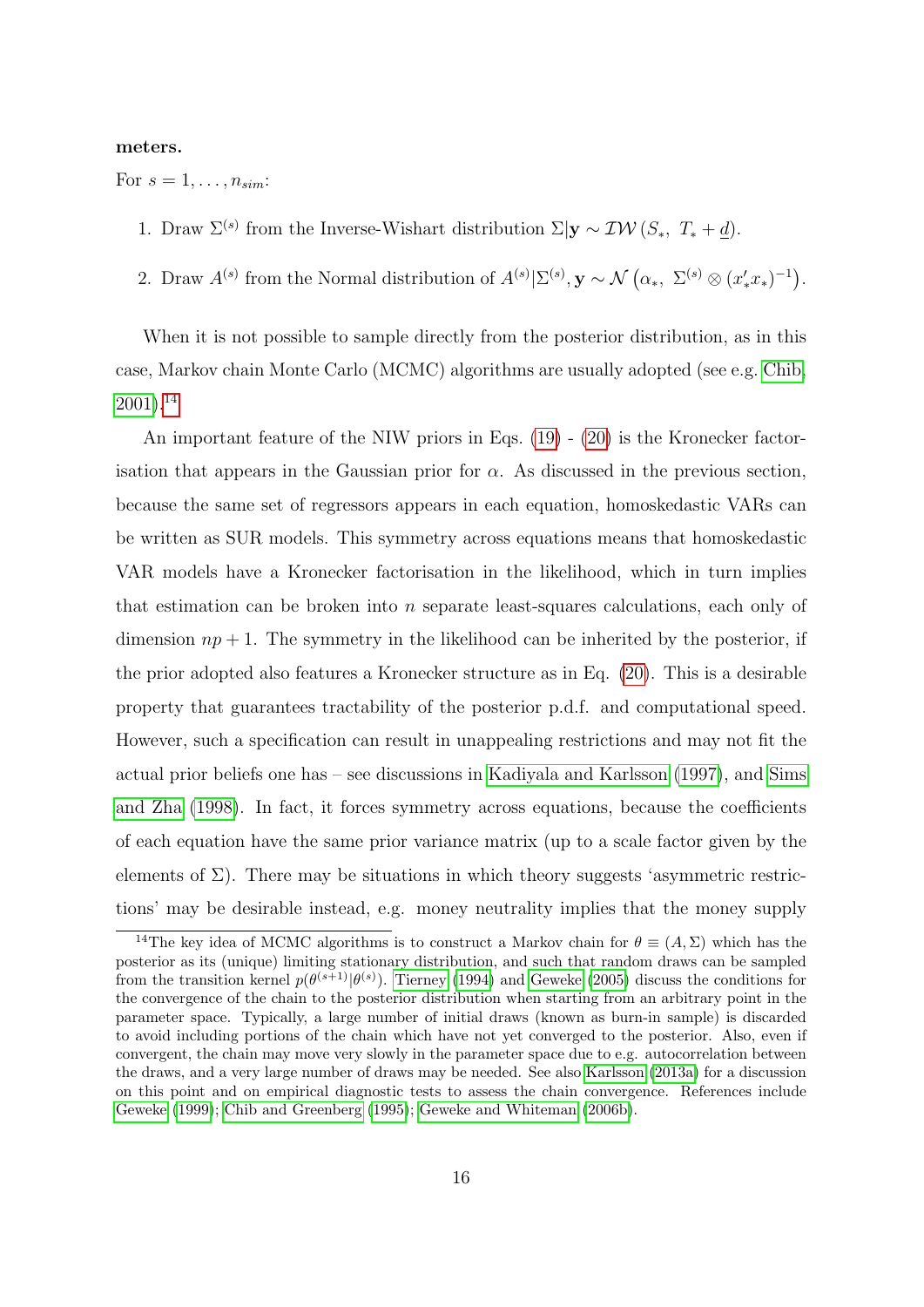**meters.**

For $s = 1, \ldots, n_{sim}$:

1. Draw $\Sigma^{(s)}$ from the Inverse-Wishart distribution $\Sigma|\mathbf{y} \sim \mathcal{IW}(S_*,\ T_* + \underline{d})$.

2. Draw $A^{(s)}$ from the Normal distribution of $A^{(s)}|\Sigma^{(s)}, \mathbf{y} \sim \mathcal{N}\left(\alpha_*,\ \Sigma^{(s)} \otimes (x_*' x_*)^{-1}\right)$.

When it is not possible to sample directly from the posterior distribution, as in this case, Markov chain Monte Carlo (MCMC) algorithms are usually adopted (see e.g. Chib, 2001).[14]

An important feature of the NIW priors in Eqs. (19) - (20) is the Kronecker factorisation that appears in the Gaussian prior for $\alpha$. As discussed in the previous section, because the same set of regressors appears in each equation, homoskedastic VARs can be written as SUR models. This symmetry across equations means that homoskedastic VAR models have a Kronecker factorisation in the likelihood, which in turn implies that estimation can be broken into $n$ separate least-squares calculations, each only of dimension $np + 1$. The symmetry in the likelihood can be inherited by the posterior, if the prior adopted also features a Kronecker structure as in Eq. (20). This is a desirable property that guarantees tractability of the posterior p.d.f. and computational speed. However, such a specification can result in unappealing restrictions and may not fit the actual prior beliefs one has – see discussions in Kadiyala and Karlsson (1997), and Sims and Zha (1998). In fact, it forces symmetry across equations, because the coefficients of each equation have the same prior variance matrix (up to a scale factor given by the elements of $\Sigma$). There may be situations in which theory suggests 'asymmetric restrictions' may be desirable instead, e.g. money neutrality implies that the money supply

[14] The key idea of MCMC algorithms is to construct a Markov chain for $\theta \equiv (A, \Sigma)$ which has the posterior as its (unique) limiting stationary distribution, and such that random draws can be sampled from the transition kernel $p(\theta^{(s+1)}|\theta^{(s)})$. Tierney (1994) and Geweke (2005) discuss the conditions for the convergence of the chain to the posterior distribution when starting from an arbitrary point in the parameter space. Typically, a large number of initial draws (known as burn-in sample) is discarded to avoid including portions of the chain which have not yet converged to the posterior. Also, even if convergent, the chain may move very slowly in the parameter space due to e.g. autocorrelation between the draws, and a very large number of draws may be needed. See also Karlsson (2013a) for a discussion on this point and on empirical diagnostic tests to assess the chain convergence. References include Geweke (1999); Chib and Greenberg (1995); Geweke and Whiteman (2006b).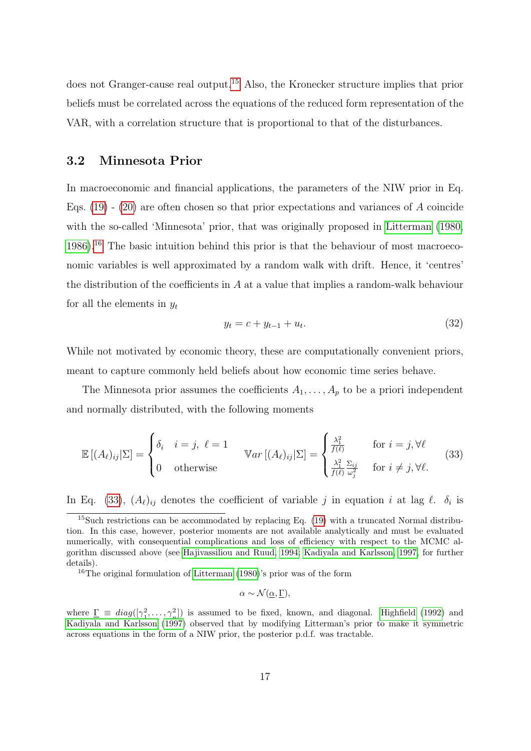does not Granger-cause real output.[15] Also, the Kronecker structure implies that prior beliefs must be correlated across the equations of the reduced form representation of the VAR, with a correlation structure that is proportional to that of the disturbances.

## 3.2 Minnesota Prior

In macroeconomic and financial applications, the parameters of the NIW prior in Eq. Eqs. (19) - (20) are often chosen so that prior expectations and variances of $A$ coincide with the so-called 'Minnesota' prior, that was originally proposed in Litterman (1980, 1986).[16] The basic intuition behind this prior is that the behaviour of most macroeconomic variables is well approximated by a random walk with drift. Hence, it 'centres' the distribution of the coefficients in $A$ at a value that implies a random-walk behaviour for all the elements in $y_t$

$$y_t = c + y_{t-1} + u_t. \tag{32}$$

While not motivated by economic theory, these are computationally convenient priors, meant to capture commonly held beliefs about how economic time series behave.

The Minnesota prior assumes the coefficients $A_1, \dots, A_p$ to be a priori independent and normally distributed, with the following moments

$$\mathbb{E}\left[(A_\ell)_{ij}|\Sigma\right] = \begin{cases} \delta_i & i = j,\ \ell = 1 \\ 0 & \text{otherwise} \end{cases} \qquad \mathbb{V}ar\left[(A_\ell)_{ij}|\Sigma\right] = \begin{cases} \frac{\lambda_1^2}{f(\ell)} & \text{for } i = j, \forall \ell \\ \frac{\lambda_1^2}{f(\ell)} \frac{\Sigma_{ij}}{\omega_j^2} & \text{for } i \neq j, \forall \ell. \end{cases} \tag{33}$$

In Eq. (33), $(A_\ell)_{ij}$ denotes the coefficient of variable $j$ in equation $i$ at lag $\ell$. $\delta_i$ is

---

[15] Such restrictions can be accommodated by replacing Eq. (19) with a truncated Normal distribution. In this case, however, posterior moments are not available analytically and must be evaluated numerically, with consequential complications and loss of efficiency with respect to the MCMC algorithm discussed above (see Hajivassiliou and Ruud, 1994; Kadiyala and Karlsson, 1997, for further details).

[16] The original formulation of Litterman (1980)'s prior was of the form

$$\alpha \sim \mathcal{N}(\underline{\alpha}, \underline{\Gamma}),$$

where $\underline{\Gamma} \equiv diag([\gamma_1^2, \dots, \gamma_n^2])$ is assumed to be fixed, known, and diagonal. Highfield (1992) and Kadiyala and Karlsson (1997) observed that by modifying Litterman's prior to make it symmetric across equations in the form of a NIW prior, the posterior p.d.f. was tractable.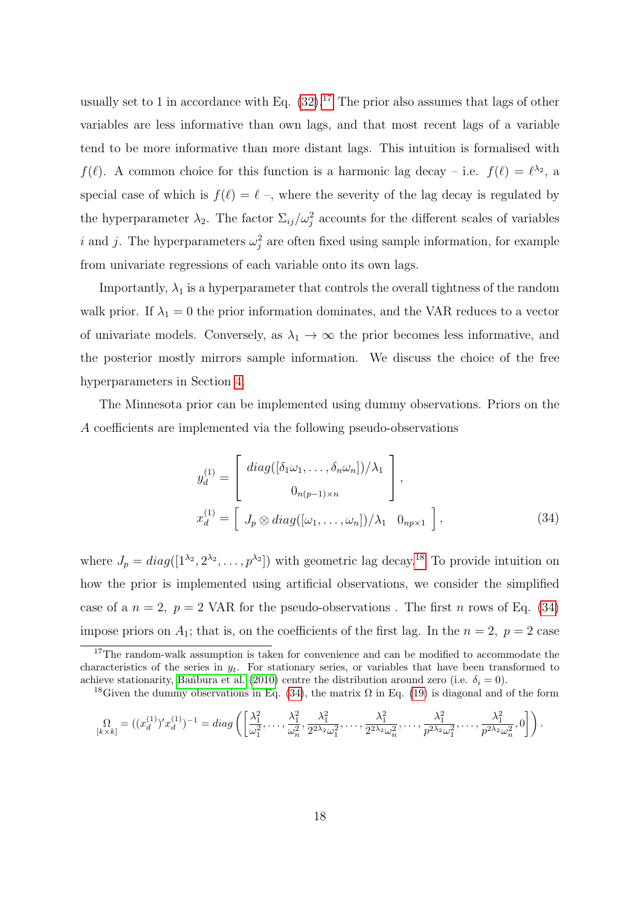usually set to 1 in accordance with Eq. (32).[17] The prior also assumes that lags of other variables are less informative than own lags, and that most recent lags of a variable tend to be more informative than more distant lags. This intuition is formalised with $f(\ell)$. A common choice for this function is a harmonic lag decay – i.e. $f(\ell) = \ell^{\lambda_2}$, a special case of which is $f(\ell) = \ell$ –, where the severity of the lag decay is regulated by the hyperparameter $\lambda_2$. The factor $\Sigma_{ij}/\omega_j^2$ accounts for the different scales of variables $i$ and $j$. The hyperparameters $\omega_j^2$ are often fixed using sample information, for example from univariate regressions of each variable onto its own lags.

Importantly, $\lambda_1$ is a hyperparameter that controls the overall tightness of the random walk prior. If $\lambda_1 = 0$ the prior information dominates, and the VAR reduces to a vector of univariate models. Conversely, as $\lambda_1 \to \infty$ the prior becomes less informative, and the posterior mostly mirrors sample information. We discuss the choice of the free hyperparameters in Section 4.

The Minnesota prior can be implemented using dummy observations. Priors on the $A$ coefficients are implemented via the following pseudo-observations

$$
\begin{aligned}
y_d^{(1)} &= \begin{bmatrix} diag([\delta_1\omega_1, \ldots, \delta_n\omega_n])/\lambda_1 \\ 0_{n(p-1)\times n} \end{bmatrix}, \\
x_d^{(1)} &= \begin{bmatrix} J_p \otimes diag([\omega_1, \ldots, \omega_n])/\lambda_1 & 0_{np\times 1} \end{bmatrix},
\end{aligned} \tag{34}
$$

where $J_p = diag([1^{\lambda_2}, 2^{\lambda_2}, \ldots, p^{\lambda_2}])$ with geometric lag decay.[18] To provide intuition on how the prior is implemented using artificial observations, we consider the simplified case of a $n = 2,\ p = 2$ VAR for the pseudo-observations . The first $n$ rows of Eq. (34) impose priors on $A_1$; that is, on the coefficients of the first lag. In the $n = 2,\ p = 2$ case

[17] The random-walk assumption is taken for convenience and can be modified to accommodate the characteristics of the series in $y_t$. For stationary series, or variables that have been transformed to achieve stationarity, Bańbura et al. (2010) centre the distribution around zero (i.e. $\delta_i = 0$).

[18] Given the dummy observations in Eq. (34), the matrix $\Omega$ in Eq. (19) is diagonal and of the form

$$
\underset{[k\times k]}{\Omega} = ((x_d^{(1)})' x_d^{(1)})^{-1} = diag\left(\left[\frac{\lambda_1^2}{\omega_1^2}, \ldots, \frac{\lambda_1^2}{\omega_n^2}, \frac{\lambda_1^2}{2^{2\lambda_2}\omega_1^2}, \ldots, \frac{\lambda_1^2}{2^{2\lambda_2}\omega_n^2}, \ldots, \frac{\lambda_1^2}{p^{2\lambda_2}\omega_1^2}, \ldots, \frac{\lambda_1^2}{p^{2\lambda_2}\omega_n^2}, 0\right]\right).
$$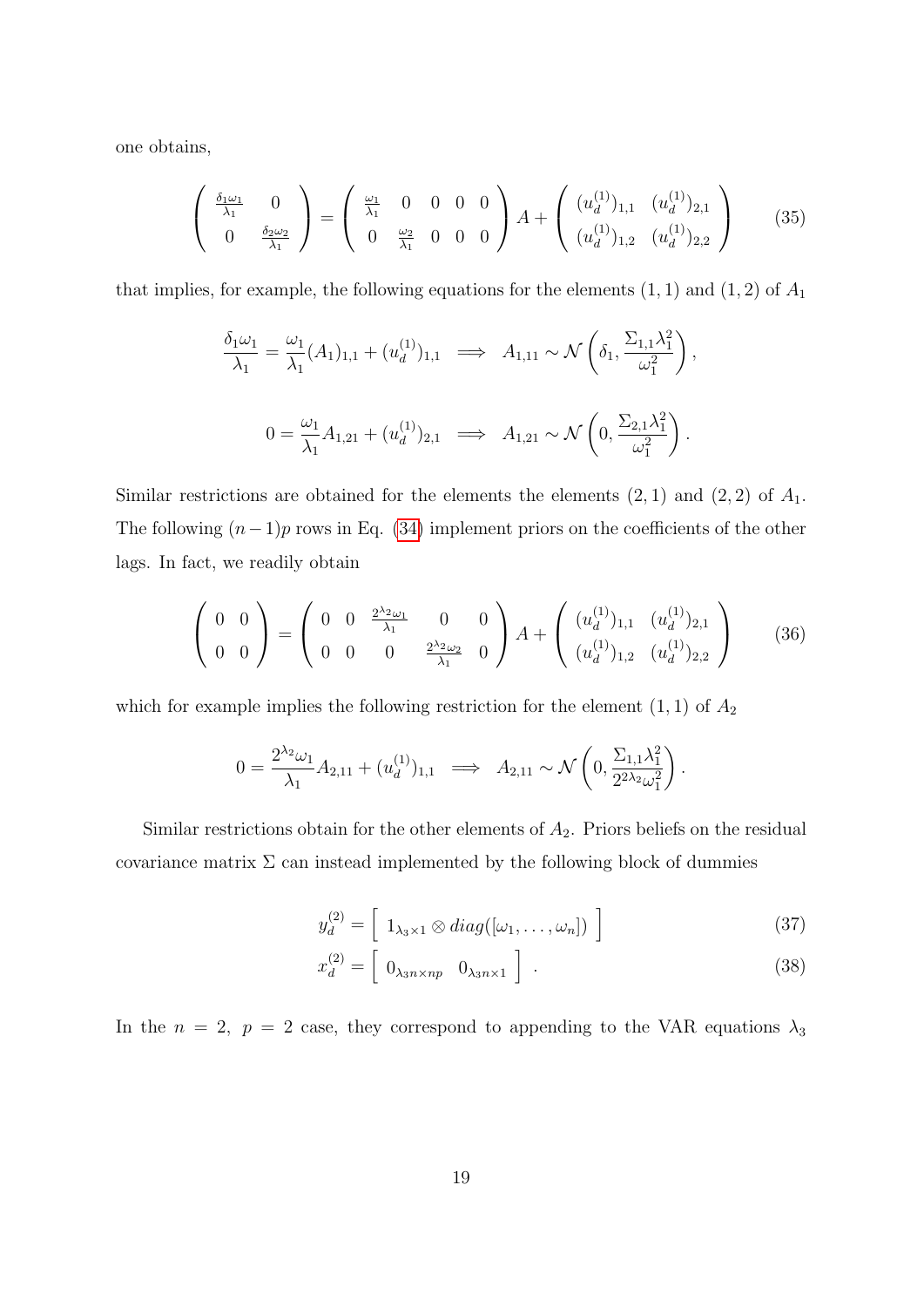one obtains,

$$\left(\begin{array}{cc} \frac{\delta_1\omega_1}{\lambda_1} & 0 \\ 0 & \frac{\delta_2\omega_2}{\lambda_1} \end{array}\right) = \left(\begin{array}{ccccc} \frac{\omega_1}{\lambda_1} & 0 & 0 & 0 & 0 \\ 0 & \frac{\omega_2}{\lambda_1} & 0 & 0 & 0 \end{array}\right) A + \left(\begin{array}{cc} (u_d^{(1)})_{1,1} & (u_d^{(1)})_{2,1} \\ (u_d^{(1)})_{1,2} & (u_d^{(1)})_{2,2} \end{array}\right) \tag{35}$$

that implies, for example, the following equations for the elements $(1,1)$ and $(1,2)$ of $A_1$

$$\frac{\delta_1\omega_1}{\lambda_1} = \frac{\omega_1}{\lambda_1}(A_1)_{1,1} + (u_d^{(1)})_{1,1} \implies A_{1,11} \sim \mathcal{N}\left(\delta_1, \frac{\Sigma_{1,1}\lambda_1^2}{\omega_1^2}\right),$$

$$0 = \frac{\omega_1}{\lambda_1}A_{1,21} + (u_d^{(1)})_{2,1} \implies A_{1,21} \sim \mathcal{N}\left(0, \frac{\Sigma_{2,1}\lambda_1^2}{\omega_1^2}\right).$$

Similar restrictions are obtained for the elements the elements $(2,1)$ and $(2,2)$ of $A_1$. The following $(n-1)p$ rows in Eq. (34) implement priors on the coefficients of the other lags. In fact, we readily obtain

$$\left(\begin{array}{cc} 0 & 0 \\ 0 & 0 \end{array}\right) = \left(\begin{array}{ccccc} 0 & 0 & \frac{2^{\lambda_2}\omega_1}{\lambda_1} & 0 & 0 \\ 0 & 0 & 0 & \frac{2^{\lambda_2}\omega_2}{\lambda_1} & 0 \end{array}\right) A + \left(\begin{array}{cc} (u_d^{(1)})_{1,1} & (u_d^{(1)})_{2,1} \\ (u_d^{(1)})_{1,2} & (u_d^{(1)})_{2,2} \end{array}\right) \tag{36}$$

which for example implies the following restriction for the element $(1,1)$ of $A_2$

$$0 = \frac{2^{\lambda_2}\omega_1}{\lambda_1}A_{2,11} + (u_d^{(1)})_{1,1} \implies A_{2,11} \sim \mathcal{N}\left(0, \frac{\Sigma_{1,1}\lambda_1^2}{2^{2\lambda_2}\omega_1^2}\right).$$

Similar restrictions obtain for the other elements of $A_2$. Priors beliefs on the residual covariance matrix $\Sigma$ can instead implemented by the following block of dummies

$$y_d^{(2)} = \left[\begin{array}{c} 1_{\lambda_3\times 1} \otimes diag([\omega_1,\ldots,\omega_n]) \end{array}\right] \tag{37}$$

$$x_d^{(2)} = \left[\begin{array}{cc} 0_{\lambda_3 n\times np} & 0_{\lambda_3 n\times 1} \end{array}\right]. \tag{38}$$

In the $n = 2,\ p = 2$ case, they correspond to appending to the VAR equations $\lambda_3$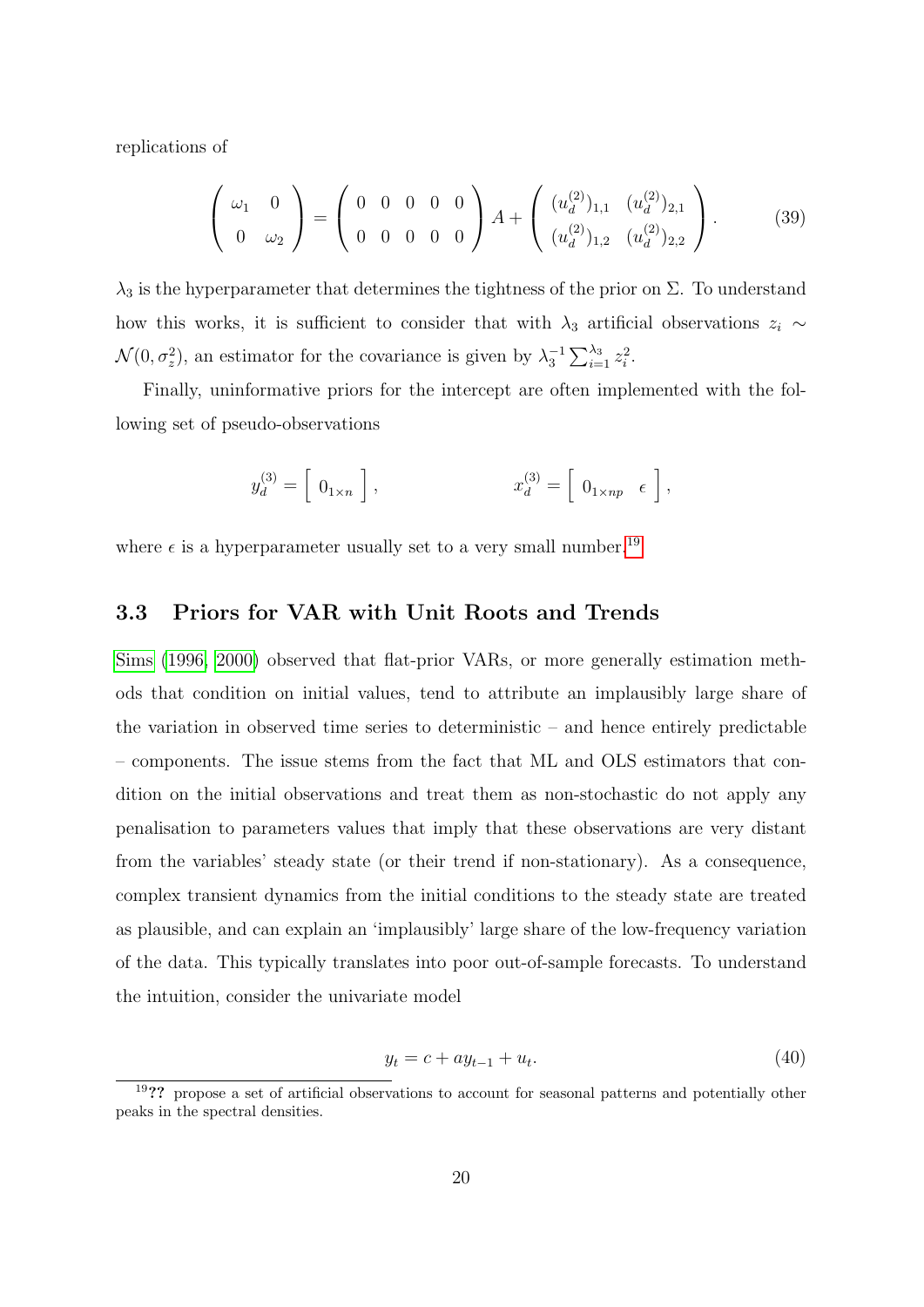replications of

$$
\begin{pmatrix} \omega_1 & 0 \\ 0 & \omega_2 \end{pmatrix} = \begin{pmatrix} 0 & 0 & 0 & 0 & 0 \\ 0 & 0 & 0 & 0 & 0 \end{pmatrix} A + \begin{pmatrix} (u_d^{(2)})_{1,1} & (u_d^{(2)})_{2,1} \\ (u_d^{(2)})_{1,2} & (u_d^{(2)})_{2,2} \end{pmatrix}. \tag{39}
$$

$\lambda_3$ is the hyperparameter that determines the tightness of the prior on $\Sigma$. To understand how this works, it is sufficient to consider that with $\lambda_3$ artificial observations $z_i \sim \mathcal{N}(0, \sigma_z^2)$, an estimator for the covariance is given by $\lambda_3^{-1} \sum_{i=1}^{\lambda_3} z_i^2$.

Finally, uninformative priors for the intercept are often implemented with the following set of pseudo-observations

$$
y_d^{(3)} = \left[ \; 0_{1\times n} \; \right], \qquad\qquad x_d^{(3)} = \left[ \; 0_{1\times np} \quad \epsilon \; \right],
$$

where $\epsilon$ is a hyperparameter usually set to a very small number.[19]

## 3.3 Priors for VAR with Unit Roots and Trends

Sims (1996, 2000) observed that flat-prior VARs, or more generally estimation methods that condition on initial values, tend to attribute an implausibly large share of the variation in observed time series to deterministic – and hence entirely predictable – components. The issue stems from the fact that ML and OLS estimators that condition on the initial observations and treat them as non-stochastic do not apply any penalisation to parameters values that imply that these observations are very distant from the variables' steady state (or their trend if non-stationary). As a consequence, complex transient dynamics from the initial conditions to the steady state are treated as plausible, and can explain an 'implausibly' large share of the low-frequency variation of the data. This typically translates into poor out-of-sample forecasts. To understand the intuition, consider the univariate model

$$
y_t = c + a y_{t-1} + u_t. \tag{40}
$$

[19] ?? propose a set of artificial observations to account for seasonal patterns and potentially other peaks in the spectral densities.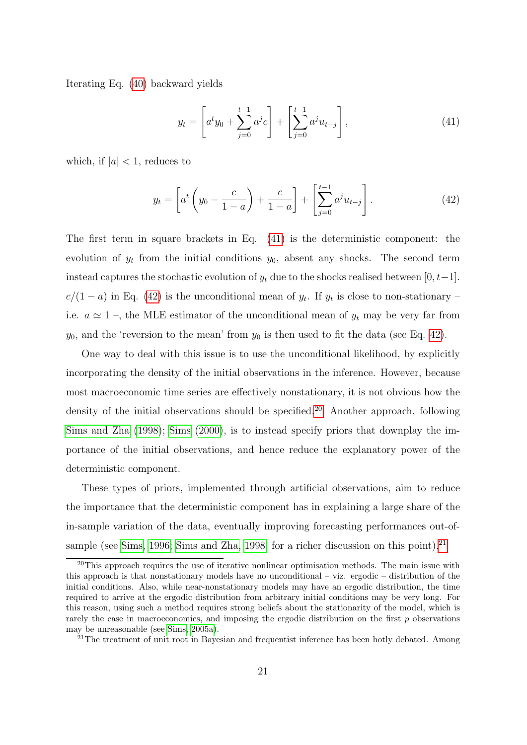Iterating Eq. (40) backward yields

$$y_t = \left[ a^t y_0 + \sum_{j=0}^{t-1} a^j c \right] + \left[ \sum_{j=0}^{t-1} a^j u_{t-j} \right], \tag{41}$$

which, if $|a| < 1$, reduces to

$$y_t = \left[ a^t \left( y_0 - \frac{c}{1-a} \right) + \frac{c}{1-a} \right] + \left[ \sum_{j=0}^{t-1} a^j u_{t-j} \right]. \tag{42}$$

The first term in square brackets in Eq. (41) is the deterministic component: the evolution of $y_t$ from the initial conditions $y_0$, absent any shocks. The second term instead captures the stochastic evolution of $y_t$ due to the shocks realised between $[0, t-1]$. $c/(1-a)$ in Eq. (42) is the unconditional mean of $y_t$. If $y_t$ is close to non-stationary – i.e. $a \simeq 1$ –, the MLE estimator of the unconditional mean of $y_t$ may be very far from $y_0$, and the 'reversion to the mean' from $y_0$ is then used to fit the data (see Eq. 42).

One way to deal with this issue is to use the unconditional likelihood, by explicitly incorporating the density of the initial observations in the inference. However, because most macroeconomic time series are effectively nonstationary, it is not obvious how the density of the initial observations should be specified.[20] Another approach, following Sims and Zha (1998); Sims (2000), is to instead specify priors that downplay the importance of the initial observations, and hence reduce the explanatory power of the deterministic component.

These types of priors, implemented through artificial observations, aim to reduce the importance that the deterministic component has in explaining a large share of the in-sample variation of the data, eventually improving forecasting performances out-of-sample (see Sims, 1996; Sims and Zha, 1998, for a richer discussion on this point).[21]

[20] This approach requires the use of iterative nonlinear optimisation methods. The main issue with this approach is that nonstationary models have no unconditional – viz. ergodic – distribution of the initial conditions. Also, while near-nonstationary models may have an ergodic distribution, the time required to arrive at the ergodic distribution from arbitrary initial conditions may be very long. For this reason, using such a method requires strong beliefs about the stationarity of the model, which is rarely the case in macroeconomics, and imposing the ergodic distribution on the first $p$ observations may be unreasonable (see Sims, 2005a).

[21] The treatment of unit root in Bayesian and frequentist inference has been hotly debated. Among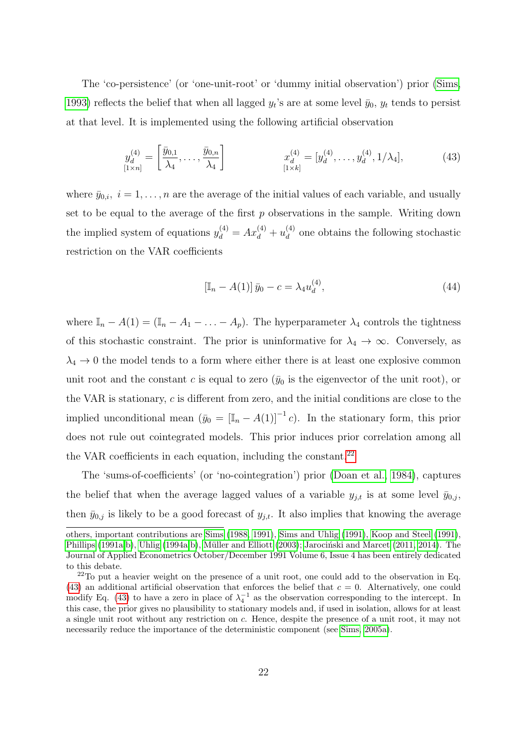The 'co-persistence' (or 'one-unit-root' or 'dummy initial observation') prior (Sims, 1993) reflects the belief that when all lagged $y_t$'s are at some level $\bar{y}_0$, $y_t$ tends to persist at that level. It is implemented using the following artificial observation

$$\underset{[1\times n]}{y_d^{(4)}} = \left[\frac{\bar{y}_{0,1}}{\lambda_4}, \ldots, \frac{\bar{y}_{0,n}}{\lambda_4}\right] \qquad\qquad \underset{[1\times k]}{x_d^{(4)}} = [y_d^{(4)}, \ldots, y_d^{(4)}, 1/\lambda_4], \tag{43}$$

where $\bar{y}_{0,i},\ i = 1, \ldots, n$ are the average of the initial values of each variable, and usually set to be equal to the average of the first $p$ observations in the sample. Writing down the implied system of equations $y_d^{(4)} = Ax_d^{(4)} + u_d^{(4)}$ one obtains the following stochastic restriction on the VAR coefficients

$$[\mathbb{I}_n - A(1)]\,\bar{y}_0 - c = \lambda_4 u_d^{(4)}, \tag{44}$$

where $\mathbb{I}_n - A(1) = (\mathbb{I}_n - A_1 - \ldots - A_p)$. The hyperparameter $\lambda_4$ controls the tightness of this stochastic constraint. The prior is uninformative for $\lambda_4 \to \infty$. Conversely, as $\lambda_4 \to 0$ the model tends to a form where either there is at least one explosive common unit root and the constant $c$ is equal to zero ($\bar{y}_0$ is the eigenvector of the unit root), or the VAR is stationary, $c$ is different from zero, and the initial conditions are close to the implied unconditional mean ($\bar{y}_0 = [\mathbb{I}_n - A(1)]^{-1} c$). In the stationary form, this prior does not rule out cointegrated models. This prior induces prior correlation among all the VAR coefficients in each equation, including the constant.[22]

The 'sums-of-coefficients' (or 'no-cointegration') prior (Doan et al., 1984), captures the belief that when the average lagged values of a variable $y_{j,t}$ is at some level $\bar{y}_{0,j}$, then $\bar{y}_{0,j}$ is likely to be a good forecast of $y_{j,t}$. It also implies that knowing the average

---

others, important contributions are Sims (1988, 1991), Sims and Uhlig (1991), Koop and Steel (1991), Phillips (1991a,b), Uhlig (1994a,b), Müller and Elliott (2003); Jarociński and Marcet (2011, 2014). The Journal of Applied Econometrics October/December 1991 Volume 6, Issue 4 has been entirely dedicated to this debate.

[22] To put a heavier weight on the presence of a unit root, one could add to the observation in Eq. (43) an additional artificial observation that enforces the belief that $c = 0$. Alternatively, one could modify Eq. (43) to have a zero in place of $\lambda_4^{-1}$ as the observation corresponding to the intercept. In this case, the prior gives no plausibility to stationary models and, if used in isolation, allows for at least a single unit root without any restriction on $c$. Hence, despite the presence of a unit root, it may not necessarily reduce the importance of the deterministic component (see Sims, 2005a).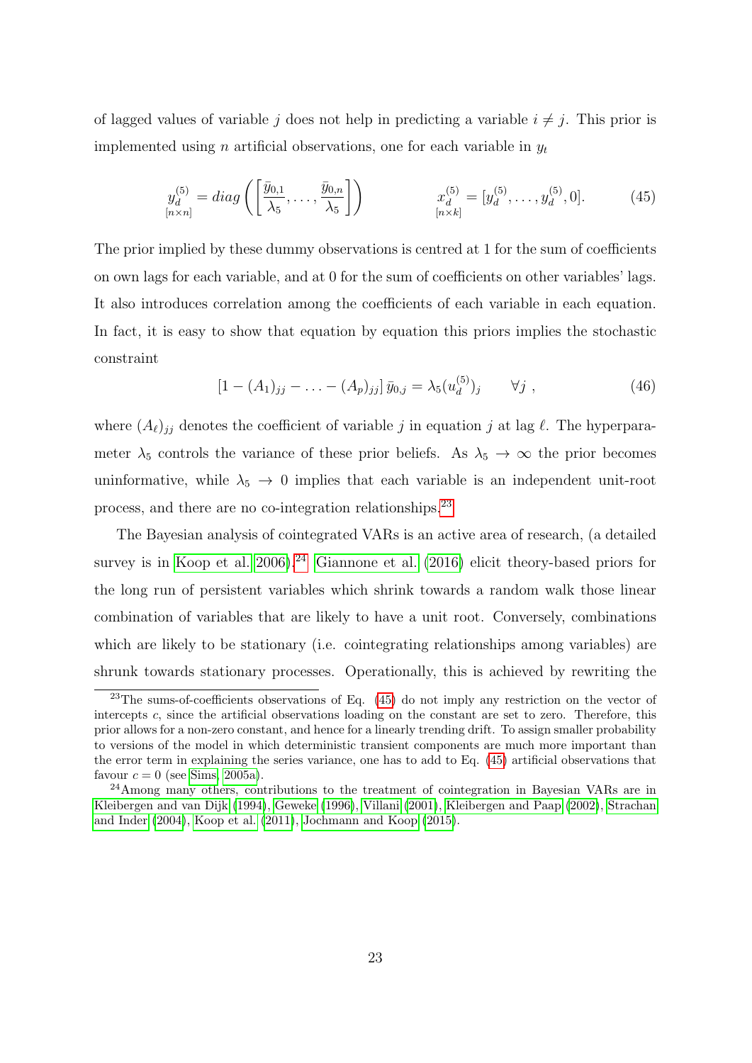of lagged values of variable $j$ does not help in predicting a variable $i \neq j$. This prior is implemented using $n$ artificial observations, one for each variable in $y_t$

$$
\underset{[n \times n]}{y_d^{(5)}} = diag\left(\left[\frac{\bar{y}_{0,1}}{\lambda_5}, \ldots, \frac{\bar{y}_{0,n}}{\lambda_5}\right]\right) \qquad\qquad \underset{[n \times k]}{x_d^{(5)}} = [y_d^{(5)}, \ldots, y_d^{(5)}, 0]. \tag{45}
$$

The prior implied by these dummy observations is centred at 1 for the sum of coefficients on own lags for each variable, and at 0 for the sum of coefficients on other variables' lags. It also introduces correlation among the coefficients of each variable in each equation. In fact, it is easy to show that equation by equation this priors implies the stochastic constraint

$$
[1 - (A_1)_{jj} - \ldots - (A_p)_{jj}]\, \bar{y}_{0,j} = \lambda_5 (u_d^{(5)})_j \qquad \forall j \ , \tag{46}
$$

where $(A_\ell)_{jj}$ denotes the coefficient of variable $j$ in equation $j$ at lag $\ell$. The hyperparameter $\lambda_5$ controls the variance of these prior beliefs. As $\lambda_5 \to \infty$ the prior becomes uninformative, while $\lambda_5 \to 0$ implies that each variable is an independent unit-root process, and there are no co-integration relationships.[23]

The Bayesian analysis of cointegrated VARs is an active area of research, (a detailed survey is in Koop et al. 2006).[24] Giannone et al. (2016) elicit theory-based priors for the long run of persistent variables which shrink towards a random walk those linear combination of variables that are likely to have a unit root. Conversely, combinations which are likely to be stationary (i.e. cointegrating relationships among variables) are shrunk towards stationary processes. Operationally, this is achieved by rewriting the

---

[23] The sums-of-coefficients observations of Eq. (45) do not imply any restriction on the vector of intercepts $c$, since the artificial observations loading on the constant are set to zero. Therefore, this prior allows for a non-zero constant, and hence for a linearly trending drift. To assign smaller probability to versions of the model in which deterministic transient components are much more important than the error term in explaining the series variance, one has to add to Eq. (45) artificial observations that favour $c = 0$ (see Sims, 2005a).

[24] Among many others, contributions to the treatment of cointegration in Bayesian VARs are in Kleibergen and van Dijk (1994), Geweke (1996), Villani (2001), Kleibergen and Paap (2002), Strachan and Inder (2004), Koop et al. (2011), Jochmann and Koop (2015).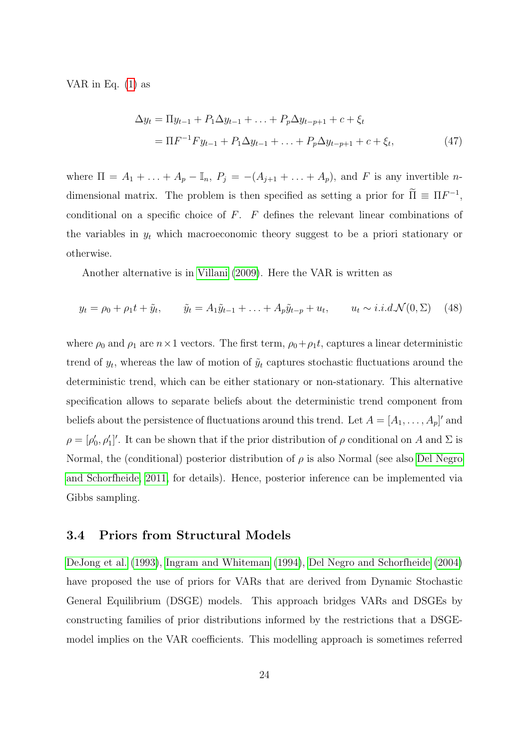VAR in Eq. (1) as

$$
\begin{aligned}
\Delta y_t &= \Pi y_{t-1} + P_1 \Delta y_{t-1} + \ldots + P_p \Delta y_{t-p+1} + c + \xi_t \\
&= \Pi F^{-1} F y_{t-1} + P_1 \Delta y_{t-1} + \ldots + P_p \Delta y_{t-p+1} + c + \xi_t,
\end{aligned} \tag{47}
$$

where $\Pi = A_1 + \ldots + A_p - \mathbb{I}_n$, $P_j = -(A_{j+1} + \ldots + A_p)$, and $F$ is any invertible $n$-dimensional matrix. The problem is then specified as setting a prior for $\widetilde{\Pi} \equiv \Pi F^{-1}$, conditional on a specific choice of $F$. $F$ defines the relevant linear combinations of the variables in $y_t$ which macroeconomic theory suggest to be a priori stationary or otherwise.

Another alternative is in Villani (2009). Here the VAR is written as

$$
y_t = \rho_0 + \rho_1 t + \tilde{y}_t, \qquad \tilde{y}_t = A_1 \tilde{y}_{t-1} + \ldots + A_p \tilde{y}_{t-p} + u_t, \qquad u_t \sim i.i.d.\mathcal{N}(0, \Sigma) \tag{48}
$$

where $\rho_0$ and $\rho_1$ are $n \times 1$ vectors. The first term, $\rho_0 + \rho_1 t$, captures a linear deterministic trend of $y_t$, whereas the law of motion of $\tilde{y}_t$ captures stochastic fluctuations around the deterministic trend, which can be either stationary or non-stationary. This alternative specification allows to separate beliefs about the deterministic trend component from beliefs about the persistence of fluctuations around this trend. Let $A = [A_1, \ldots, A_p]'$ and $\rho = [\rho_0', \rho_1']'$. It can be shown that if the prior distribution of $\rho$ conditional on $A$ and $\Sigma$ is Normal, the (conditional) posterior distribution of $\rho$ is also Normal (see also Del Negro and Schorfheide, 2011, for details). Hence, posterior inference can be implemented via Gibbs sampling.

### 3.4 Priors from Structural Models

DeJong et al. (1993), Ingram and Whiteman (1994), Del Negro and Schorfheide (2004) have proposed the use of priors for VARs that are derived from Dynamic Stochastic General Equilibrium (DSGE) models. This approach bridges VARs and DSGEs by constructing families of prior distributions informed by the restrictions that a DSGE-model implies on the VAR coefficients. This modelling approach is sometimes referred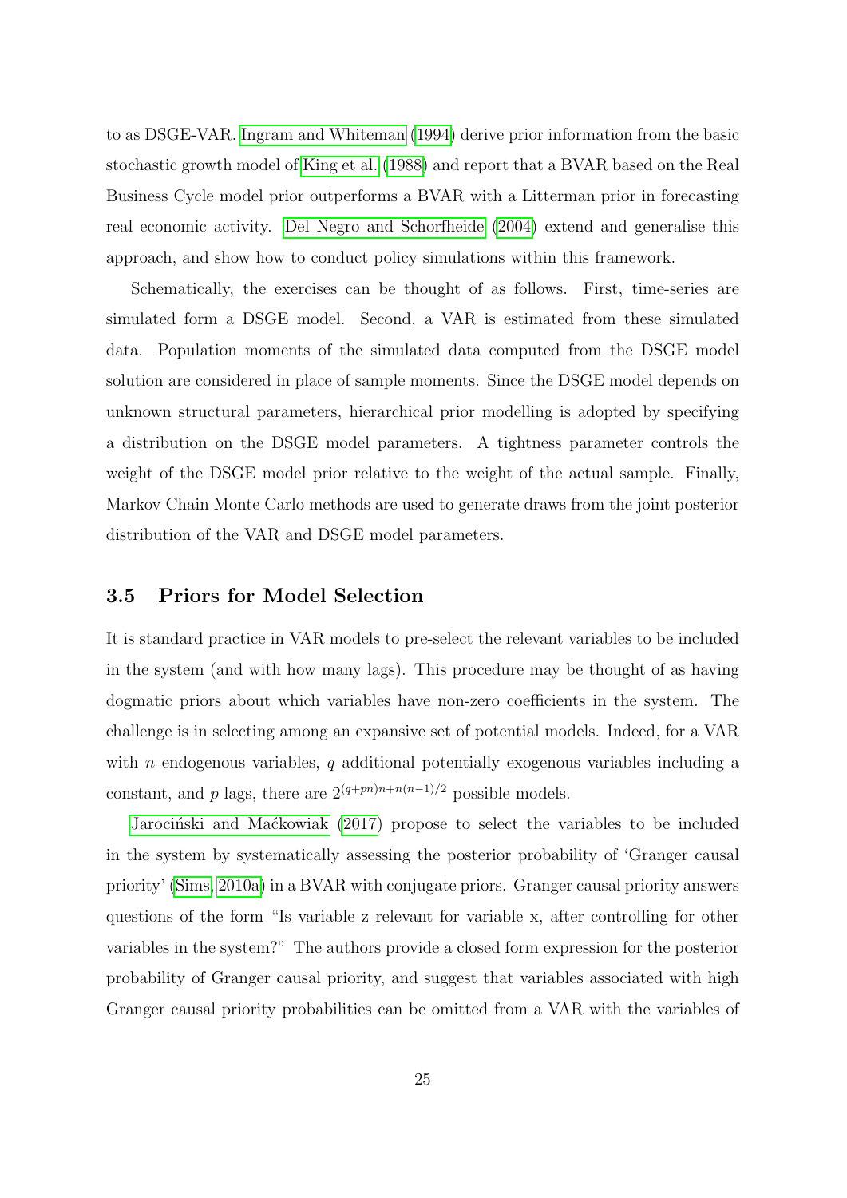to as DSGE-VAR. Ingram and Whiteman (1994) derive prior information from the basic stochastic growth model of King et al. (1988) and report that a BVAR based on the Real Business Cycle model prior outperforms a BVAR with a Litterman prior in forecasting real economic activity. Del Negro and Schorfheide (2004) extend and generalise this approach, and show how to conduct policy simulations within this framework.

Schematically, the exercises can be thought of as follows. First, time-series are simulated form a DSGE model. Second, a VAR is estimated from these simulated data. Population moments of the simulated data computed from the DSGE model solution are considered in place of sample moments. Since the DSGE model depends on unknown structural parameters, hierarchical prior modelling is adopted by specifying a distribution on the DSGE model parameters. A tightness parameter controls the weight of the DSGE model prior relative to the weight of the actual sample. Finally, Markov Chain Monte Carlo methods are used to generate draws from the joint posterior distribution of the VAR and DSGE model parameters.

### 3.5 Priors for Model Selection

It is standard practice in VAR models to pre-select the relevant variables to be included in the system (and with how many lags). This procedure may be thought of as having dogmatic priors about which variables have non-zero coefficients in the system. The challenge is in selecting among an expansive set of potential models. Indeed, for a VAR with $n$ endogenous variables, $q$ additional potentially exogenous variables including a constant, and $p$ lags, there are $2^{(q+pn)n+n(n-1)/2}$ possible models.

Jarociński and Maćkowiak (2017) propose to select the variables to be included in the system by systematically assessing the posterior probability of 'Granger causal priority' (Sims, 2010a) in a BVAR with conjugate priors. Granger causal priority answers questions of the form "Is variable z relevant for variable x, after controlling for other variables in the system?" The authors provide a closed form expression for the posterior probability of Granger causal priority, and suggest that variables associated with high Granger causal priority probabilities can be omitted from a VAR with the variables of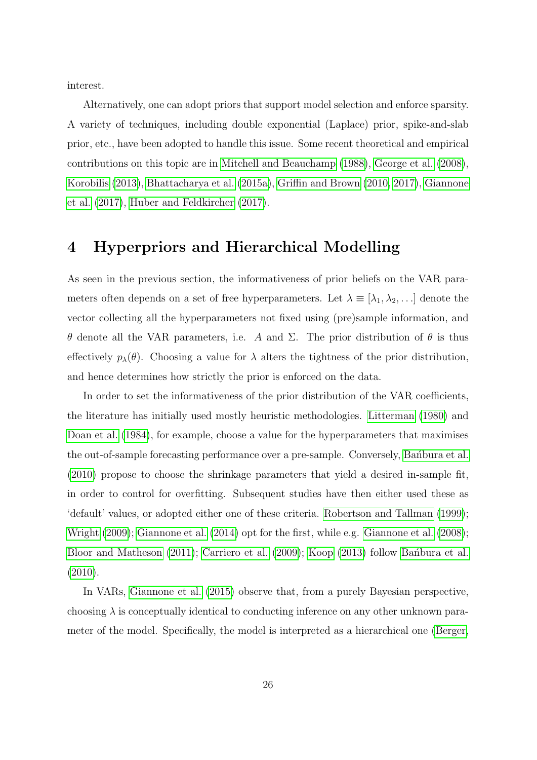interest.

Alternatively, one can adopt priors that support model selection and enforce sparsity. A variety of techniques, including double exponential (Laplace) prior, spike-and-slab prior, etc., have been adopted to handle this issue. Some recent theoretical and empirical contributions on this topic are in Mitchell and Beauchamp (1988), George et al. (2008), Korobilis (2013), Bhattacharya et al. (2015a), Griffin and Brown (2010, 2017), Giannone et al. (2017), Huber and Feldkircher (2017).

# 4 Hyperpriors and Hierarchical Modelling

As seen in the previous section, the informativeness of prior beliefs on the VAR parameters often depends on a set of free hyperparameters. Let $\lambda \equiv [\lambda_1, \lambda_2, \ldots]$ denote the vector collecting all the hyperparameters not fixed using (pre)sample information, and $\theta$ denote all the VAR parameters, i.e. $A$ and $\Sigma$. The prior distribution of $\theta$ is thus effectively $p_\lambda(\theta)$. Choosing a value for $\lambda$ alters the tightness of the prior distribution, and hence determines how strictly the prior is enforced on the data.

In order to set the informativeness of the prior distribution of the VAR coefficients, the literature has initially used mostly heuristic methodologies. Litterman (1980) and Doan et al. (1984), for example, choose a value for the hyperparameters that maximises the out-of-sample forecasting performance over a pre-sample. Conversely, Bańbura et al. (2010) propose to choose the shrinkage parameters that yield a desired in-sample fit, in order to control for overfitting. Subsequent studies have then either used these as 'default' values, or adopted either one of these criteria. Robertson and Tallman (1999); Wright (2009); Giannone et al. (2014) opt for the first, while e.g. Giannone et al. (2008); Bloor and Matheson (2011); Carriero et al. (2009); Koop (2013) follow Bańbura et al. (2010).

In VARs, Giannone et al. (2015) observe that, from a purely Bayesian perspective, choosing $\lambda$ is conceptually identical to conducting inference on any other unknown parameter of the model. Specifically, the model is interpreted as a hierarchical one (Berger,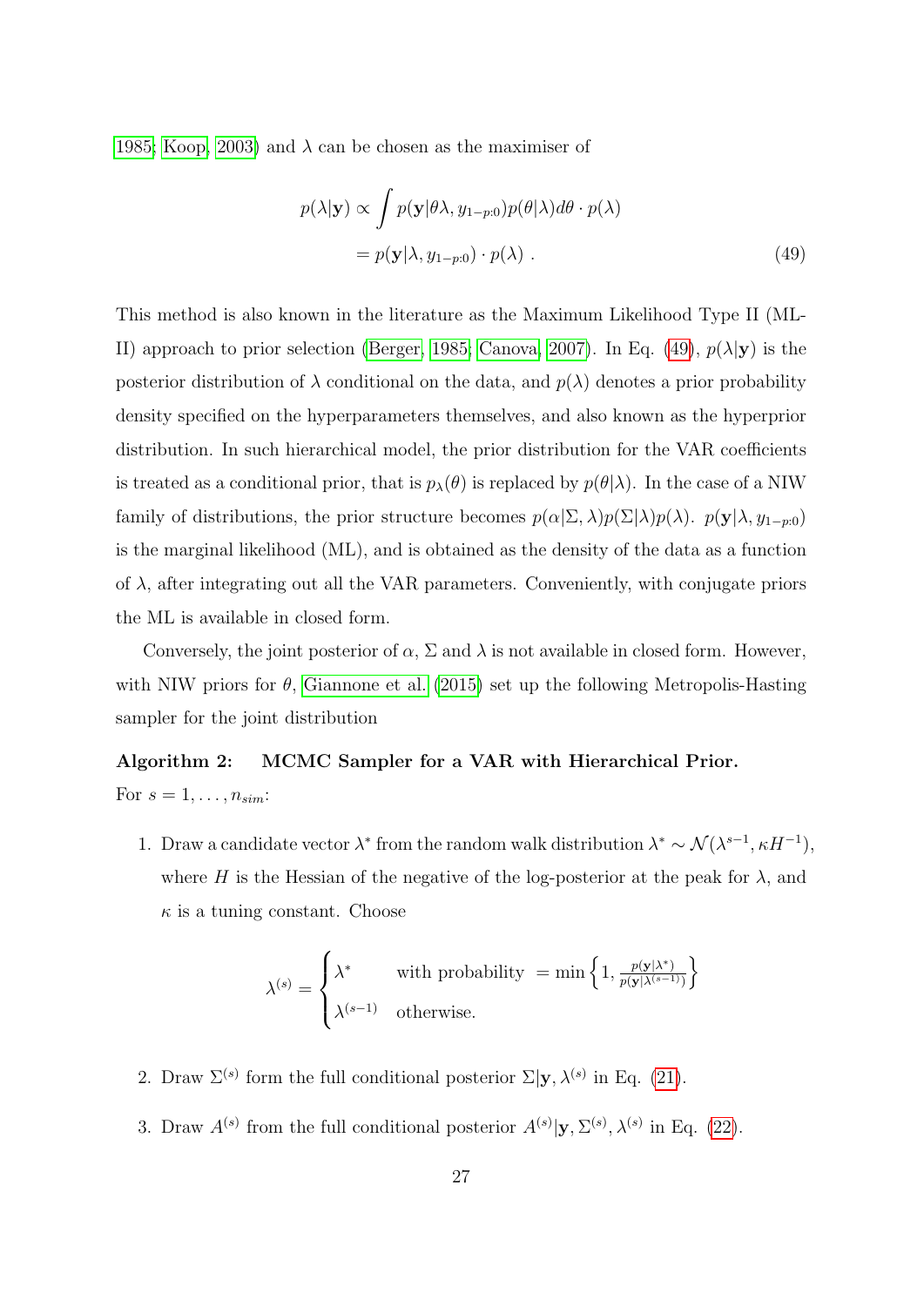1985; Koop, 2003) and $\lambda$ can be chosen as the maximiser of

$$
\begin{aligned}
p(\lambda|\mathbf{y}) &\propto \int p(\mathbf{y}|\theta\lambda, y_{1-p:0}) p(\theta|\lambda) d\theta \cdot p(\lambda) \\
&= p(\mathbf{y}|\lambda, y_{1-p:0}) \cdot p(\lambda) \ .
\end{aligned} \tag{49}
$$

This method is also known in the literature as the Maximum Likelihood Type II (ML-II) approach to prior selection (Berger, 1985; Canova, 2007). In Eq. (49), $p(\lambda|\mathbf{y})$ is the posterior distribution of $\lambda$ conditional on the data, and $p(\lambda)$ denotes a prior probability density specified on the hyperparameters themselves, and also known as the hyperprior distribution. In such hierarchical model, the prior distribution for the VAR coefficients is treated as a conditional prior, that is $p_\lambda(\theta)$ is replaced by $p(\theta|\lambda)$. In the case of a NIW family of distributions, the prior structure becomes $p(\alpha|\Sigma, \lambda)p(\Sigma|\lambda)p(\lambda)$. $p(\mathbf{y}|\lambda, y_{1-p:0})$ is the marginal likelihood (ML), and is obtained as the density of the data as a function of $\lambda$, after integrating out all the VAR parameters. Conveniently, with conjugate priors the ML is available in closed form.

Conversely, the joint posterior of $\alpha$, $\Sigma$ and $\lambda$ is not available in closed form. However, with NIW priors for $\theta$, Giannone et al. (2015) set up the following Metropolis-Hasting sampler for the joint distribution

**Algorithm 2: MCMC Sampler for a VAR with Hierarchical Prior.**
For $s = 1, \ldots, n_{sim}$:

1. Draw a candidate vector $\lambda^*$ from the random walk distribution $\lambda^* \sim \mathcal{N}(\lambda^{s-1}, \kappa H^{-1})$, where $H$ is the Hessian of the negative of the log-posterior at the peak for $\lambda$, and $\kappa$ is a tuning constant. Choose

$$
\lambda^{(s)} = \begin{cases} \lambda^* & \text{with probability } = \min\left\{1, \frac{p(\mathbf{y}|\lambda^*)}{p(\mathbf{y}|\lambda^{(s-1)})}\right\} \\ \lambda^{(s-1)} & \text{otherwise.} \end{cases}
$$

2. Draw $\Sigma^{(s)}$ form the full conditional posterior $\Sigma|\mathbf{y}, \lambda^{(s)}$ in Eq. (21).

3. Draw $A^{(s)}$ from the full conditional posterior $A^{(s)}|\mathbf{y}, \Sigma^{(s)}, \lambda^{(s)}$ in Eq. (22).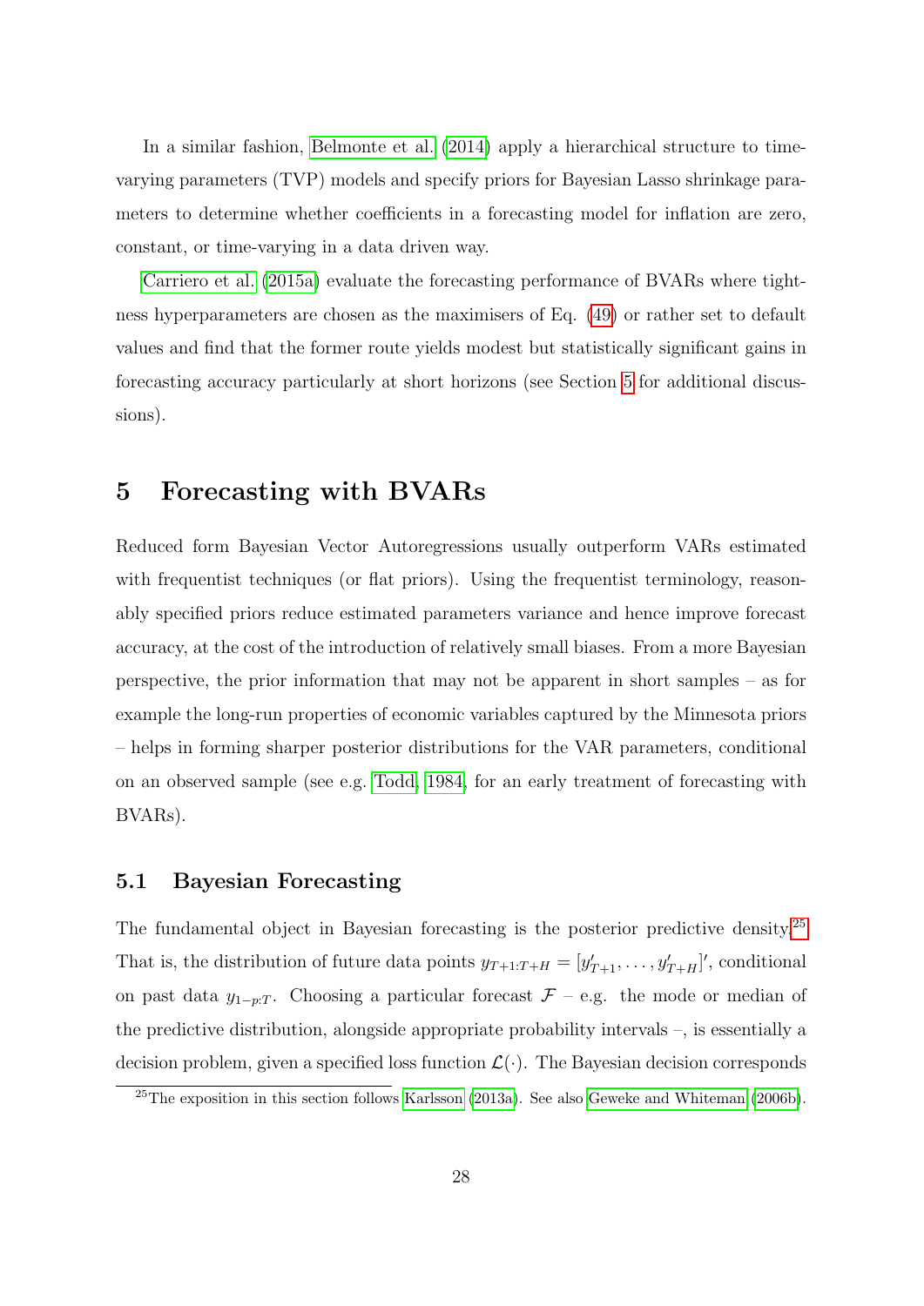In a similar fashion, Belmonte et al. (2014) apply a hierarchical structure to time-varying parameters (TVP) models and specify priors for Bayesian Lasso shrinkage parameters to determine whether coefficients in a forecasting model for inflation are zero, constant, or time-varying in a data driven way.

Carriero et al. (2015a) evaluate the forecasting performance of BVARs where tightness hyperparameters are chosen as the maximisers of Eq. (49) or rather set to default values and find that the former route yields modest but statistically significant gains in forecasting accuracy particularly at short horizons (see Section 5 for additional discussions).

# 5 Forecasting with BVARs

Reduced form Bayesian Vector Autoregressions usually outperform VARs estimated with frequentist techniques (or flat priors). Using the frequentist terminology, reasonably specified priors reduce estimated parameters variance and hence improve forecast accuracy, at the cost of the introduction of relatively small biases. From a more Bayesian perspective, the prior information that may not be apparent in short samples – as for example the long-run properties of economic variables captured by the Minnesota priors – helps in forming sharper posterior distributions for the VAR parameters, conditional on an observed sample (see e.g. Todd, 1984, for an early treatment of forecasting with BVARs).

## 5.1 Bayesian Forecasting

The fundamental object in Bayesian forecasting is the posterior predictive density.[25] That is, the distribution of future data points $y_{T+1:T+H} = [y'_{T+1}, \dots, y'_{T+H}]'$, conditional on past data $y_{1-p:T}$. Choosing a particular forecast $\mathcal{F}$ – e.g. the mode or median of the predictive distribution, alongside appropriate probability intervals –, is essentially a decision problem, given a specified loss function $\mathcal{L}(\cdot)$. The Bayesian decision corresponds

[25] The exposition in this section follows Karlsson (2013a). See also Geweke and Whiteman (2006b).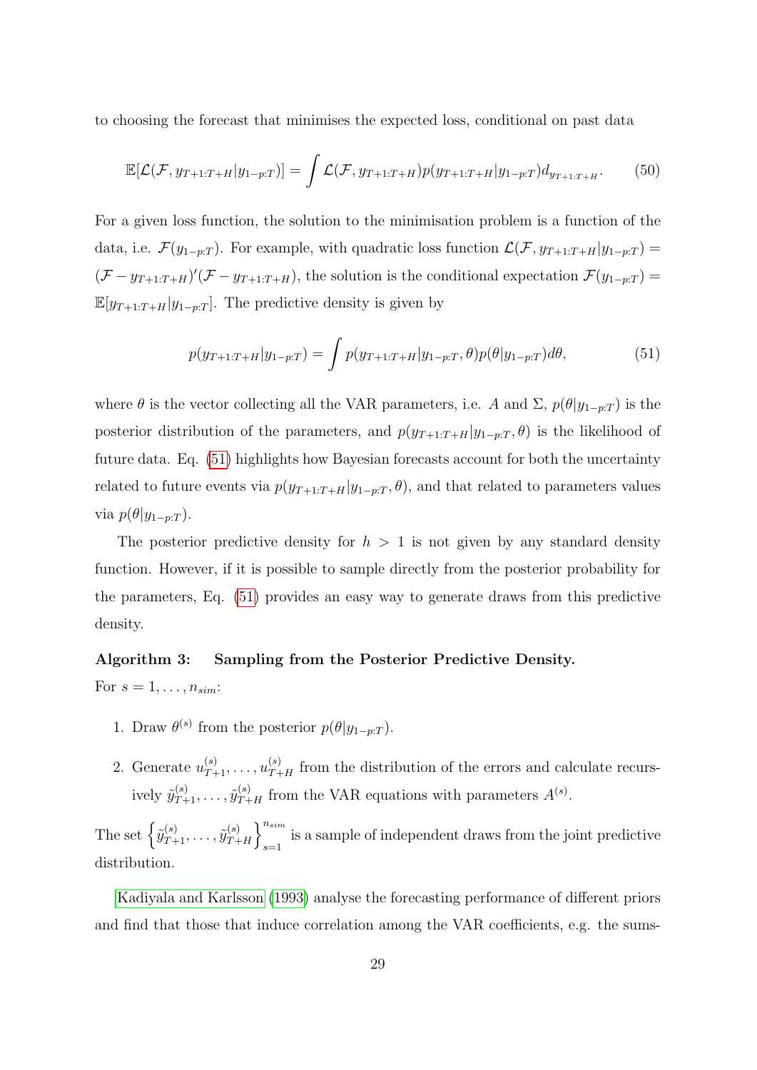to choosing the forecast that minimises the expected loss, conditional on past data

$$\mathbb{E}[\mathcal{L}(\mathcal{F}, y_{T+1:T+H}|y_{1-p:T})] = \int \mathcal{L}(\mathcal{F}, y_{T+1:T+H}) p(y_{T+1:T+H}|y_{1-p:T}) d_{y_{T+1:T+H}}. \tag{50}$$

For a given loss function, the solution to the minimisation problem is a function of the data, i.e. $\mathcal{F}(y_{1-p:T})$. For example, with quadratic loss function $\mathcal{L}(\mathcal{F}, y_{T+1:T+H}|y_{1-p:T}) = (\mathcal{F} - y_{T+1:T+H})'(\mathcal{F} - y_{T+1:T+H})$, the solution is the conditional expectation $\mathcal{F}(y_{1-p:T}) = \mathbb{E}[y_{T+1:T+H}|y_{1-p:T}]$. The predictive density is given by

$$p(y_{T+1:T+H}|y_{1-p:T}) = \int p(y_{T+1:T+H}|y_{1-p:T}, \theta) p(\theta|y_{1-p:T}) d\theta, \tag{51}$$

where $\theta$ is the vector collecting all the VAR parameters, i.e. $A$ and $\Sigma$, $p(\theta|y_{1-p:T})$ is the posterior distribution of the parameters, and $p(y_{T+1:T+H}|y_{1-p:T}, \theta)$ is the likelihood of future data. Eq. (51) highlights how Bayesian forecasts account for both the uncertainty related to future events via $p(y_{T+1:T+H}|y_{1-p:T}, \theta)$, and that related to parameters values via $p(\theta|y_{1-p:T})$.

The posterior predictive density for $h > 1$ is not given by any standard density function. However, if it is possible to sample directly from the posterior probability for the parameters, Eq. (51) provides an easy way to generate draws from this predictive density.

**Algorithm 3: Sampling from the Posterior Predictive Density.**

For $s = 1, \ldots, n_{sim}$:

1. Draw $\theta^{(s)}$ from the posterior $p(\theta|y_{1-p:T})$.
2. Generate $u^{(s)}_{T+1}, \ldots, u^{(s)}_{T+H}$ from the distribution of the errors and calculate recursively $\tilde{y}^{(s)}_{T+1}, \ldots, \tilde{y}^{(s)}_{T+H}$ from the VAR equations with parameters $A^{(s)}$.

The set $\left\{\tilde{y}^{(s)}_{T+1}, \ldots, \tilde{y}^{(s)}_{T+H}\right\}_{s=1}^{n_{sim}}$ is a sample of independent draws from the joint predictive distribution.

Kadiyala and Karlsson (1993) analyse the forecasting performance of different priors and find that those that induce correlation among the VAR coefficients, e.g. the sums-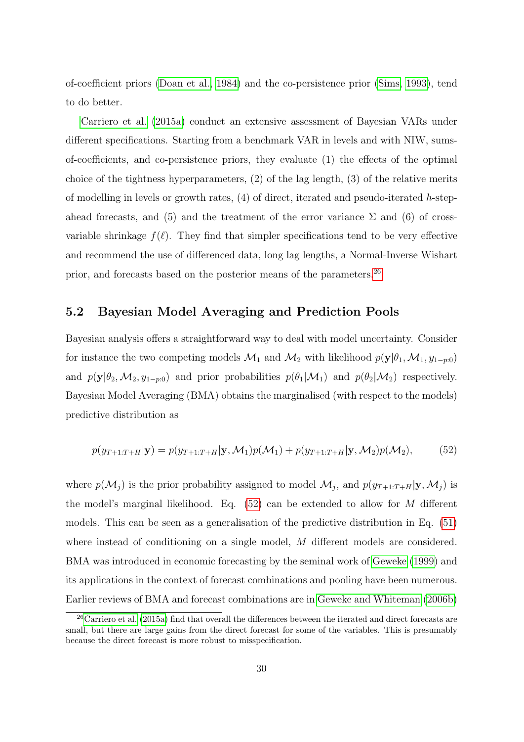of-coefficient priors (Doan et al., 1984) and the co-persistence prior (Sims, 1993), tend to do better.

Carriero et al. (2015a) conduct an extensive assessment of Bayesian VARs under different specifications. Starting from a benchmark VAR in levels and with NIW, sums-of-coefficients, and co-persistence priors, they evaluate (1) the effects of the optimal choice of the tightness hyperparameters, (2) of the lag length, (3) of the relative merits of modelling in levels or growth rates, (4) of direct, iterated and pseudo-iterated $h$-step-ahead forecasts, and (5) and the treatment of the error variance $\Sigma$ and (6) of cross-variable shrinkage $f(\ell)$. They find that simpler specifications tend to be very effective and recommend the use of differenced data, long lag lengths, a Normal-Inverse Wishart prior, and forecasts based on the posterior means of the parameters.[26]

## 5.2 Bayesian Model Averaging and Prediction Pools

Bayesian analysis offers a straightforward way to deal with model uncertainty. Consider for instance the two competing models $\mathcal{M}_1$ and $\mathcal{M}_2$ with likelihood $p(\mathbf{y}|\theta_1, \mathcal{M}_1, y_{1-p:0})$ and $p(\mathbf{y}|\theta_2, \mathcal{M}_2, y_{1-p:0})$ and prior probabilities $p(\theta_1|\mathcal{M}_1)$ and $p(\theta_2|\mathcal{M}_2)$ respectively. Bayesian Model Averaging (BMA) obtains the marginalised (with respect to the models) predictive distribution as

$$p(y_{T+1:T+H}|\mathbf{y}) = p(y_{T+1:T+H}|\mathbf{y}, \mathcal{M}_1)p(\mathcal{M}_1) + p(y_{T+1:T+H}|\mathbf{y}, \mathcal{M}_2)p(\mathcal{M}_2), \tag{52}$$

where $p(\mathcal{M}_j)$ is the prior probability assigned to model $\mathcal{M}_j$, and $p(y_{T+1:T+H}|\mathbf{y}, \mathcal{M}_j)$ is the model's marginal likelihood. Eq. (52) can be extended to allow for $M$ different models. This can be seen as a generalisation of the predictive distribution in Eq. (51) where instead of conditioning on a single model, $M$ different models are considered. BMA was introduced in economic forecasting by the seminal work of Geweke (1999) and its applications in the context of forecast combinations and pooling have been numerous. Earlier reviews of BMA and forecast combinations are in Geweke and Whiteman (2006b)

[26] Carriero et al. (2015a) find that overall the differences between the iterated and direct forecasts are small, but there are large gains from the direct forecast for some of the variables. This is presumably because the direct forecast is more robust to misspecification.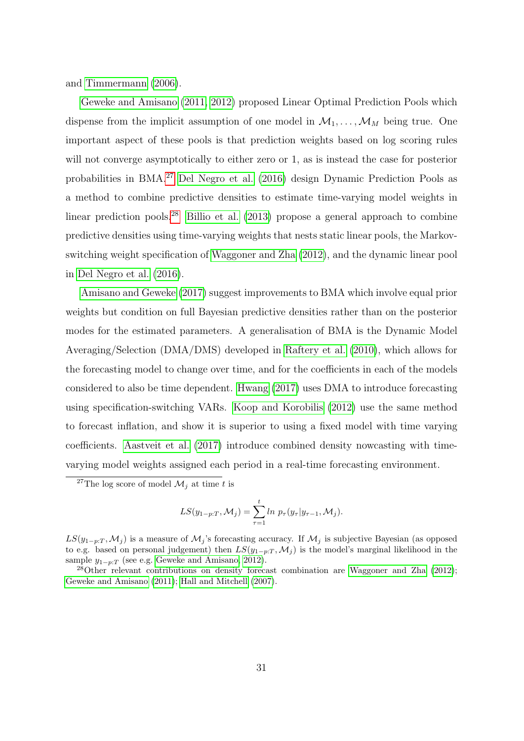and Timmermann (2006).

Geweke and Amisano (2011, 2012) proposed Linear Optimal Prediction Pools which dispense from the implicit assumption of one model in $\mathcal{M}_1, \ldots, \mathcal{M}_M$ being true. One important aspect of these pools is that prediction weights based on log scoring rules will not converge asymptotically to either zero or 1, as is instead the case for posterior probabilities in BMA.[27] Del Negro et al. (2016) design Dynamic Prediction Pools as a method to combine predictive densities to estimate time-varying model weights in linear prediction pools.[28] Billio et al. (2013) propose a general approach to combine predictive densities using time-varying weights that nests static linear pools, the Markov-switching weight specification of Waggoner and Zha (2012), and the dynamic linear pool in Del Negro et al. (2016).

Amisano and Geweke (2017) suggest improvements to BMA which involve equal prior weights but condition on full Bayesian predictive densities rather than on the posterior modes for the estimated parameters. A generalisation of BMA is the Dynamic Model Averaging/Selection (DMA/DMS) developed in Raftery et al. (2010), which allows for the forecasting model to change over time, and for the coefficients in each of the models considered to also be time dependent. Hwang (2017) uses DMA to introduce forecasting using specification-switching VARs. Koop and Korobilis (2012) use the same method to forecast inflation, and show it is superior to using a fixed model with time varying coefficients. Aastveit et al. (2017) introduce combined density nowcasting with time-varying model weights assigned each period in a real-time forecasting environment.

[27] The log score of model $\mathcal{M}_j$ at time $t$ is

$$LS(y_{1-p:T}, \mathcal{M}_j) = \sum_{\tau=1}^{t} ln \ p_\tau(y_\tau | y_{\tau-1}, \mathcal{M}_j).$$

$LS(y_{1-p:T}, \mathcal{M}_j)$ is a measure of $\mathcal{M}_j$'s forecasting accuracy. If $\mathcal{M}_j$ is subjective Bayesian (as opposed to e.g. based on personal judgement) then $LS(y_{1-p:T}, \mathcal{M}_j)$ is the model's marginal likelihood in the sample $y_{1-p:T}$ (see e.g. Geweke and Amisano, 2012).

[28] Other relevant contributions on density forecast combination are Waggoner and Zha (2012); Geweke and Amisano (2011); Hall and Mitchell (2007).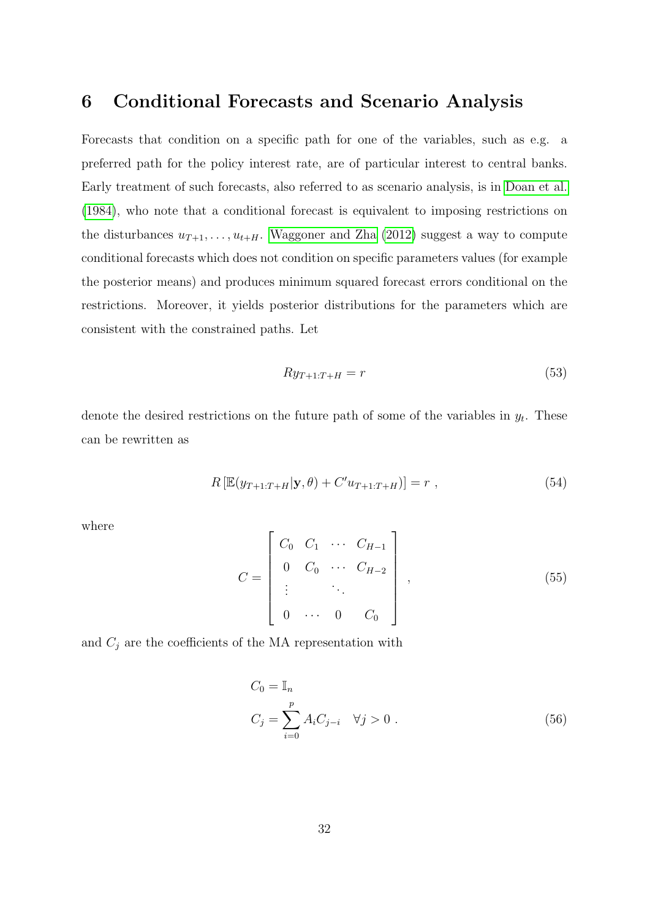# 6 Conditional Forecasts and Scenario Analysis

Forecasts that condition on a specific path for one of the variables, such as e.g. a preferred path for the policy interest rate, are of particular interest to central banks. Early treatment of such forecasts, also referred to as scenario analysis, is in Doan et al. (1984), who note that a conditional forecast is equivalent to imposing restrictions on the disturbances $u_{T+1}, \ldots, u_{t+H}$. Waggoner and Zha (2012) suggest a way to compute conditional forecasts which does not condition on specific parameters values (for example the posterior means) and produces minimum squared forecast errors conditional on the restrictions. Moreover, it yields posterior distributions for the parameters which are consistent with the constrained paths. Let

$$R y_{T+1:T+H} = r \tag{53}$$

denote the desired restrictions on the future path of some of the variables in $y_t$. These can be rewritten as

$$R \left[ \mathbb{E}(y_{T+1:T+H} | \mathbf{y}, \theta) + C' u_{T+1:T+H}) \right] = r \ , \tag{54}$$

where

$$C = \begin{bmatrix} C_0 & C_1 & \cdots & C_{H-1} \\ 0 & C_0 & \cdots & C_{H-2} \\ \vdots & & \ddots & \\ 0 & \cdots & 0 & C_0 \end{bmatrix} , \tag{55}$$

and $C_j$ are the coefficients of the MA representation with

$$\begin{aligned} C_0 &= \mathbb{I}_n \\ C_j &= \sum_{i=0}^{p} A_i C_{j-i} \quad \forall j > 0 \ . \end{aligned} \tag{56}$$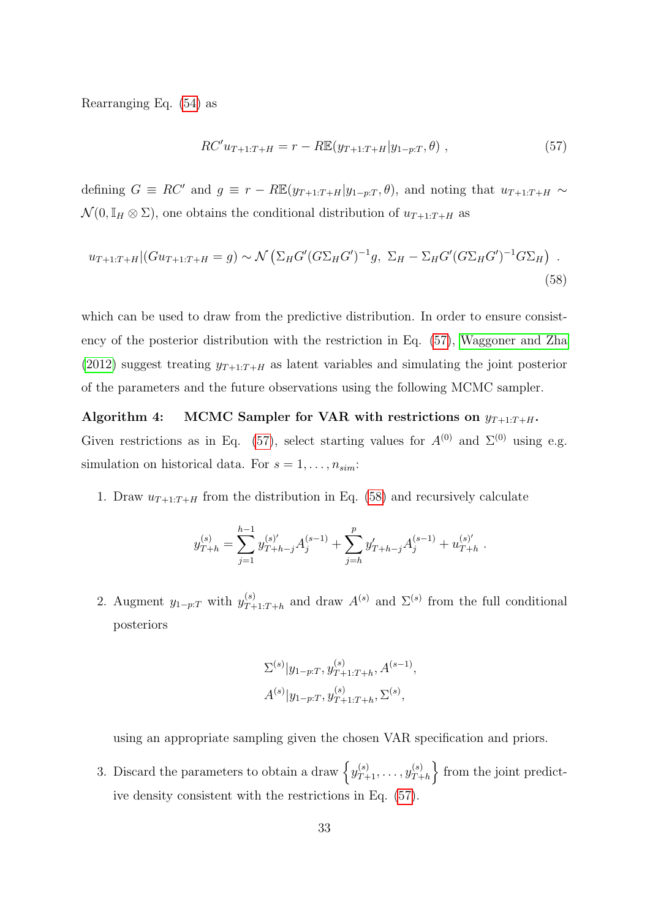Rearranging Eq. (54) as

$$RC' u_{T+1:T+H} = r - R\mathbb{E}(y_{T+1:T+H}|y_{1-p:T}, \theta) \ , \tag{57}$$

defining $G \equiv RC'$ and $g \equiv r - R\mathbb{E}(y_{T+1:T+H}|y_{1-p:T}, \theta)$, and noting that $u_{T+1:T+H} \sim \mathcal{N}(0, \mathbb{I}_H \otimes \Sigma)$, one obtains the conditional distribution of $u_{T+1:T+H}$ as

$$u_{T+1:T+H}|(Gu_{T+1:T+H} = g) \sim \mathcal{N}\left(\Sigma_H G'(G\Sigma_H G')^{-1} g,\ \Sigma_H - \Sigma_H G'(G\Sigma_H G')^{-1} G\Sigma_H\right) \ . \tag{58}$$

which can be used to draw from the predictive distribution. In order to ensure consistency of the posterior distribution with the restriction in Eq. (57), Waggoner and Zha (2012) suggest treating $y_{T+1:T+H}$ as latent variables and simulating the joint posterior of the parameters and the future observations using the following MCMC sampler.

**Algorithm 4: MCMC Sampler for VAR with restrictions on $y_{T+1:T+H}$.** Given restrictions as in Eq. (57), select starting values for $A^{(0)}$ and $\Sigma^{(0)}$ using e.g. simulation on historical data. For $s = 1, \ldots, n_{sim}$:

1. Draw $u_{T+1:T+H}$ from the distribution in Eq. (58) and recursively calculate

$$y^{(s)}_{T+h} = \sum_{j=1}^{h-1} y^{(s)'}_{T+h-j} A^{(s-1)}_j + \sum_{j=h}^{p} y'_{T+h-j} A^{(s-1)}_j + u^{(s)'}_{T+h} \ .$$

2. Augment $y_{1-p:T}$ with $y^{(s)}_{T+1:T+h}$ and draw $A^{(s)}$ and $\Sigma^{(s)}$ from the full conditional posteriors

$$\Sigma^{(s)}|y_{1-p:T}, y^{(s)}_{T+1:T+h}, A^{(s-1)},$$
$$A^{(s)}|y_{1-p:T}, y^{(s)}_{T+1:T+h}, \Sigma^{(s)},$$

using an appropriate sampling given the chosen VAR specification and priors.

3. Discard the parameters to obtain a draw $\left\{y^{(s)}_{T+1}, \ldots, y^{(s)}_{T+h}\right\}$ from the joint predictive density consistent with the restrictions in Eq. (57).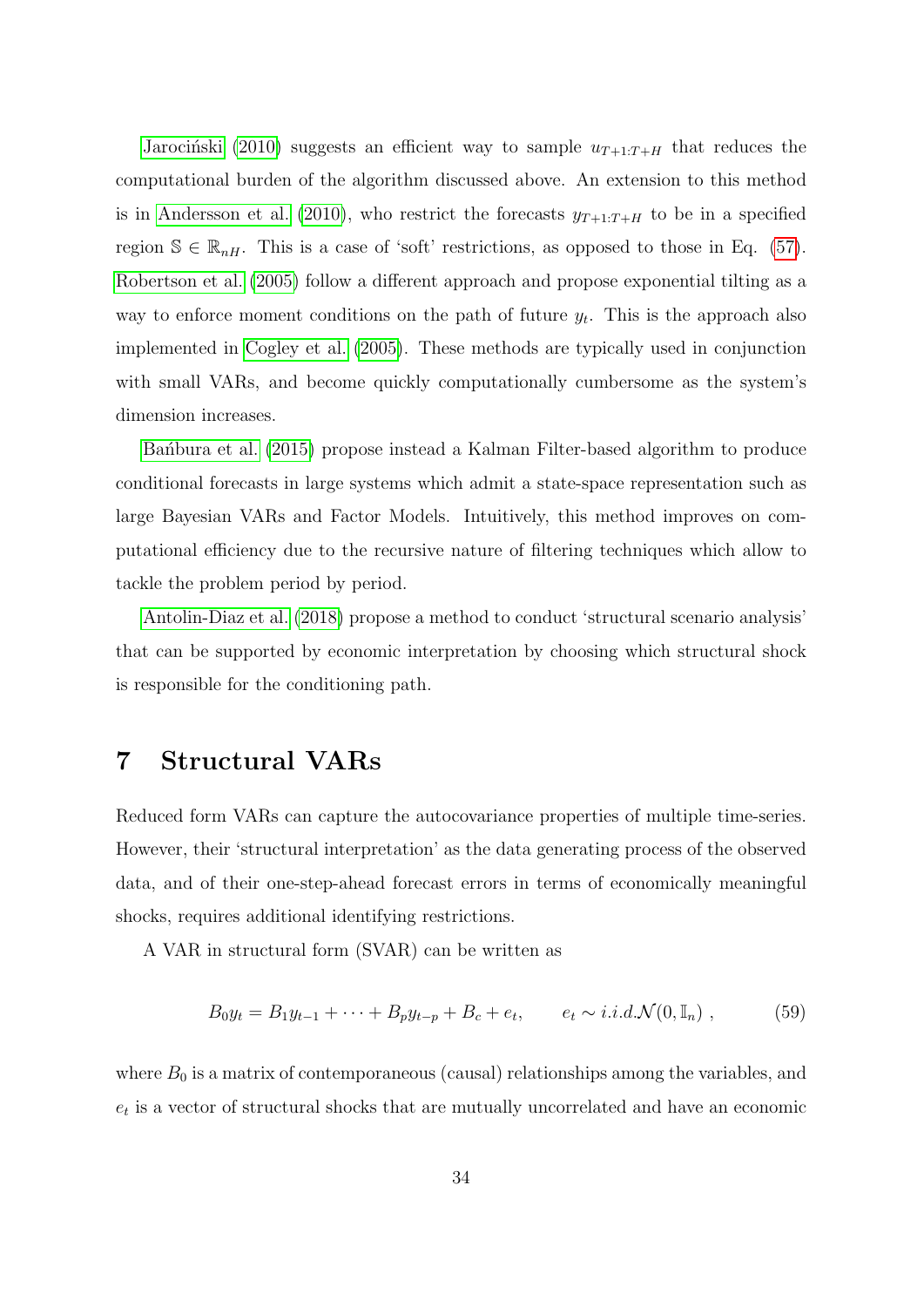Jarociński (2010) suggests an efficient way to sample $u_{T+1:T+H}$ that reduces the computational burden of the algorithm discussed above. An extension to this method is in Andersson et al. (2010), who restrict the forecasts $y_{T+1:T+H}$ to be in a specified region $\mathbb{S} \in \mathbb{R}_{nH}$. This is a case of 'soft' restrictions, as opposed to those in Eq. (57). Robertson et al. (2005) follow a different approach and propose exponential tilting as a way to enforce moment conditions on the path of future $y_t$. This is the approach also implemented in Cogley et al. (2005). These methods are typically used in conjunction with small VARs, and become quickly computationally cumbersome as the system's dimension increases.

Bańbura et al. (2015) propose instead a Kalman Filter-based algorithm to produce conditional forecasts in large systems which admit a state-space representation such as large Bayesian VARs and Factor Models. Intuitively, this method improves on computational efficiency due to the recursive nature of filtering techniques which allow to tackle the problem period by period.

Antolin-Diaz et al. (2018) propose a method to conduct 'structural scenario analysis' that can be supported by economic interpretation by choosing which structural shock is responsible for the conditioning path.

# 7 Structural VARs

Reduced form VARs can capture the autocovariance properties of multiple time-series. However, their 'structural interpretation' as the data generating process of the observed data, and of their one-step-ahead forecast errors in terms of economically meaningful shocks, requires additional identifying restrictions.

A VAR in structural form (SVAR) can be written as

$$B_0 y_t = B_1 y_{t-1} + \cdots + B_p y_{t-p} + B_c + e_t, \qquad e_t \sim i.i.d.\mathcal{N}(0, \mathbb{I}_n) \ , \tag{59}$$

where $B_0$ is a matrix of contemporaneous (causal) relationships among the variables, and $e_t$ is a vector of structural shocks that are mutually uncorrelated and have an economic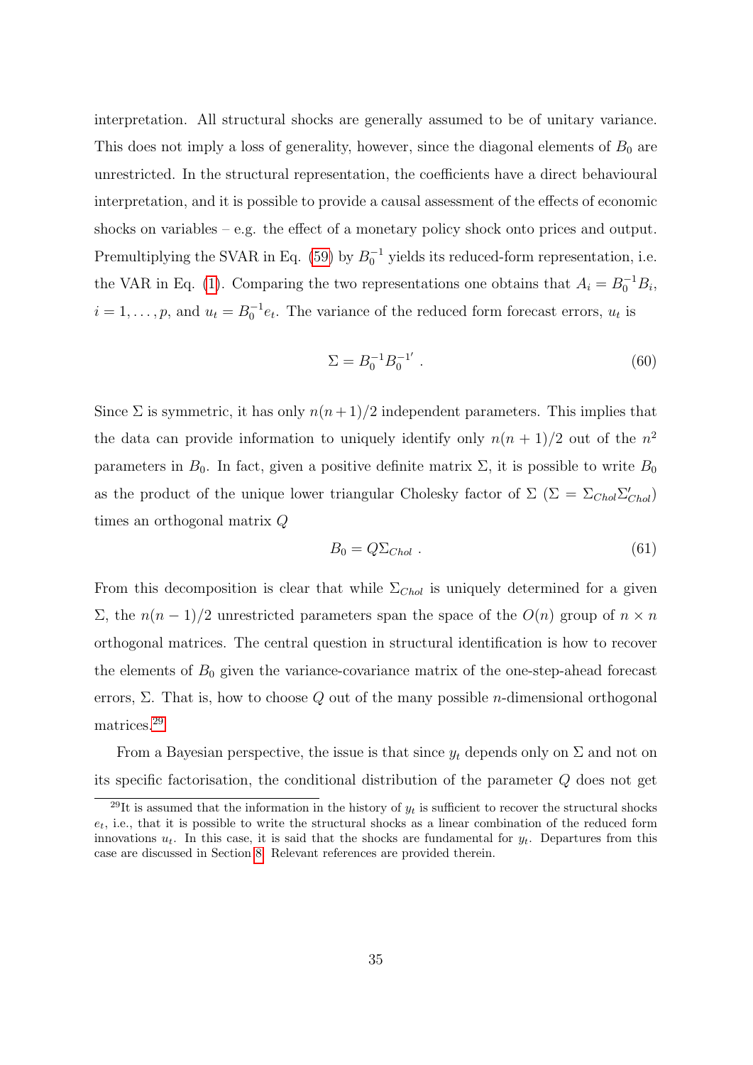interpretation. All structural shocks are generally assumed to be of unitary variance. This does not imply a loss of generality, however, since the diagonal elements of $B_0$ are unrestricted. In the structural representation, the coefficients have a direct behavioural interpretation, and it is possible to provide a causal assessment of the effects of economic shocks on variables – e.g. the effect of a monetary policy shock onto prices and output. Premultiplying the SVAR in Eq. (59) by $B_0^{-1}$ yields its reduced-form representation, i.e. the VAR in Eq. (1). Comparing the two representations one obtains that $A_i = B_0^{-1}B_i$, $i = 1, \ldots, p$, and $u_t = B_0^{-1}e_t$. The variance of the reduced form forecast errors, $u_t$ is

$$\Sigma = B_0^{-1}B_0^{-1'} \; . \tag{60}$$

Since $\Sigma$ is symmetric, it has only $n(n+1)/2$ independent parameters. This implies that the data can provide information to uniquely identify only $n(n+1)/2$ out of the $n^2$ parameters in $B_0$. In fact, given a positive definite matrix $\Sigma$, it is possible to write $B_0$ as the product of the unique lower triangular Cholesky factor of $\Sigma$ ($\Sigma = \Sigma_{Chol}\Sigma_{Chol}'$) times an orthogonal matrix $Q$

$$B_0 = Q\Sigma_{Chol} \; . \tag{61}$$

From this decomposition is clear that while $\Sigma_{Chol}$ is uniquely determined for a given $\Sigma$, the $n(n-1)/2$ unrestricted parameters span the space of the $O(n)$ group of $n \times n$ orthogonal matrices. The central question in structural identification is how to recover the elements of $B_0$ given the variance-covariance matrix of the one-step-ahead forecast errors, $\Sigma$. That is, how to choose $Q$ out of the many possible $n$-dimensional orthogonal matrices.[29]

From a Bayesian perspective, the issue is that since $y_t$ depends only on $\Sigma$ and not on its specific factorisation, the conditional distribution of the parameter $Q$ does not get

[29]It is assumed that the information in the history of $y_t$ is sufficient to recover the structural shocks $e_t$, i.e., that it is possible to write the structural shocks as a linear combination of the reduced form innovations $u_t$. In this case, it is said that the shocks are fundamental for $y_t$. Departures from this case are discussed in Section 8. Relevant references are provided therein.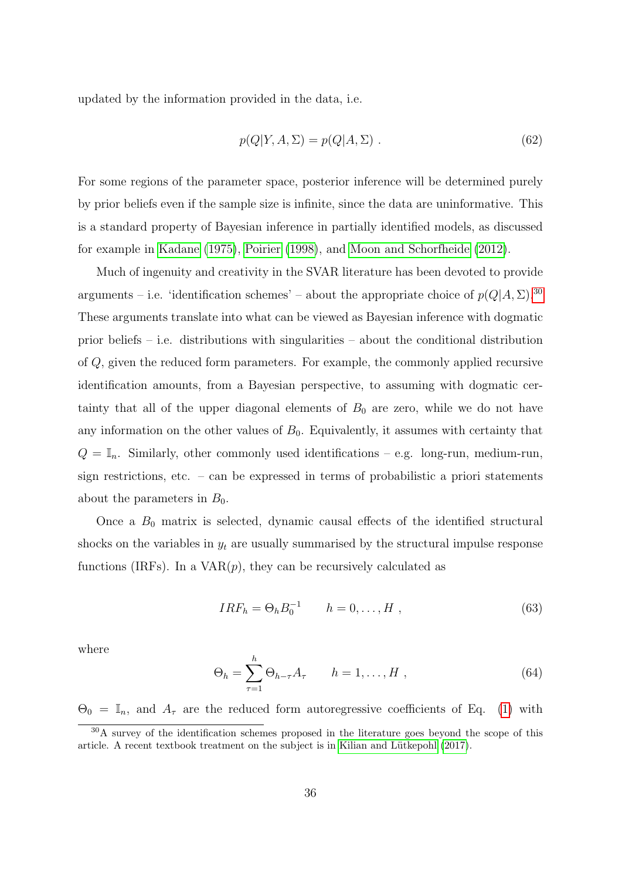updated by the information provided in the data, i.e.

$$p(Q|Y, A, \Sigma) = p(Q|A, \Sigma) \ . \tag{62}$$

For some regions of the parameter space, posterior inference will be determined purely by prior beliefs even if the sample size is infinite, since the data are uninformative. This is a standard property of Bayesian inference in partially identified models, as discussed for example in Kadane (1975), Poirier (1998), and Moon and Schorfheide (2012).

Much of ingenuity and creativity in the SVAR literature has been devoted to provide arguments – i.e. 'identification schemes' – about the appropriate choice of $p(Q|A, \Sigma)$.[30] These arguments translate into what can be viewed as Bayesian inference with dogmatic prior beliefs – i.e. distributions with singularities – about the conditional distribution of $Q$, given the reduced form parameters. For example, the commonly applied recursive identification amounts, from a Bayesian perspective, to assuming with dogmatic certainty that all of the upper diagonal elements of $B_0$ are zero, while we do not have any information on the other values of $B_0$. Equivalently, it assumes with certainty that $Q = \mathbb{I}_n$. Similarly, other commonly used identifications – e.g. long-run, medium-run, sign restrictions, etc. – can be expressed in terms of probabilistic a priori statements about the parameters in $B_0$.

Once a $B_0$ matrix is selected, dynamic causal effects of the identified structural shocks on the variables in $y_t$ are usually summarised by the structural impulse response functions (IRFs). In a VAR($p$), they can be recursively calculated as

$$IRF_h = \Theta_h B_0^{-1} \qquad h = 0, \ldots, H \ , \tag{63}$$

where

$$\Theta_h = \sum_{\tau=1}^{h} \Theta_{h-\tau} A_\tau \qquad h = 1, \ldots, H \ , \tag{64}$$

$\Theta_0 = \mathbb{I}_n$, and $A_\tau$ are the reduced form autoregressive coefficients of Eq. (1) with

[30] A survey of the identification schemes proposed in the literature goes beyond the scope of this article. A recent textbook treatment on the subject is in Kilian and Lütkepohl (2017).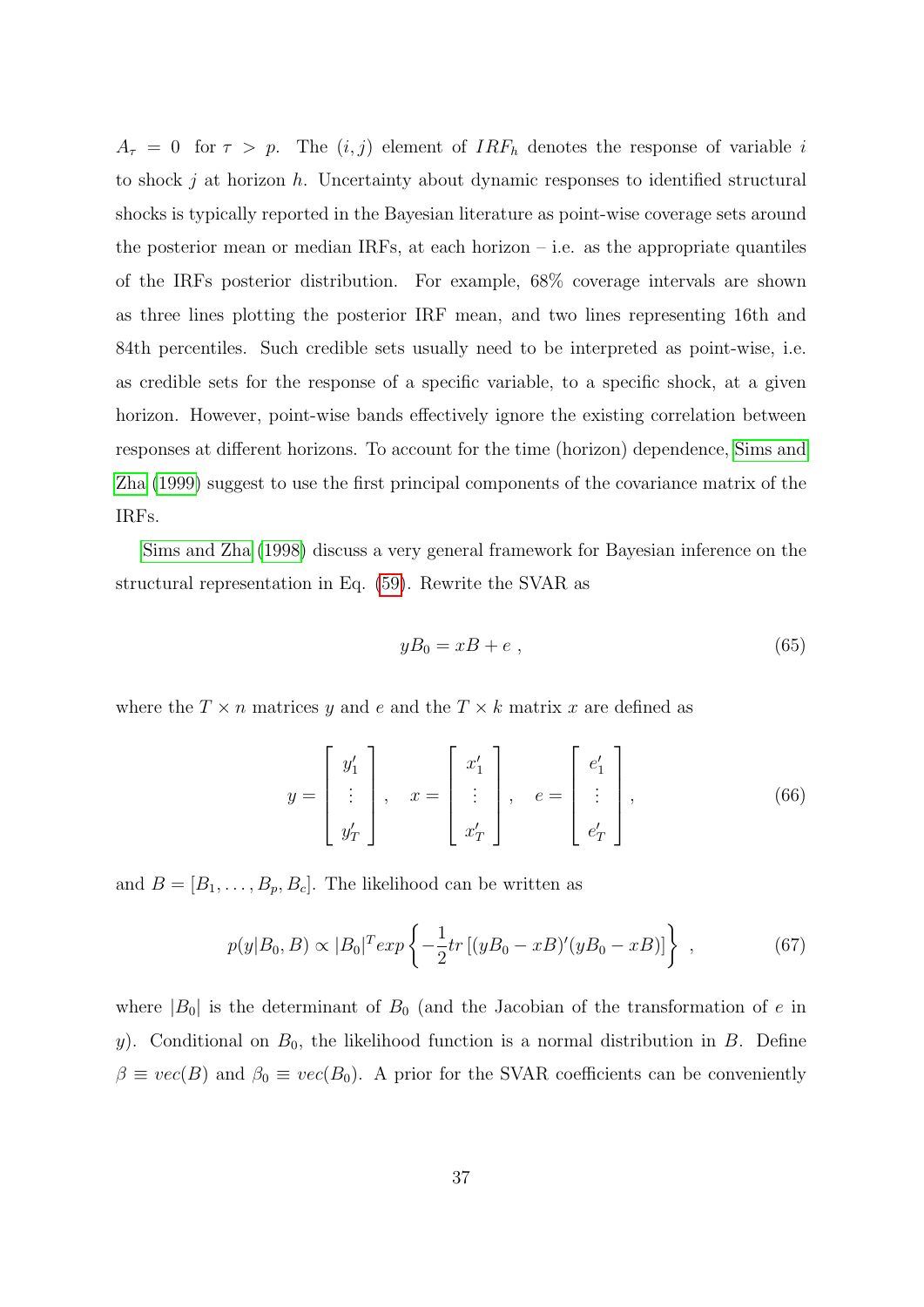$A_\tau = 0$ for $\tau > p$. The $(i,j)$ element of $IRF_h$ denotes the response of variable $i$ to shock $j$ at horizon $h$. Uncertainty about dynamic responses to identified structural shocks is typically reported in the Bayesian literature as point-wise coverage sets around the posterior mean or median IRFs, at each horizon – i.e. as the appropriate quantiles of the IRFs posterior distribution. For example, 68% coverage intervals are shown as three lines plotting the posterior IRF mean, and two lines representing 16th and 84th percentiles. Such credible sets usually need to be interpreted as point-wise, i.e. as credible sets for the response of a specific variable, to a specific shock, at a given horizon. However, point-wise bands effectively ignore the existing correlation between responses at different horizons. To account for the time (horizon) dependence, Sims and Zha (1999) suggest to use the first principal components of the covariance matrix of the IRFs.

Sims and Zha (1998) discuss a very general framework for Bayesian inference on the structural representation in Eq. (59). Rewrite the SVAR as

$$yB_0 = xB + e \ , \tag{65}$$

where the $T \times n$ matrices $y$ and $e$ and the $T \times k$ matrix $x$ are defined as

$$y = \begin{bmatrix} y_1' \\ \vdots \\ y_T' \end{bmatrix}, \quad x = \begin{bmatrix} x_1' \\ \vdots \\ x_T' \end{bmatrix}, \quad e = \begin{bmatrix} e_1' \\ \vdots \\ e_T' \end{bmatrix}, \tag{66}$$

and $B = [B_1, \ldots, B_p, B_c]$. The likelihood can be written as

$$p(y|B_0, B) \propto |B_0|^T exp\left\{-\frac{1}{2}tr\left[(yB_0 - xB)'(yB_0 - xB)\right]\right\} \ , \tag{67}$$

where $|B_0|$ is the determinant of $B_0$ (and the Jacobian of the transformation of $e$ in $y$). Conditional on $B_0$, the likelihood function is a normal distribution in $B$. Define $\beta \equiv vec(B)$ and $\beta_0 \equiv vec(B_0)$. A prior for the SVAR coefficients can be conveniently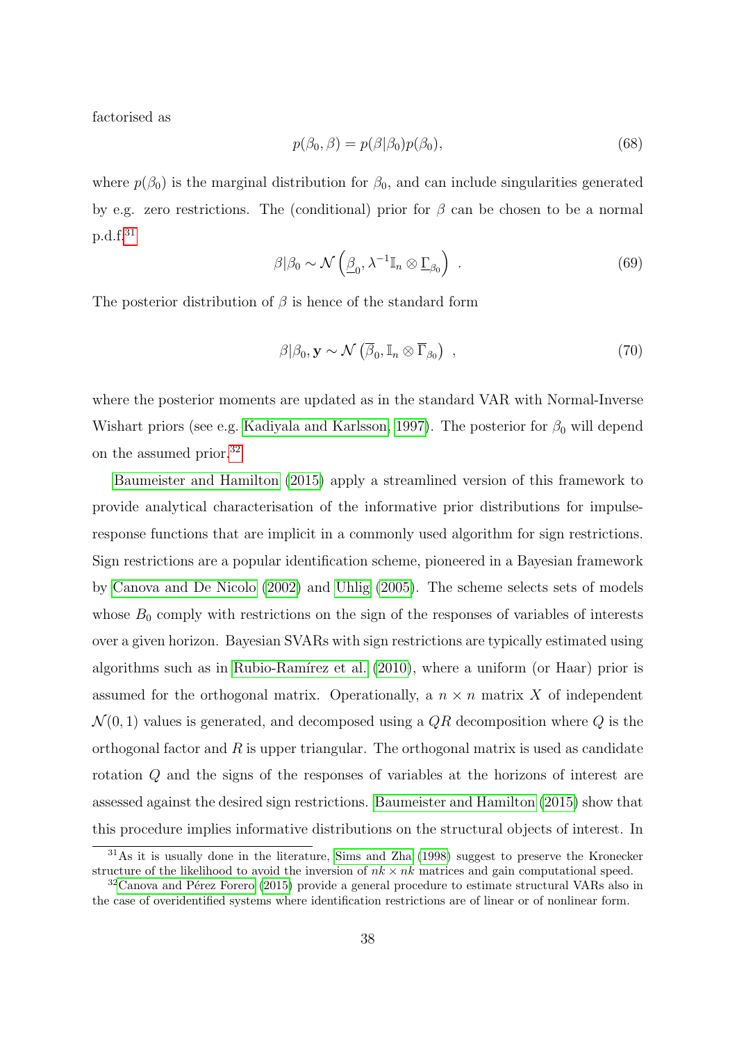factorised as

$$p(\beta_0, \beta) = p(\beta|\beta_0)p(\beta_0), \tag{68}$$

where $p(\beta_0)$ is the marginal distribution for $\beta_0$, and can include singularities generated by e.g. zero restrictions. The (conditional) prior for $\beta$ can be chosen to be a normal p.d.f.[31]

$$\beta|\beta_0 \sim \mathcal{N}\left(\underline{\beta}_0, \lambda^{-1}\mathbb{I}_n \otimes \underline{\Gamma}_{\beta_0}\right) \ . \tag{69}$$

The posterior distribution of $\beta$ is hence of the standard form

$$\beta|\beta_0, \mathbf{y} \sim \mathcal{N}\left(\overline{\beta}_0, \mathbb{I}_n \otimes \overline{\Gamma}_{\beta_0}\right) \ , \tag{70}$$

where the posterior moments are updated as in the standard VAR with Normal-Inverse Wishart priors (see e.g. Kadiyala and Karlsson, 1997). The posterior for $\beta_0$ will depend on the assumed prior.[32]

Baumeister and Hamilton (2015) apply a streamlined version of this framework to provide analytical characterisation of the informative prior distributions for impulse-response functions that are implicit in a commonly used algorithm for sign restrictions. Sign restrictions are a popular identification scheme, pioneered in a Bayesian framework by Canova and De Nicolo (2002) and Uhlig (2005). The scheme selects sets of models whose $B_0$ comply with restrictions on the sign of the responses of variables of interests over a given horizon. Bayesian SVARs with sign restrictions are typically estimated using algorithms such as in Rubio-Ramírez et al. (2010), where a uniform (or Haar) prior is assumed for the orthogonal matrix. Operationally, a $n \times n$ matrix $X$ of independent $\mathcal{N}(0, 1)$ values is generated, and decomposed using a $QR$ decomposition where $Q$ is the orthogonal factor and $R$ is upper triangular. The orthogonal matrix is used as candidate rotation $Q$ and the signs of the responses of variables at the horizons of interest are assessed against the desired sign restrictions. Baumeister and Hamilton (2015) show that this procedure implies informative distributions on the structural objects of interest. In

[31] As it is usually done in the literature, Sims and Zha (1998) suggest to preserve the Kronecker structure of the likelihood to avoid the inversion of $nk \times nk$ matrices and gain computational speed.

[32] Canova and Pérez Forero (2015) provide a general procedure to estimate structural VARs also in the case of overidentified systems where identification restrictions are of linear or of nonlinear form.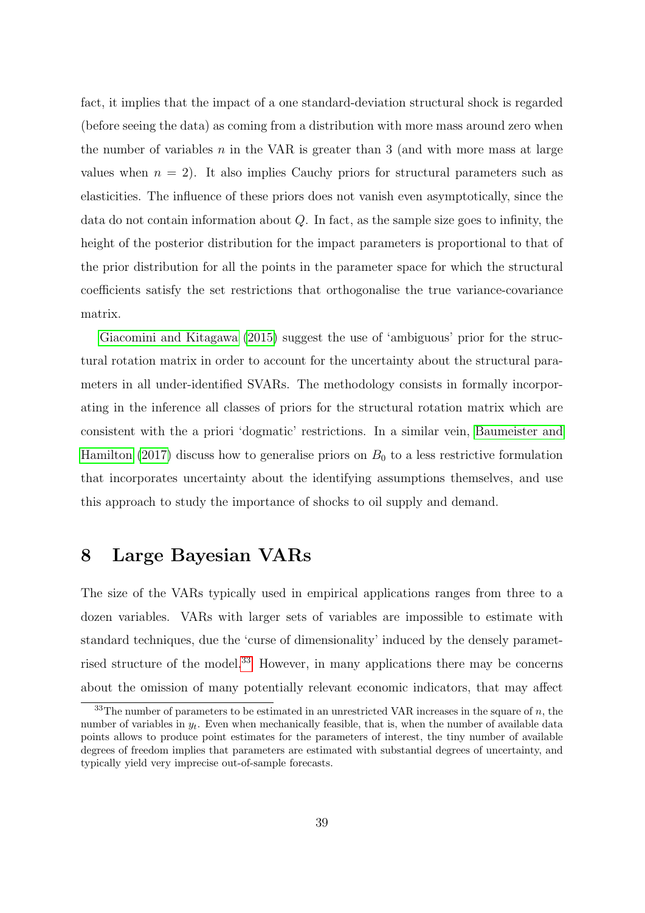fact, it implies that the impact of a one standard-deviation structural shock is regarded (before seeing the data) as coming from a distribution with more mass around zero when the number of variables $n$ in the VAR is greater than 3 (and with more mass at large values when $n = 2$). It also implies Cauchy priors for structural parameters such as elasticities. The influence of these priors does not vanish even asymptotically, since the data do not contain information about $Q$. In fact, as the sample size goes to infinity, the height of the posterior distribution for the impact parameters is proportional to that of the prior distribution for all the points in the parameter space for which the structural coefficients satisfy the set restrictions that orthogonalise the true variance-covariance matrix.

Giacomini and Kitagawa (2015) suggest the use of 'ambiguous' prior for the structural rotation matrix in order to account for the uncertainty about the structural parameters in all under-identified SVARs. The methodology consists in formally incorporating in the inference all classes of priors for the structural rotation matrix which are consistent with the a priori 'dogmatic' restrictions. In a similar vein, Baumeister and Hamilton (2017) discuss how to generalise priors on $B_0$ to a less restrictive formulation that incorporates uncertainty about the identifying assumptions themselves, and use this approach to study the importance of shocks to oil supply and demand.

# 8 Large Bayesian VARs

The size of the VARs typically used in empirical applications ranges from three to a dozen variables. VARs with larger sets of variables are impossible to estimate with standard techniques, due the 'curse of dimensionality' induced by the densely parametrised structure of the model.[33] However, in many applications there may be concerns about the omission of many potentially relevant economic indicators, that may affect

[33] The number of parameters to be estimated in an unrestricted VAR increases in the square of $n$, the number of variables in $y_t$. Even when mechanically feasible, that is, when the number of available data points allows to produce point estimates for the parameters of interest, the tiny number of available degrees of freedom implies that parameters are estimated with substantial degrees of uncertainty, and typically yield very imprecise out-of-sample forecasts.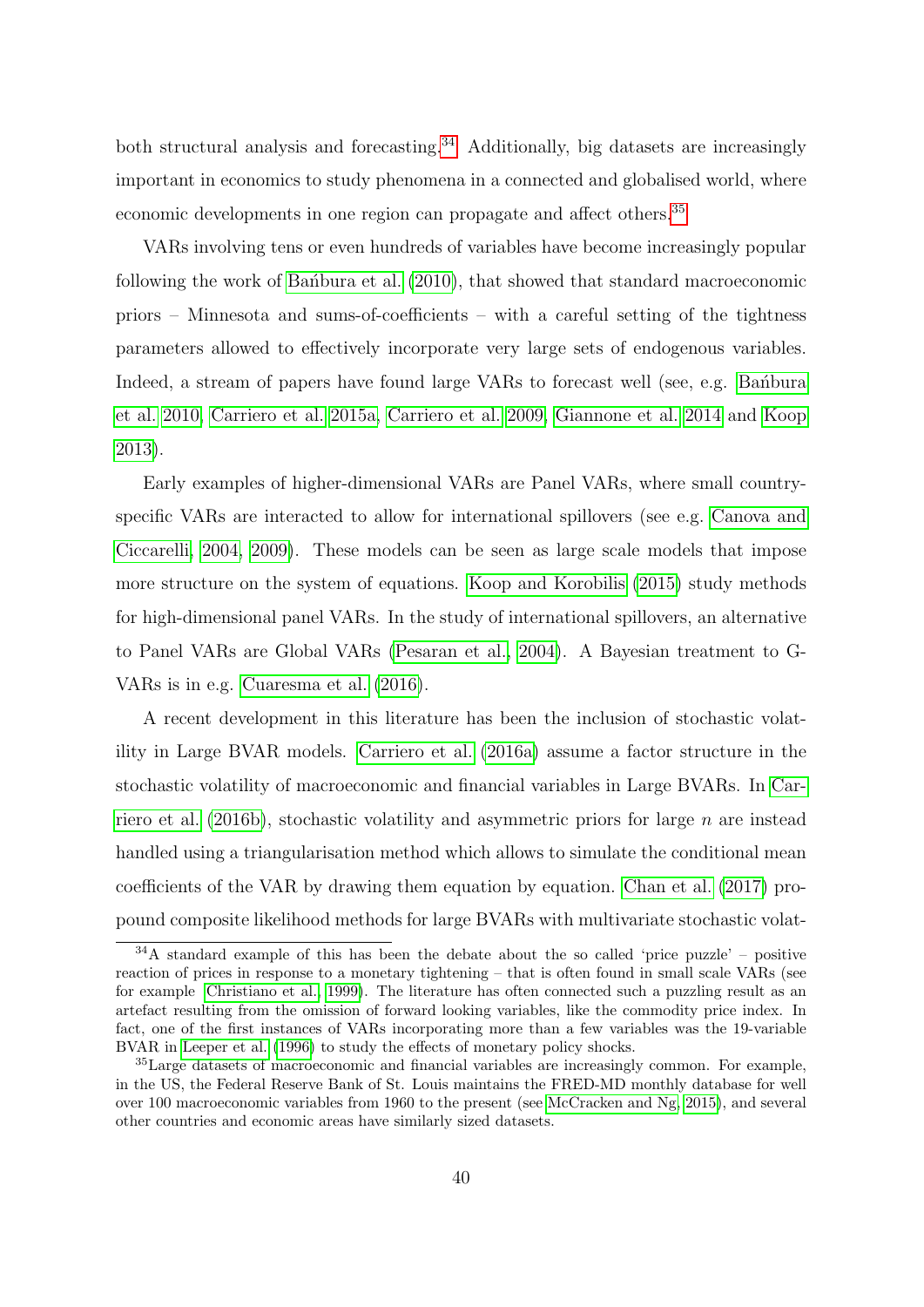both structural analysis and forecasting.[34] Additionally, big datasets are increasingly important in economics to study phenomena in a connected and globalised world, where economic developments in one region can propagate and affect others.[35]

VARs involving tens or even hundreds of variables have become increasingly popular following the work of Bańbura et al. (2010), that showed that standard macroeconomic priors – Minnesota and sums-of-coefficients – with a careful setting of the tightness parameters allowed to effectively incorporate very large sets of endogenous variables. Indeed, a stream of papers have found large VARs to forecast well (see, e.g. Bańbura et al. 2010, Carriero et al. 2015a, Carriero et al. 2009, Giannone et al. 2014 and Koop 2013).

Early examples of higher-dimensional VARs are Panel VARs, where small country-specific VARs are interacted to allow for international spillovers (see e.g. Canova and Ciccarelli, 2004, 2009). These models can be seen as large scale models that impose more structure on the system of equations. Koop and Korobilis (2015) study methods for high-dimensional panel VARs. In the study of international spillovers, an alternative to Panel VARs are Global VARs (Pesaran et al., 2004). A Bayesian treatment to G-VARs is in e.g. Cuaresma et al. (2016).

A recent development in this literature has been the inclusion of stochastic volatility in Large BVAR models. Carriero et al. (2016a) assume a factor structure in the stochastic volatility of macroeconomic and financial variables in Large BVARs. In Carriero et al. (2016b), stochastic volatility and asymmetric priors for large $n$ are instead handled using a triangularisation method which allows to simulate the conditional mean coefficients of the VAR by drawing them equation by equation. Chan et al. (2017) propound composite likelihood methods for large BVARs with multivariate stochastic volat-

[34] A standard example of this has been the debate about the so called 'price puzzle' – positive reaction of prices in response to a monetary tightening – that is often found in small scale VARs (see for example Christiano et al. 1999). The literature has often connected such a puzzling result as an artefact resulting from the omission of forward looking variables, like the commodity price index. In fact, one of the first instances of VARs incorporating more than a few variables was the 19-variable BVAR in Leeper et al. (1996) to study the effects of monetary policy shocks.

[35] Large datasets of macroeconomic and financial variables are increasingly common. For example, in the US, the Federal Reserve Bank of St. Louis maintains the FRED-MD monthly database for well over 100 macroeconomic variables from 1960 to the present (see McCracken and Ng, 2015), and several other countries and economic areas have similarly sized datasets.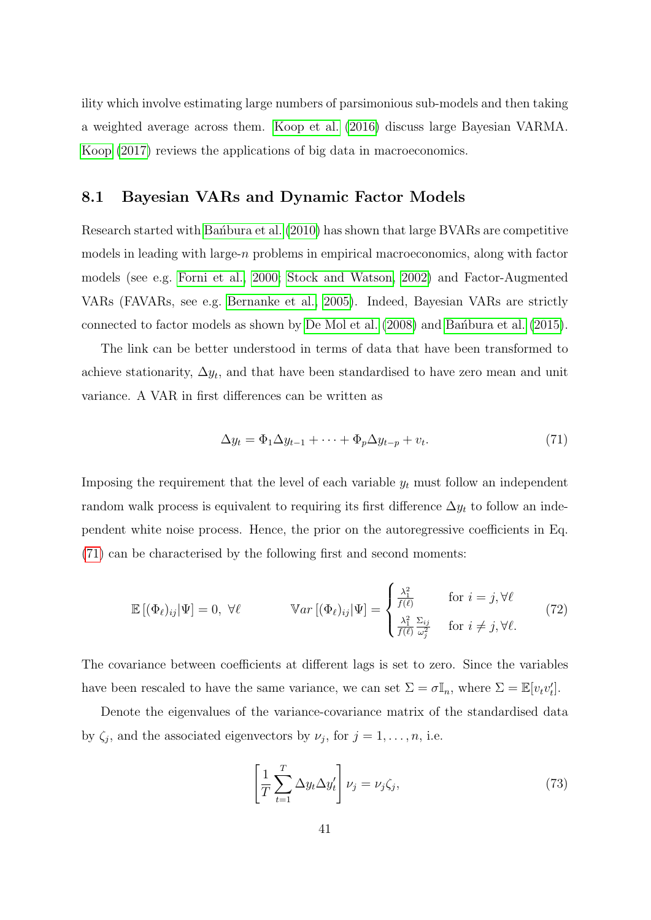ility which involve estimating large numbers of parsimonious sub-models and then taking a weighted average across them. Koop et al. (2016) discuss large Bayesian VARMA. Koop (2017) reviews the applications of big data in macroeconomics.

## 8.1 Bayesian VARs and Dynamic Factor Models

Research started with Bańbura et al. (2010) has shown that large BVARs are competitive models in leading with large-$n$ problems in empirical macroeconomics, along with factor models (see e.g. Forni et al., 2000; Stock and Watson, 2002) and Factor-Augmented VARs (FAVARs, see e.g. Bernanke et al., 2005). Indeed, Bayesian VARs are strictly connected to factor models as shown by De Mol et al. (2008) and Bańbura et al. (2015).

The link can be better understood in terms of data that have been transformed to achieve stationarity, $\Delta y_t$, and that have been standardised to have zero mean and unit variance. A VAR in first differences can be written as

$$\Delta y_t = \Phi_1 \Delta y_{t-1} + \cdots + \Phi_p \Delta y_{t-p} + v_t. \tag{71}$$

Imposing the requirement that the level of each variable $y_t$ must follow an independent random walk process is equivalent to requiring its first difference $\Delta y_t$ to follow an independent white noise process. Hence, the prior on the autoregressive coefficients in Eq. (71) can be characterised by the following first and second moments:

$$\mathbb{E}\left[(\Phi_\ell)_{ij}|\Psi\right] = 0, \ \forall \ell \qquad\qquad \mathbb{V}ar\left[(\Phi_\ell)_{ij}|\Psi\right] = \begin{cases} \frac{\lambda_1^2}{f(\ell)} & \text{for } i = j, \forall \ell \\ \frac{\lambda_1^2}{f(\ell)} \frac{\Sigma_{ij}}{\omega_j^2} & \text{for } i \neq j, \forall \ell. \end{cases} \tag{72}$$

The covariance between coefficients at different lags is set to zero. Since the variables have been rescaled to have the same variance, we can set $\Sigma = \sigma \mathbb{I}_n$, where $\Sigma = \mathbb{E}[v_t v_t']$.

Denote the eigenvalues of the variance-covariance matrix of the standardised data by $\zeta_j$, and the associated eigenvectors by $\nu_j$, for $j = 1, \ldots, n$, i.e.

$$\left[\frac{1}{T}\sum_{t=1}^{T} \Delta y_t \Delta y_t'\right] \nu_j = \nu_j \zeta_j, \tag{73}$$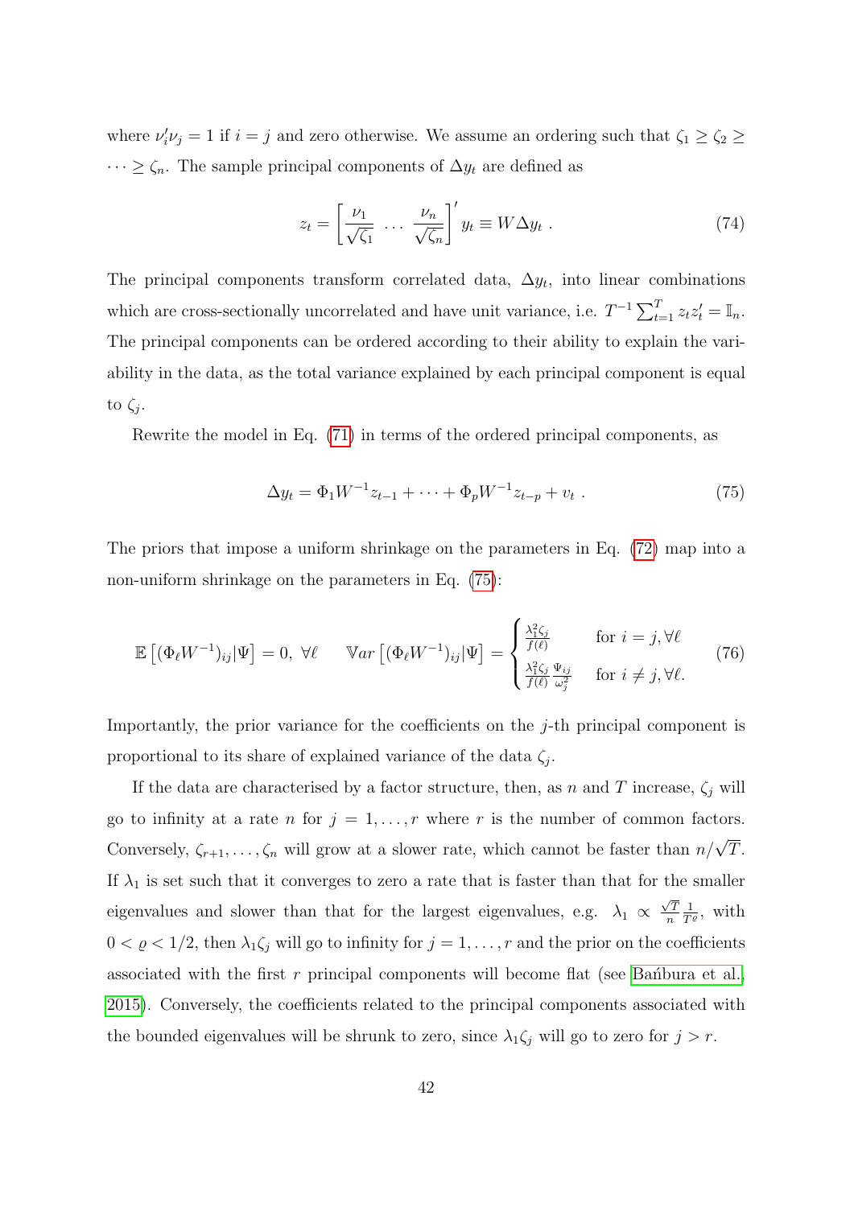where $\nu_i'\nu_j = 1$ if $i = j$ and zero otherwise. We assume an ordering such that $\zeta_1 \geq \zeta_2 \geq \cdots \geq \zeta_n$. The sample principal components of $\Delta y_t$ are defined as

$$z_t = \left[ \frac{\nu_1}{\sqrt{\zeta_1}} \; \ldots \; \frac{\nu_n}{\sqrt{\zeta_n}} \right]' y_t \equiv W \Delta y_t \; . \tag{74}$$

The principal components transform correlated data, $\Delta y_t$, into linear combinations which are cross-sectionally uncorrelated and have unit variance, i.e. $T^{-1}\sum_{t=1}^{T} z_t z_t' = \mathbb{I}_n$. The principal components can be ordered according to their ability to explain the variability in the data, as the total variance explained by each principal component is equal to $\zeta_j$.

Rewrite the model in Eq. (71) in terms of the ordered principal components, as

$$\Delta y_t = \Phi_1 W^{-1} z_{t-1} + \cdots + \Phi_p W^{-1} z_{t-p} + v_t \; . \tag{75}$$

The priors that impose a uniform shrinkage on the parameters in Eq. (72) map into a non-uniform shrinkage on the parameters in Eq. (75):

$$\mathbb{E}\left[(\Phi_\ell W^{-1})_{ij} | \Psi\right] = 0, \; \forall \ell \qquad \mathbb{V}ar\left[(\Phi_\ell W^{-1})_{ij} | \Psi\right] = \begin{cases} \frac{\lambda_1^2 \zeta_j}{f(\ell)} & \text{for } i = j, \forall \ell \\ \frac{\lambda_1^2 \zeta_j}{f(\ell)} \frac{\Psi_{ij}}{\omega_j^2} & \text{for } i \neq j, \forall \ell. \end{cases} \tag{76}$$

Importantly, the prior variance for the coefficients on the $j$-th principal component is proportional to its share of explained variance of the data $\zeta_j$.

If the data are characterised by a factor structure, then, as $n$ and $T$ increase, $\zeta_j$ will go to infinity at a rate $n$ for $j = 1, \ldots, r$ where $r$ is the number of common factors. Conversely, $\zeta_{r+1}, \ldots, \zeta_n$ will grow at a slower rate, which cannot be faster than $n/\sqrt{T}$. If $\lambda_1$ is set such that it converges to zero a rate that is faster than that for the smaller eigenvalues and slower than that for the largest eigenvalues, e.g. $\lambda_1 \propto \frac{\sqrt{T}}{n} \frac{1}{T^{\varrho}}$, with $0 < \varrho < 1/2$, then $\lambda_1 \zeta_j$ will go to infinity for $j = 1, \ldots, r$ and the prior on the coefficients associated with the first $r$ principal components will become flat (see Bańbura et al., 2015). Conversely, the coefficients related to the principal components associated with the bounded eigenvalues will be shrunk to zero, since $\lambda_1 \zeta_j$ will go to zero for $j > r$.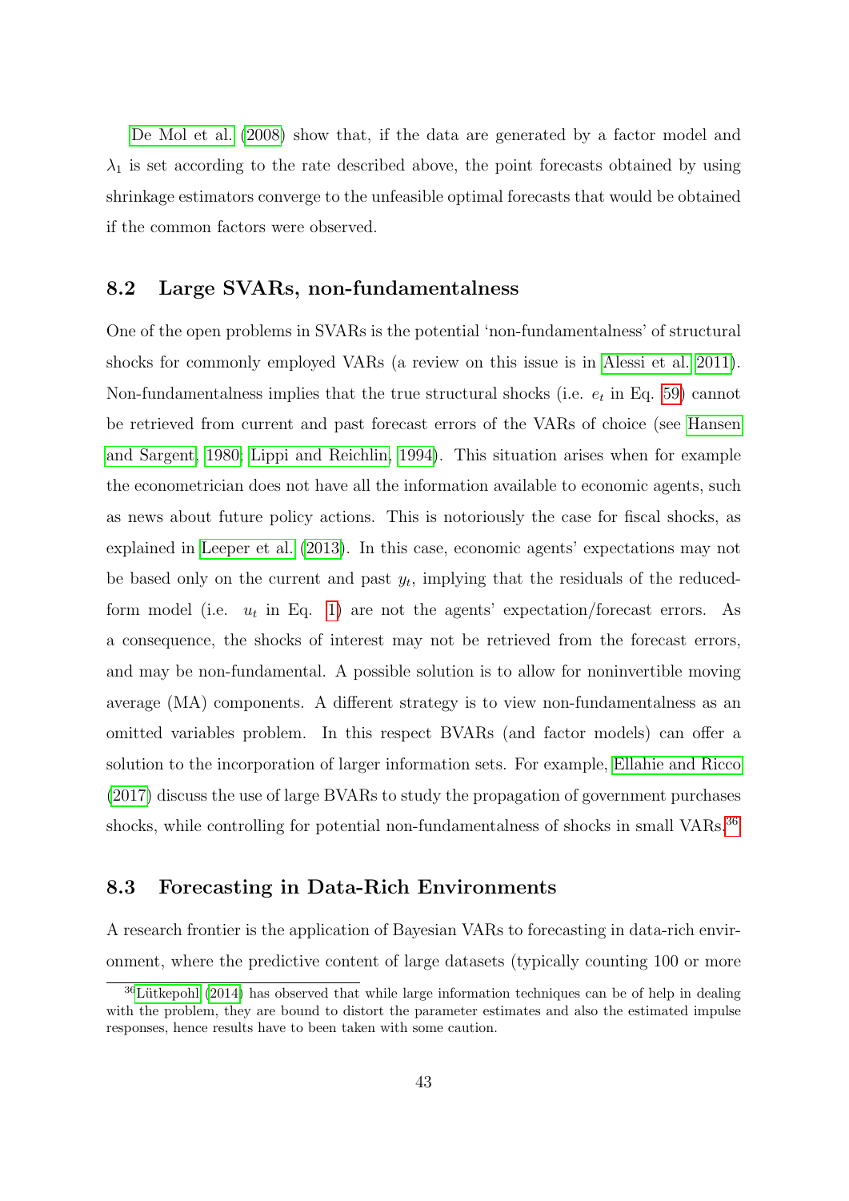De Mol et al. (2008) show that, if the data are generated by a factor model and $\lambda_1$ is set according to the rate described above, the point forecasts obtained by using shrinkage estimators converge to the unfeasible optimal forecasts that would be obtained if the common factors were observed.

### 8.2 Large SVARs, non-fundamentalness

One of the open problems in SVARs is the potential 'non-fundamentalness' of structural shocks for commonly employed VARs (a review on this issue is in Alessi et al. 2011). Non-fundamentalness implies that the true structural shocks (i.e. $e_t$ in Eq. 59) cannot be retrieved from current and past forecast errors of the VARs of choice (see Hansen and Sargent, 1980; Lippi and Reichlin, 1994). This situation arises when for example the econometrician does not have all the information available to economic agents, such as news about future policy actions. This is notoriously the case for fiscal shocks, as explained in Leeper et al. (2013). In this case, economic agents' expectations may not be based only on the current and past $y_t$, implying that the residuals of the reduced-form model (i.e. $u_t$ in Eq. 1) are not the agents' expectation/forecast errors. As a consequence, the shocks of interest may not be retrieved from the forecast errors, and may be non-fundamental. A possible solution is to allow for noninvertible moving average (MA) components. A different strategy is to view non-fundamentalness as an omitted variables problem. In this respect BVARs (and factor models) can offer a solution to the incorporation of larger information sets. For example, Ellahie and Ricco (2017) discuss the use of large BVARs to study the propagation of government purchases shocks, while controlling for potential non-fundamentalness of shocks in small VARs.[36]

### 8.3 Forecasting in Data-Rich Environments

A research frontier is the application of Bayesian VARs to forecasting in data-rich environment, where the predictive content of large datasets (typically counting 100 or more

[36] Lütkepohl (2014) has observed that while large information techniques can be of help in dealing with the problem, they are bound to distort the parameter estimates and also the estimated impulse responses, hence results have to been taken with some caution.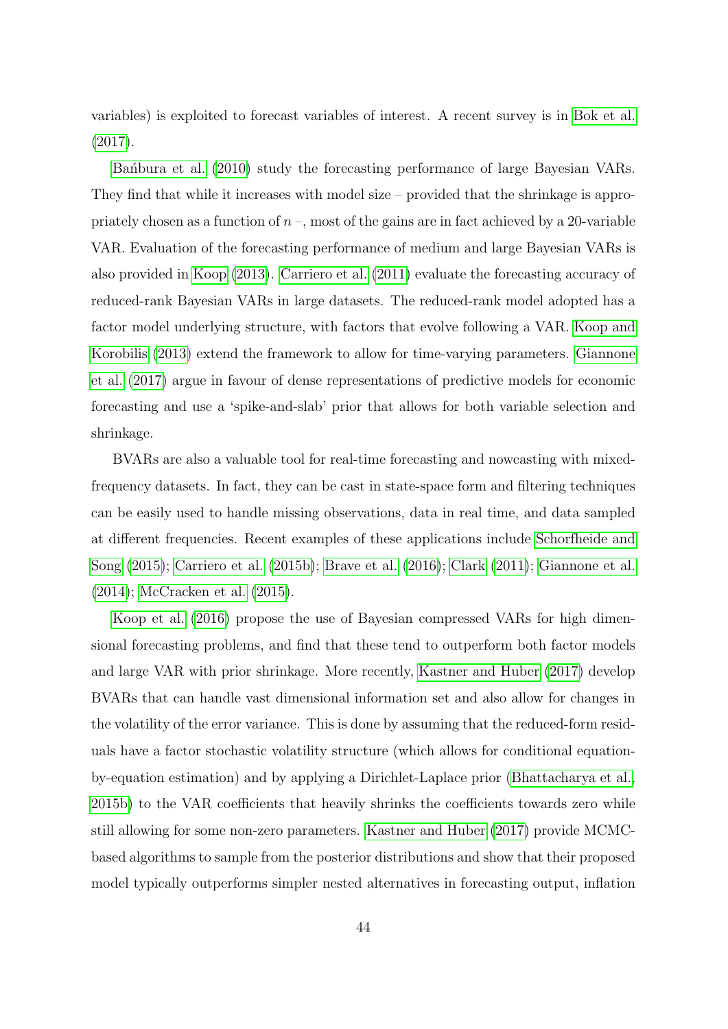variables) is exploited to forecast variables of interest. A recent survey is in Bok et al. (2017).

Bańbura et al. (2010) study the forecasting performance of large Bayesian VARs. They find that while it increases with model size – provided that the shrinkage is appropriately chosen as a function of $n$ –, most of the gains are in fact achieved by a 20-variable VAR. Evaluation of the forecasting performance of medium and large Bayesian VARs is also provided in Koop (2013). Carriero et al. (2011) evaluate the forecasting accuracy of reduced-rank Bayesian VARs in large datasets. The reduced-rank model adopted has a factor model underlying structure, with factors that evolve following a VAR. Koop and Korobilis (2013) extend the framework to allow for time-varying parameters. Giannone et al. (2017) argue in favour of dense representations of predictive models for economic forecasting and use a 'spike-and-slab' prior that allows for both variable selection and shrinkage.

BVARs are also a valuable tool for real-time forecasting and nowcasting with mixed-frequency datasets. In fact, they can be cast in state-space form and filtering techniques can be easily used to handle missing observations, data in real time, and data sampled at different frequencies. Recent examples of these applications include Schorfheide and Song (2015); Carriero et al. (2015b); Brave et al. (2016); Clark (2011); Giannone et al. (2014); McCracken et al. (2015).

Koop et al. (2016) propose the use of Bayesian compressed VARs for high dimensional forecasting problems, and find that these tend to outperform both factor models and large VAR with prior shrinkage. More recently, Kastner and Huber (2017) develop BVARs that can handle vast dimensional information set and also allow for changes in the volatility of the error variance. This is done by assuming that the reduced-form residuals have a factor stochastic volatility structure (which allows for conditional equation-by-equation estimation) and by applying a Dirichlet-Laplace prior (Bhattacharya et al., 2015b) to the VAR coefficients that heavily shrinks the coefficients towards zero while still allowing for some non-zero parameters. Kastner and Huber (2017) provide MCMC-based algorithms to sample from the posterior distributions and show that their proposed model typically outperforms simpler nested alternatives in forecasting output, inflation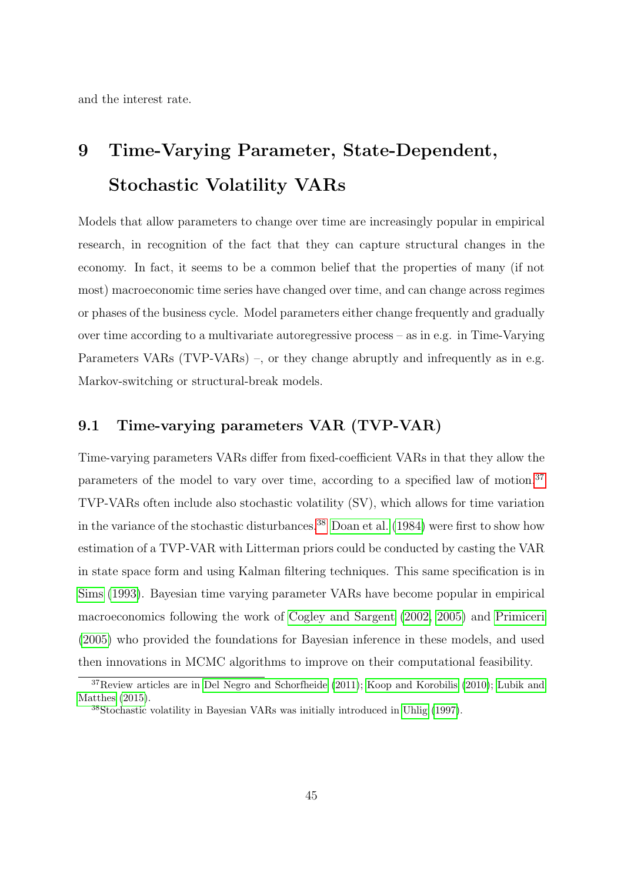and the interest rate.

# 9 Time-Varying Parameter, State-Dependent, Stochastic Volatility VARs

Models that allow parameters to change over time are increasingly popular in empirical research, in recognition of the fact that they can capture structural changes in the economy. In fact, it seems to be a common belief that the properties of many (if not most) macroeconomic time series have changed over time, and can change across regimes or phases of the business cycle. Model parameters either change frequently and gradually over time according to a multivariate autoregressive process – as in e.g. in Time-Varying Parameters VARs (TVP-VARs) –, or they change abruptly and infrequently as in e.g. Markov-switching or structural-break models.

## 9.1 Time-varying parameters VAR (TVP-VAR)

Time-varying parameters VARs differ from fixed-coefficient VARs in that they allow the parameters of the model to vary over time, according to a specified law of motion.[37] TVP-VARs often include also stochastic volatility (SV), which allows for time variation in the variance of the stochastic disturbances.[38] Doan et al. (1984) were first to show how estimation of a TVP-VAR with Litterman priors could be conducted by casting the VAR in state space form and using Kalman filtering techniques. This same specification is in Sims (1993). Bayesian time varying parameter VARs have become popular in empirical macroeconomics following the work of Cogley and Sargent (2002, 2005) and Primiceri (2005) who provided the foundations for Bayesian inference in these models, and used then innovations in MCMC algorithms to improve on their computational feasibility.

[37] Review articles are in Del Negro and Schorfheide (2011); Koop and Korobilis (2010); Lubik and Matthes (2015).

[38] Stochastic volatility in Bayesian VARs was initially introduced in Uhlig (1997).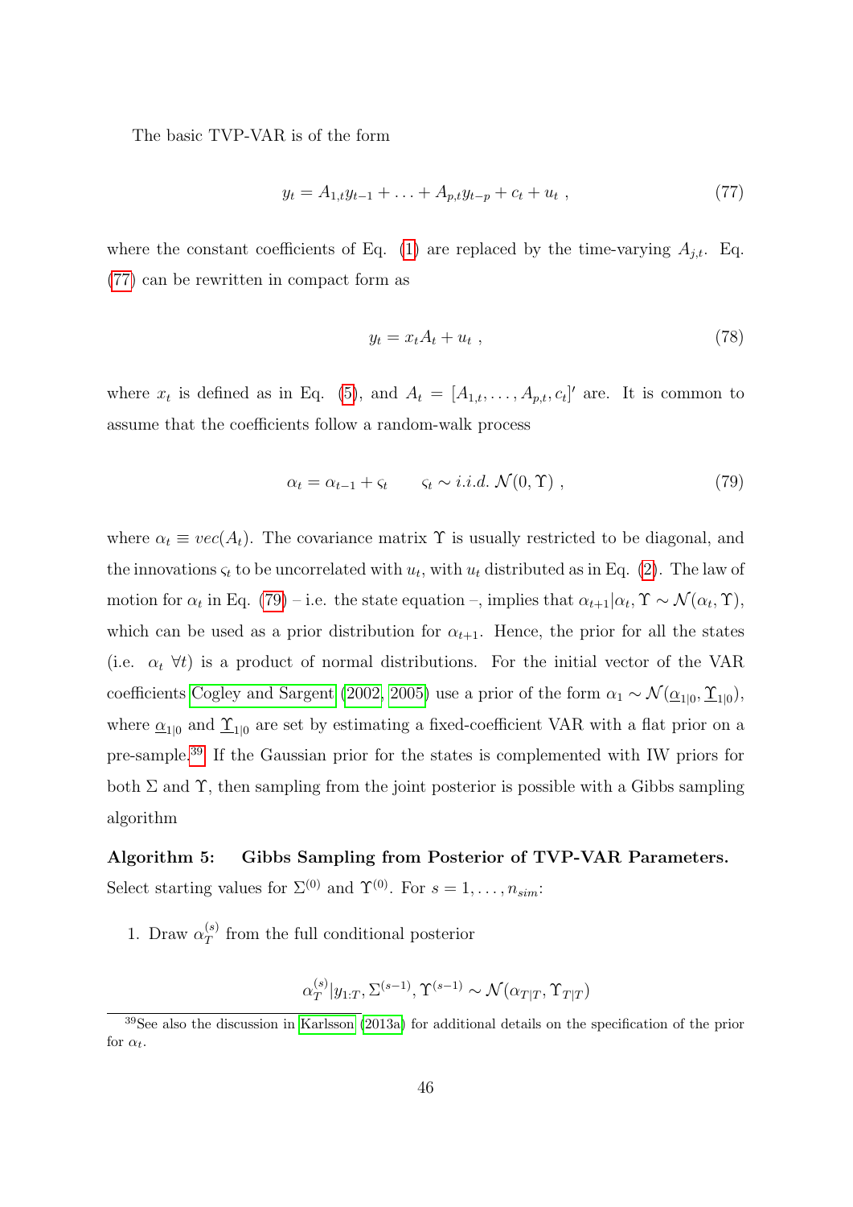The basic TVP-VAR is of the form

$$y_t = A_{1,t}y_{t-1} + \ldots + A_{p,t}y_{t-p} + c_t + u_t \ , \tag{77}$$

where the constant coefficients of Eq. (1) are replaced by the time-varying $A_{j,t}$. Eq. (77) can be rewritten in compact form as

$$y_t = x_t A_t + u_t \ , \tag{78}$$

where $x_t$ is defined as in Eq. (5), and $A_t = [A_{1,t}, \ldots, A_{p,t}, c_t]'$ are. It is common to assume that the coefficients follow a random-walk process

$$\alpha_t = \alpha_{t-1} + \varsigma_t \qquad \varsigma_t \sim i.i.d.\ \mathcal{N}(0, \Upsilon) \ , \tag{79}$$

where $\alpha_t \equiv vec(A_t)$. The covariance matrix $\Upsilon$ is usually restricted to be diagonal, and the innovations $\varsigma_t$ to be uncorrelated with $u_t$, with $u_t$ distributed as in Eq. (2). The law of motion for $\alpha_t$ in Eq. (79) – i.e. the state equation –, implies that $\alpha_{t+1}|\alpha_t, \Upsilon \sim \mathcal{N}(\alpha_t, \Upsilon)$, which can be used as a prior distribution for $\alpha_{t+1}$. Hence, the prior for all the states (i.e. $\alpha_t\ \forall t$) is a product of normal distributions. For the initial vector of the VAR coefficients Cogley and Sargent (2002, 2005) use a prior of the form $\alpha_1 \sim \mathcal{N}(\underline{\alpha}_{1|0}, \underline{\Upsilon}_{1|0})$, where $\underline{\alpha}_{1|0}$ and $\underline{\Upsilon}_{1|0}$ are set by estimating a fixed-coefficient VAR with a flat prior on a pre-sample.[39] If the Gaussian prior for the states is complemented with IW priors for both $\Sigma$ and $\Upsilon$, then sampling from the joint posterior is possible with a Gibbs sampling algorithm

**Algorithm 5: Gibbs Sampling from Posterior of TVP-VAR Parameters.**
Select starting values for $\Sigma^{(0)}$ and $\Upsilon^{(0)}$. For $s = 1, \ldots, n_{sim}$:

1. Draw $\alpha_T^{(s)}$ from the full conditional posterior

$$\alpha_T^{(s)}|y_{1:T}, \Sigma^{(s-1)}, \Upsilon^{(s-1)} \sim \mathcal{N}(\alpha_{T|T}, \Upsilon_{T|T})$$

[39] See also the discussion in Karlsson (2013a) for additional details on the specification of the prior for $\alpha_t$.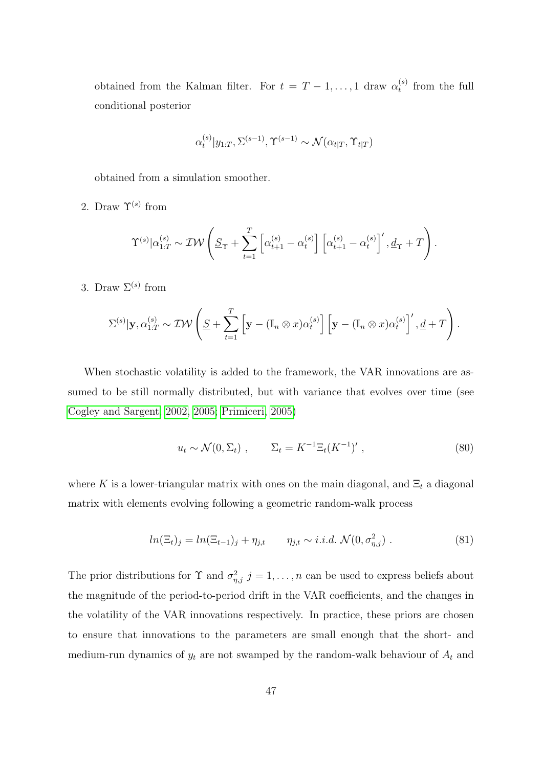obtained from the Kalman filter. For $t = T-1, \ldots, 1$ draw $\alpha_t^{(s)}$ from the full conditional posterior

$$
\alpha_t^{(s)} | y_{1:T}, \Sigma^{(s-1)}, \Upsilon^{(s-1)} \sim \mathcal{N}(\alpha_{t|T}, \Upsilon_{t|T})
$$

obtained from a simulation smoother.

2. Draw $\Upsilon^{(s)}$ from

$$
\Upsilon^{(s)} | \alpha_{1:T}^{(s)} \sim \mathcal{IW}\left( \underline{S}_{\Upsilon} + \sum_{t=1}^{T} \left[ \alpha_{t+1}^{(s)} - \alpha_t^{(s)} \right] \left[ \alpha_{t+1}^{(s)} - \alpha_t^{(s)} \right]', \underline{d}_{\Upsilon} + T \right).
$$

3. Draw $\Sigma^{(s)}$ from

$$
\Sigma^{(s)} | \mathbf{y}, \alpha_{1:T}^{(s)} \sim \mathcal{IW}\left( \underline{S} + \sum_{t=1}^{T} \left[ \mathbf{y} - (\mathbb{I}_n \otimes x) \alpha_t^{(s)} \right] \left[ \mathbf{y} - (\mathbb{I}_n \otimes x) \alpha_t^{(s)} \right]', \underline{d} + T \right).
$$

When stochastic volatility is added to the framework, the VAR innovations are assumed to be still normally distributed, but with variance that evolves over time (see Cogley and Sargent, 2002, 2005; Primiceri, 2005)

$$
u_t \sim \mathcal{N}(0, \Sigma_t) , \qquad \Sigma_t = K^{-1} \Xi_t (K^{-1})' , \tag{80}
$$

where $K$ is a lower-triangular matrix with ones on the main diagonal, and $\Xi_t$ a diagonal matrix with elements evolving following a geometric random-walk process

$$
ln(\Xi_t)_j = ln(\Xi_{t-1})_j + \eta_{j,t} \qquad \eta_{j,t} \sim i.i.d. \ \mathcal{N}(0, \sigma_{\eta,j}^2) . \tag{81}
$$

The prior distributions for $\Upsilon$ and $\sigma_{\eta,j}^2$ $j = 1, \ldots, n$ can be used to express beliefs about the magnitude of the period-to-period drift in the VAR coefficients, and the changes in the volatility of the VAR innovations respectively. In practice, these priors are chosen to ensure that innovations to the parameters are small enough that the short- and medium-run dynamics of $y_t$ are not swamped by the random-walk behaviour of $A_t$ and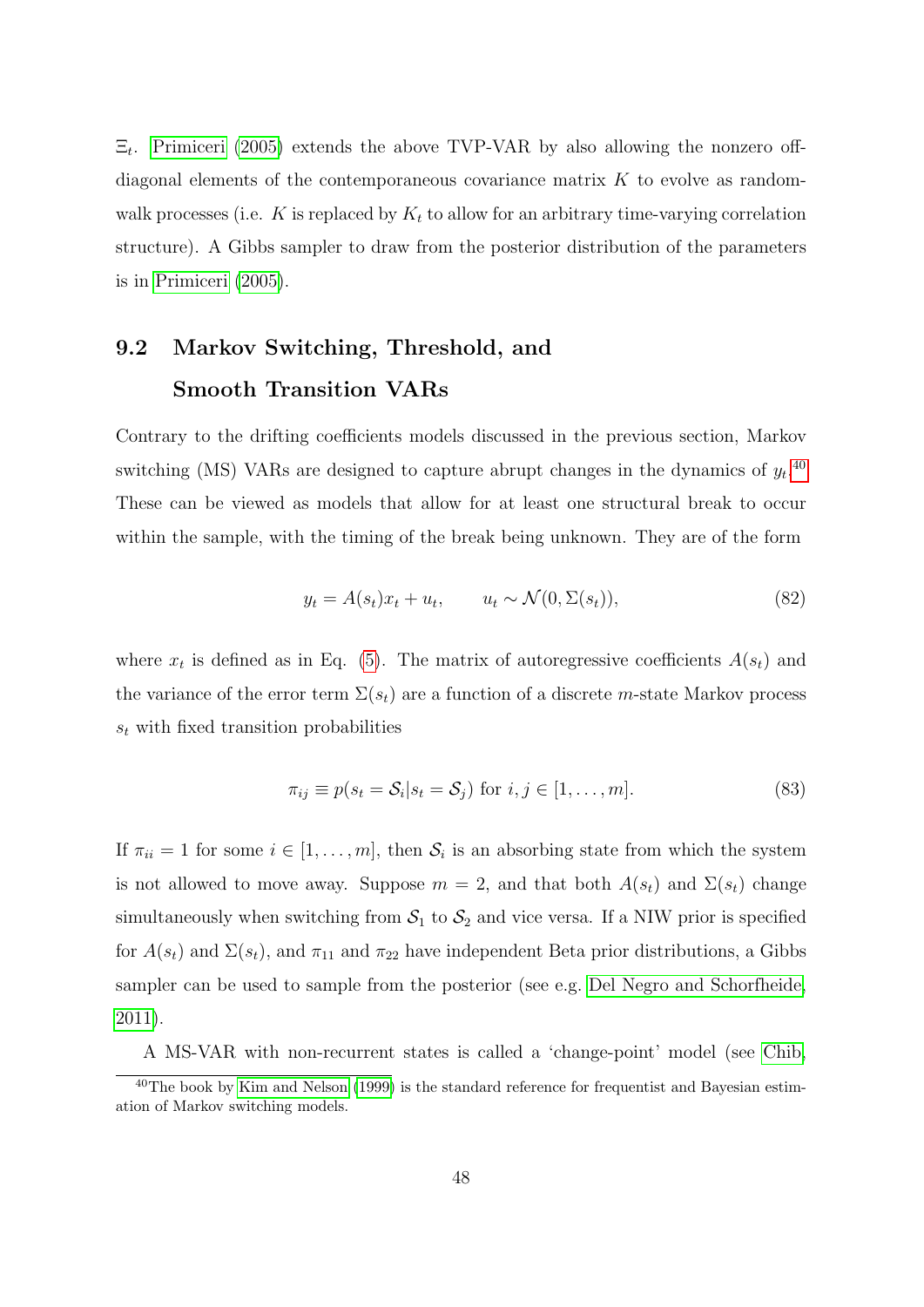$\Xi_t$. Primiceri (2005) extends the above TVP-VAR by also allowing the nonzero off-diagonal elements of the contemporaneous covariance matrix $K$ to evolve as random-walk processes (i.e. $K$ is replaced by $K_t$ to allow for an arbitrary time-varying correlation structure). A Gibbs sampler to draw from the posterior distribution of the parameters is in Primiceri (2005).

## 9.2 Markov Switching, Threshold, and Smooth Transition VARs

Contrary to the drifting coefficients models discussed in the previous section, Markov switching (MS) VARs are designed to capture abrupt changes in the dynamics of $y_t$.[40] These can be viewed as models that allow for at least one structural break to occur within the sample, with the timing of the break being unknown. They are of the form

$$y_t = A(s_t)x_t + u_t, \qquad u_t \sim \mathcal{N}(0, \Sigma(s_t)), \tag{82}$$

where $x_t$ is defined as in Eq. (5). The matrix of autoregressive coefficients $A(s_t)$ and the variance of the error term $\Sigma(s_t)$ are a function of a discrete $m$-state Markov process $s_t$ with fixed transition probabilities

$$\pi_{ij} \equiv p(s_t = \mathcal{S}_i | s_t = \mathcal{S}_j) \text{ for } i, j \in [1, \dots, m]. \tag{83}$$

If $\pi_{ii} = 1$ for some $i \in [1, \dots, m]$, then $\mathcal{S}_i$ is an absorbing state from which the system is not allowed to move away. Suppose $m = 2$, and that both $A(s_t)$ and $\Sigma(s_t)$ change simultaneously when switching from $\mathcal{S}_1$ to $\mathcal{S}_2$ and vice versa. If a NIW prior is specified for $A(s_t)$ and $\Sigma(s_t)$, and $\pi_{11}$ and $\pi_{22}$ have independent Beta prior distributions, a Gibbs sampler can be used to sample from the posterior (see e.g. Del Negro and Schorfheide, 2011).

A MS-VAR with non-recurrent states is called a 'change-point' model (see Chib,

[40] The book by Kim and Nelson (1999) is the standard reference for frequentist and Bayesian estimation of Markov switching models.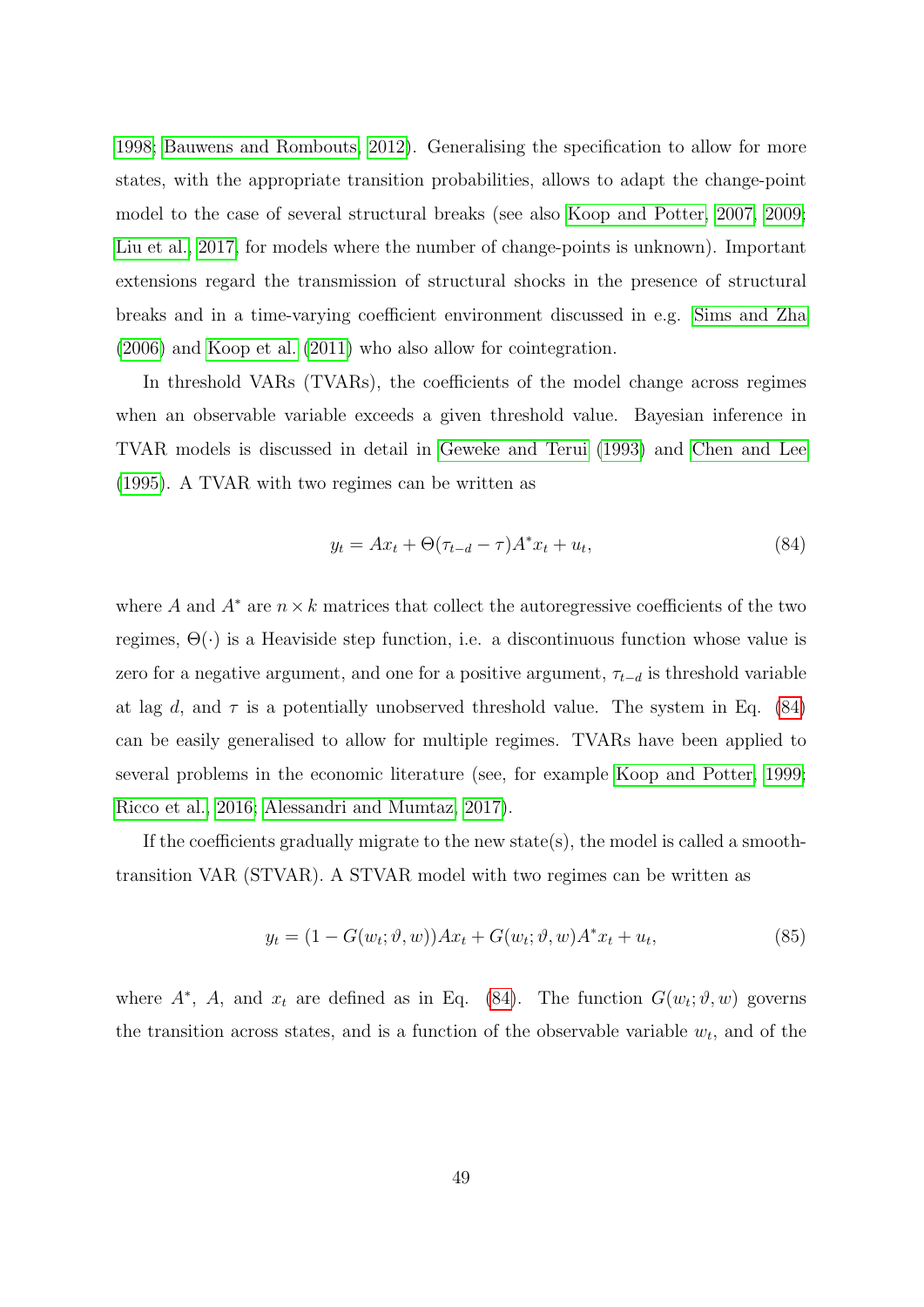1998; Bauwens and Rombouts, 2012). Generalising the specification to allow for more states, with the appropriate transition probabilities, allows to adapt the change-point model to the case of several structural breaks (see also Koop and Potter, 2007, 2009; Liu et al., 2017, for models where the number of change-points is unknown). Important extensions regard the transmission of structural shocks in the presence of structural breaks and in a time-varying coefficient environment discussed in e.g. Sims and Zha (2006) and Koop et al. (2011) who also allow for cointegration.

In threshold VARs (TVARs), the coefficients of the model change across regimes when an observable variable exceeds a given threshold value. Bayesian inference in TVAR models is discussed in detail in Geweke and Terui (1993) and Chen and Lee (1995). A TVAR with two regimes can be written as

$$y_t = Ax_t + \Theta(\tau_{t-d} - \tau)A^* x_t + u_t, \tag{84}$$

where $A$ and $A^*$ are $n \times k$ matrices that collect the autoregressive coefficients of the two regimes, $\Theta(\cdot)$ is a Heaviside step function, i.e. a discontinuous function whose value is zero for a negative argument, and one for a positive argument, $\tau_{t-d}$ is threshold variable at lag $d$, and $\tau$ is a potentially unobserved threshold value. The system in Eq. (84) can be easily generalised to allow for multiple regimes. TVARs have been applied to several problems in the economic literature (see, for example Koop and Potter, 1999; Ricco et al., 2016; Alessandri and Mumtaz, 2017).

If the coefficients gradually migrate to the new state(s), the model is called a smooth-transition VAR (STVAR). A STVAR model with two regimes can be written as

$$y_t = (1 - G(w_t; \vartheta, w))Ax_t + G(w_t; \vartheta, w)A^* x_t + u_t, \tag{85}$$

where $A^*$, $A$, and $x_t$ are defined as in Eq. (84). The function $G(w_t; \vartheta, w)$ governs the transition across states, and is a function of the observable variable $w_t$, and of the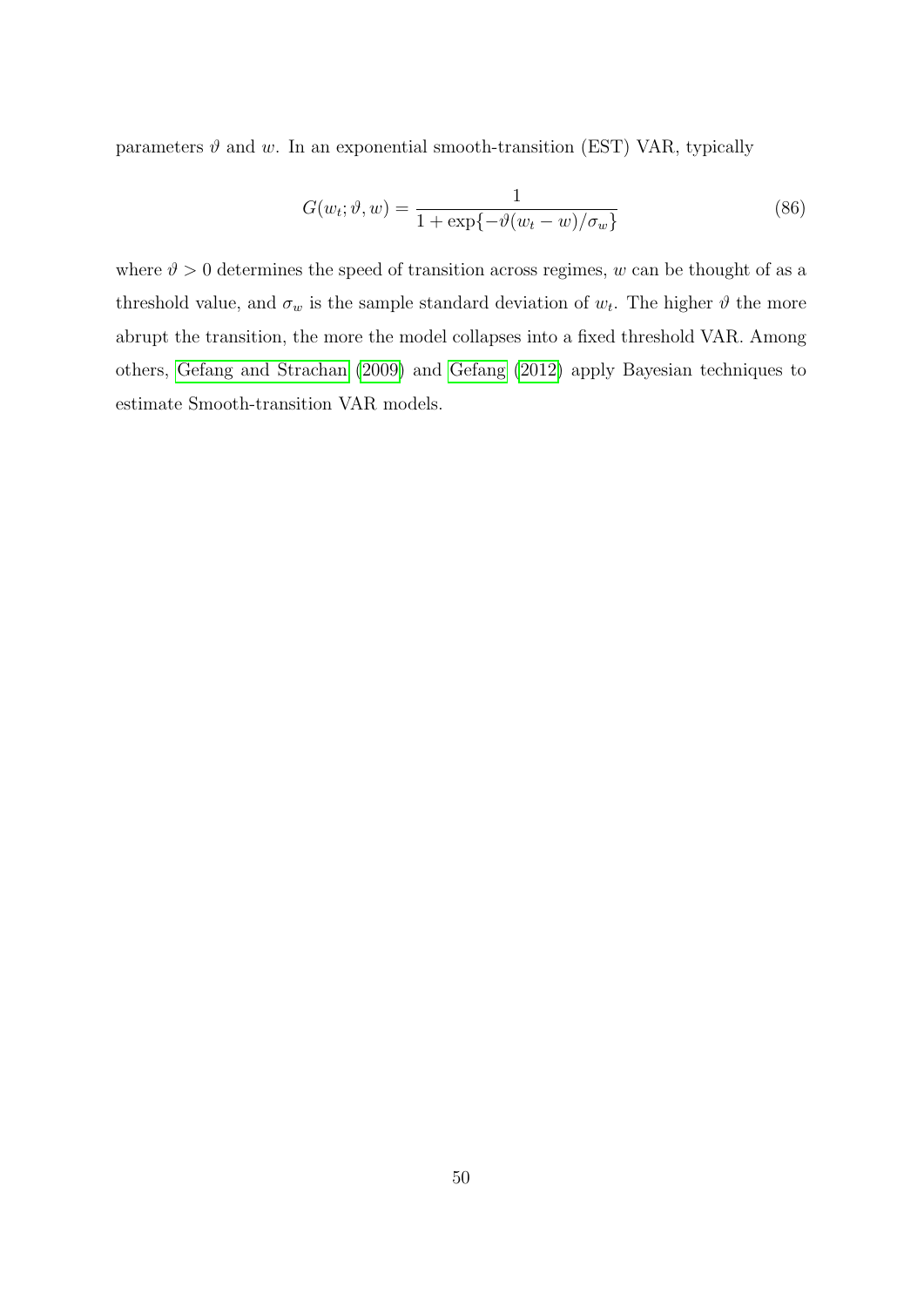parameters $\vartheta$ and $w$. In an exponential smooth-transition (EST) VAR, typically

$$G(w_t; \vartheta, w) = \frac{1}{1 + \exp\{-\vartheta(w_t - w)/\sigma_w\}} \tag{86}$$

where $\vartheta > 0$ determines the speed of transition across regimes, $w$ can be thought of as a threshold value, and $\sigma_w$ is the sample standard deviation of $w_t$. The higher $\vartheta$ the more abrupt the transition, the more the model collapses into a fixed threshold VAR. Among others, Gefang and Strachan (2009) and Gefang (2012) apply Bayesian techniques to estimate Smooth-transition VAR models.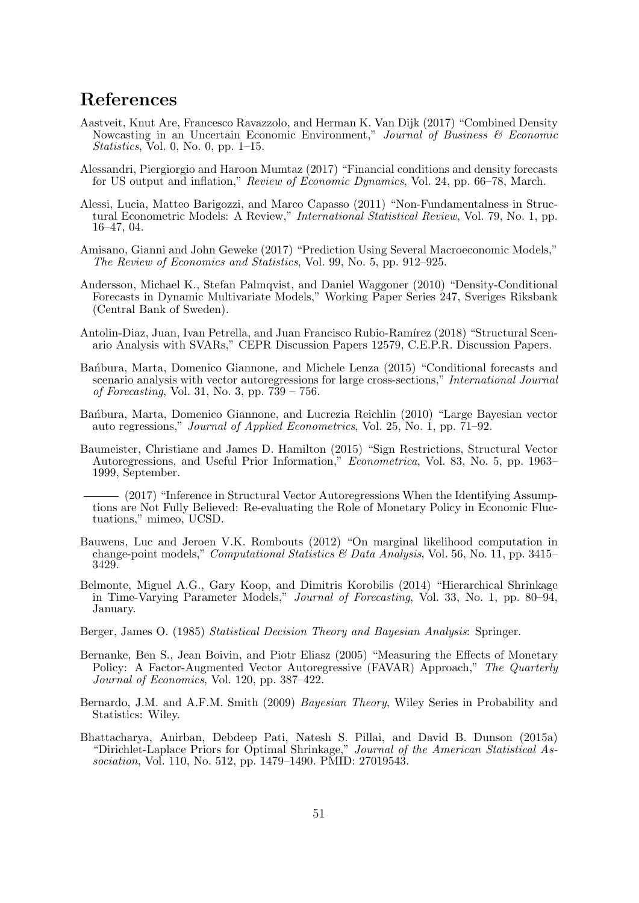# References

Aastveit, Knut Are, Francesco Ravazzolo, and Herman K. Van Dijk (2017) "Combined Density Nowcasting in an Uncertain Economic Environment," *Journal of Business & Economic Statistics*, Vol. 0, No. 0, pp. 1–15.

Alessandri, Piergiorgio and Haroon Mumtaz (2017) "Financial conditions and density forecasts for US output and inflation," *Review of Economic Dynamics*, Vol. 24, pp. 66–78, March.

Alessi, Lucia, Matteo Barigozzi, and Marco Capasso (2011) "Non-Fundamentalness in Structural Econometric Models: A Review," *International Statistical Review*, Vol. 79, No. 1, pp. 16–47, 04.

Amisano, Gianni and John Geweke (2017) "Prediction Using Several Macroeconomic Models," *The Review of Economics and Statistics*, Vol. 99, No. 5, pp. 912–925.

Andersson, Michael K., Stefan Palmqvist, and Daniel Waggoner (2010) "Density-Conditional Forecasts in Dynamic Multivariate Models," Working Paper Series 247, Sveriges Riksbank (Central Bank of Sweden).

Antolin-Diaz, Juan, Ivan Petrella, and Juan Francisco Rubio-Ramírez (2018) "Structural Scenario Analysis with SVARs," CEPR Discussion Papers 12579, C.E.P.R. Discussion Papers.

Bańbura, Marta, Domenico Giannone, and Michele Lenza (2015) "Conditional forecasts and scenario analysis with vector autoregressions for large cross-sections," *International Journal of Forecasting*, Vol. 31, No. 3, pp. 739 – 756.

Bańbura, Marta, Domenico Giannone, and Lucrezia Reichlin (2010) "Large Bayesian vector auto regressions," *Journal of Applied Econometrics*, Vol. 25, No. 1, pp. 71–92.

Baumeister, Christiane and James D. Hamilton (2015) "Sign Restrictions, Structural Vector Autoregressions, and Useful Prior Information," *Econometrica*, Vol. 83, No. 5, pp. 1963–1999, September.

——— (2017) "Inference in Structural Vector Autoregressions When the Identifying Assumptions are Not Fully Believed: Re-evaluating the Role of Monetary Policy in Economic Fluctuations," mimeo, UCSD.

Bauwens, Luc and Jeroen V.K. Rombouts (2012) "On marginal likelihood computation in change-point models," *Computational Statistics & Data Analysis*, Vol. 56, No. 11, pp. 3415–3429.

Belmonte, Miguel A.G., Gary Koop, and Dimitris Korobilis (2014) "Hierarchical Shrinkage in Time-Varying Parameter Models," *Journal of Forecasting*, Vol. 33, No. 1, pp. 80–94, January.

Berger, James O. (1985) *Statistical Decision Theory and Bayesian Analysis*: Springer.

Bernanke, Ben S., Jean Boivin, and Piotr Eliasz (2005) "Measuring the Effects of Monetary Policy: A Factor-Augmented Vector Autoregressive (FAVAR) Approach," *The Quarterly Journal of Economics*, Vol. 120, pp. 387–422.

Bernardo, J.M. and A.F.M. Smith (2009) *Bayesian Theory*, Wiley Series in Probability and Statistics: Wiley.

Bhattacharya, Anirban, Debdeep Pati, Natesh S. Pillai, and David B. Dunson (2015a) "Dirichlet-Laplace Priors for Optimal Shrinkage," *Journal of the American Statistical Association*, Vol. 110, No. 512, pp. 1479–1490. PMID: 27019543.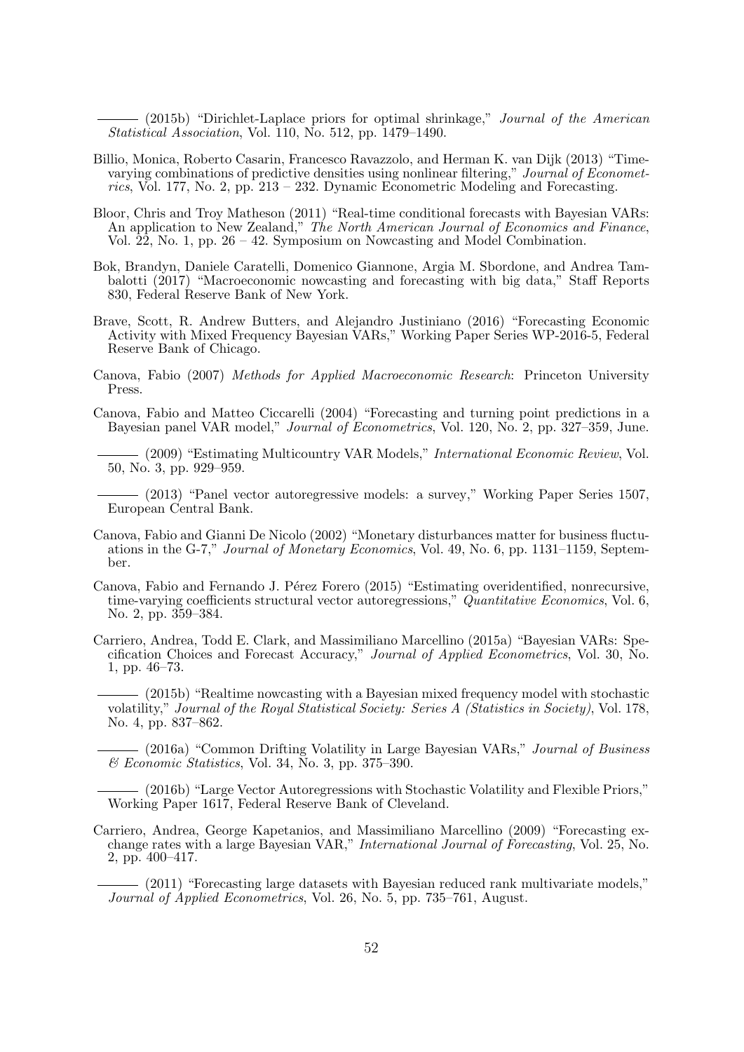——— (2015b) "Dirichlet-Laplace priors for optimal shrinkage," *Journal of the American Statistical Association*, Vol. 110, No. 512, pp. 1479–1490.

Billio, Monica, Roberto Casarin, Francesco Ravazzolo, and Herman K. van Dijk (2013) "Time-varying combinations of predictive densities using nonlinear filtering," *Journal of Econometrics*, Vol. 177, No. 2, pp. 213 – 232. Dynamic Econometric Modeling and Forecasting.

Bloor, Chris and Troy Matheson (2011) "Real-time conditional forecasts with Bayesian VARs: An application to New Zealand," *The North American Journal of Economics and Finance*, Vol. 22, No. 1, pp. 26 – 42. Symposium on Nowcasting and Model Combination.

Bok, Brandyn, Daniele Caratelli, Domenico Giannone, Argia M. Sbordone, and Andrea Tambalotti (2017) "Macroeconomic nowcasting and forecasting with big data," Staff Reports 830, Federal Reserve Bank of New York.

Brave, Scott, R. Andrew Butters, and Alejandro Justiniano (2016) "Forecasting Economic Activity with Mixed Frequency Bayesian VARs," Working Paper Series WP-2016-5, Federal Reserve Bank of Chicago.

Canova, Fabio (2007) *Methods for Applied Macroeconomic Research*: Princeton University Press.

Canova, Fabio and Matteo Ciccarelli (2004) "Forecasting and turning point predictions in a Bayesian panel VAR model," *Journal of Econometrics*, Vol. 120, No. 2, pp. 327–359, June.

——— (2009) "Estimating Multicountry VAR Models," *International Economic Review*, Vol. 50, No. 3, pp. 929–959.

——— (2013) "Panel vector autoregressive models: a survey," Working Paper Series 1507, European Central Bank.

Canova, Fabio and Gianni De Nicolo (2002) "Monetary disturbances matter for business fluctuations in the G-7," *Journal of Monetary Economics*, Vol. 49, No. 6, pp. 1131–1159, September.

Canova, Fabio and Fernando J. Pérez Forero (2015) "Estimating overidentified, nonrecursive, time-varying coefficients structural vector autoregressions," *Quantitative Economics*, Vol. 6, No. 2, pp. 359–384.

Carriero, Andrea, Todd E. Clark, and Massimiliano Marcellino (2015a) "Bayesian VARs: Specification Choices and Forecast Accuracy," *Journal of Applied Econometrics*, Vol. 30, No. 1, pp. 46–73.

——— (2015b) "Realtime nowcasting with a Bayesian mixed frequency model with stochastic volatility," *Journal of the Royal Statistical Society: Series A (Statistics in Society)*, Vol. 178, No. 4, pp. 837–862.

——— (2016a) "Common Drifting Volatility in Large Bayesian VARs," *Journal of Business & Economic Statistics*, Vol. 34, No. 3, pp. 375–390.

——— (2016b) "Large Vector Autoregressions with Stochastic Volatility and Flexible Priors," Working Paper 1617, Federal Reserve Bank of Cleveland.

Carriero, Andrea, George Kapetanios, and Massimiliano Marcellino (2009) "Forecasting exchange rates with a large Bayesian VAR," *International Journal of Forecasting*, Vol. 25, No. 2, pp. 400–417.

——— (2011) "Forecasting large datasets with Bayesian reduced rank multivariate models," *Journal of Applied Econometrics*, Vol. 26, No. 5, pp. 735–761, August.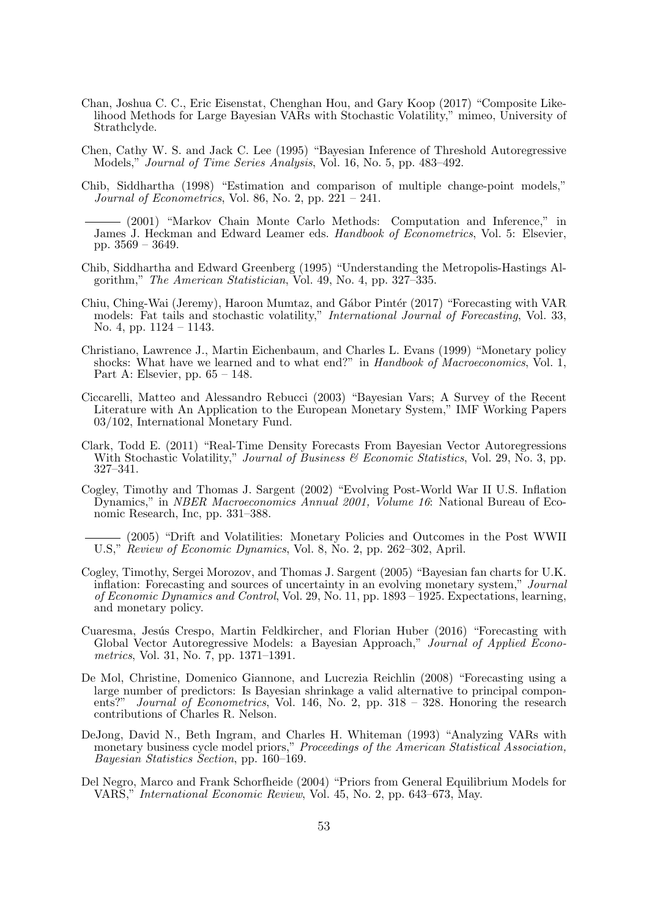Chan, Joshua C. C., Eric Eisenstat, Chenghan Hou, and Gary Koop (2017) "Composite Likelihood Methods for Large Bayesian VARs with Stochastic Volatility," mimeo, University of Strathclyde.

Chen, Cathy W. S. and Jack C. Lee (1995) "Bayesian Inference of Threshold Autoregressive Models," *Journal of Time Series Analysis*, Vol. 16, No. 5, pp. 483–492.

Chib, Siddhartha (1998) "Estimation and comparison of multiple change-point models," *Journal of Econometrics*, Vol. 86, No. 2, pp. 221 – 241.

——— (2001) "Markov Chain Monte Carlo Methods: Computation and Inference," in James J. Heckman and Edward Leamer eds. *Handbook of Econometrics*, Vol. 5: Elsevier, pp. 3569 – 3649.

Chib, Siddhartha and Edward Greenberg (1995) "Understanding the Metropolis-Hastings Algorithm," *The American Statistician*, Vol. 49, No. 4, pp. 327–335.

Chiu, Ching-Wai (Jeremy), Haroon Mumtaz, and Gábor Pintér (2017) "Forecasting with VAR models: Fat tails and stochastic volatility," *International Journal of Forecasting*, Vol. 33, No. 4, pp. 1124 – 1143.

Christiano, Lawrence J., Martin Eichenbaum, and Charles L. Evans (1999) "Monetary policy shocks: What have we learned and to what end?" in *Handbook of Macroeconomics*, Vol. 1, Part A: Elsevier, pp. 65 – 148.

Ciccarelli, Matteo and Alessandro Rebucci (2003) "Bayesian Vars; A Survey of the Recent Literature with An Application to the European Monetary System," IMF Working Papers 03/102, International Monetary Fund.

Clark, Todd E. (2011) "Real-Time Density Forecasts From Bayesian Vector Autoregressions With Stochastic Volatility," *Journal of Business & Economic Statistics*, Vol. 29, No. 3, pp. 327–341.

Cogley, Timothy and Thomas J. Sargent (2002) "Evolving Post-World War II U.S. Inflation Dynamics," in *NBER Macroeconomics Annual 2001, Volume 16*: National Bureau of Economic Research, Inc, pp. 331–388.

——— (2005) "Drift and Volatilities: Monetary Policies and Outcomes in the Post WWII U.S," *Review of Economic Dynamics*, Vol. 8, No. 2, pp. 262–302, April.

Cogley, Timothy, Sergei Morozov, and Thomas J. Sargent (2005) "Bayesian fan charts for U.K. inflation: Forecasting and sources of uncertainty in an evolving monetary system," *Journal of Economic Dynamics and Control*, Vol. 29, No. 11, pp. 1893 – 1925. Expectations, learning, and monetary policy.

Cuaresma, Jesús Crespo, Martin Feldkircher, and Florian Huber (2016) "Forecasting with Global Vector Autoregressive Models: a Bayesian Approach," *Journal of Applied Econometrics*, Vol. 31, No. 7, pp. 1371–1391.

De Mol, Christine, Domenico Giannone, and Lucrezia Reichlin (2008) "Forecasting using a large number of predictors: Is Bayesian shrinkage a valid alternative to principal components?" *Journal of Econometrics*, Vol. 146, No. 2, pp. 318 – 328. Honoring the research contributions of Charles R. Nelson.

DeJong, David N., Beth Ingram, and Charles H. Whiteman (1993) "Analyzing VARs with monetary business cycle model priors," *Proceedings of the American Statistical Association, Bayesian Statistics Section*, pp. 160–169.

Del Negro, Marco and Frank Schorfheide (2004) "Priors from General Equilibrium Models for VARS," *International Economic Review*, Vol. 45, No. 2, pp. 643–673, May.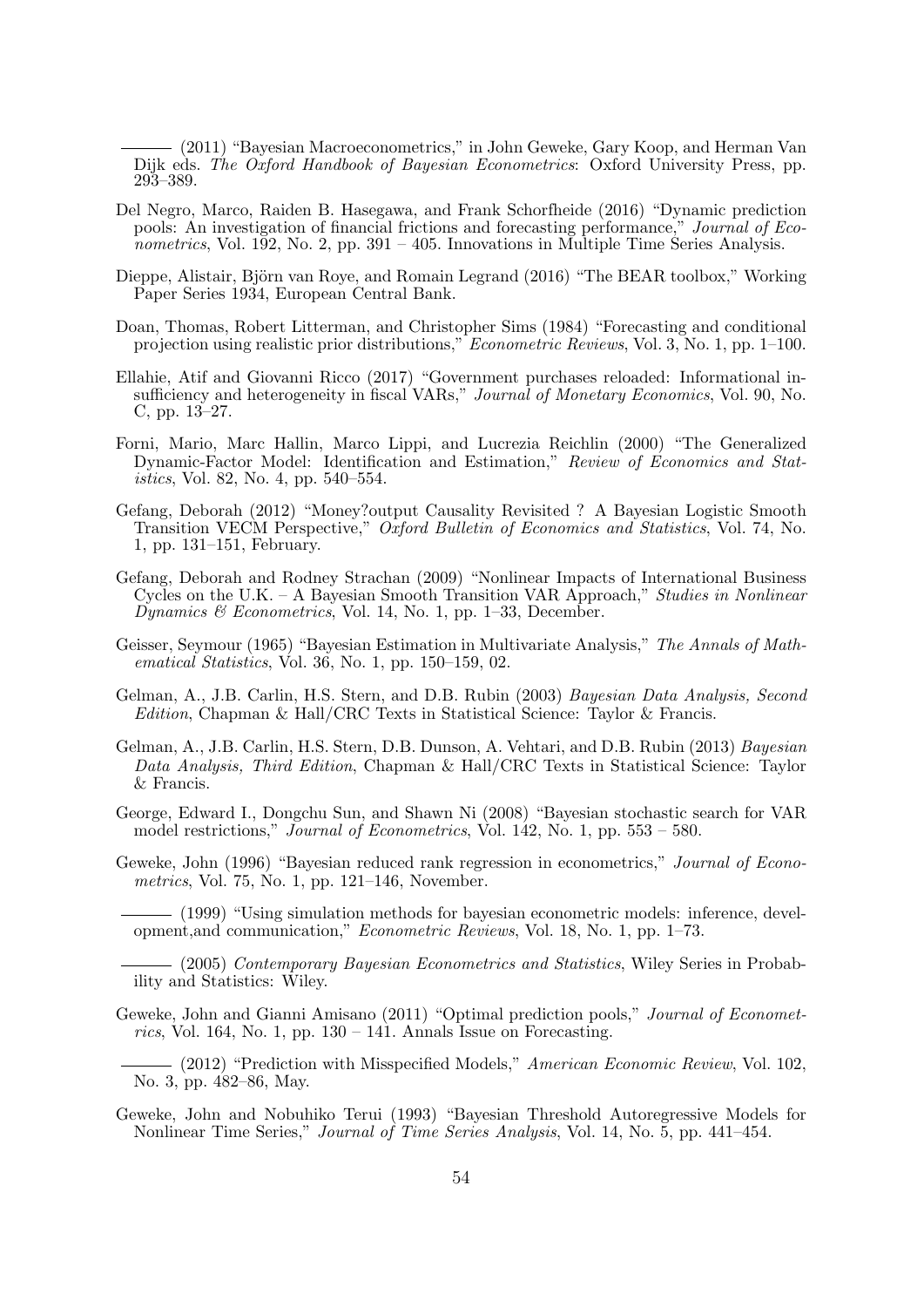——— (2011) "Bayesian Macroeconometrics," in John Geweke, Gary Koop, and Herman Van Dijk eds. *The Oxford Handbook of Bayesian Econometrics*: Oxford University Press, pp. 293–389.

Del Negro, Marco, Raiden B. Hasegawa, and Frank Schorfheide (2016) "Dynamic prediction pools: An investigation of financial frictions and forecasting performance," *Journal of Econometrics*, Vol. 192, No. 2, pp. 391 – 405. Innovations in Multiple Time Series Analysis.

Dieppe, Alistair, Björn van Roye, and Romain Legrand (2016) "The BEAR toolbox," Working Paper Series 1934, European Central Bank.

Doan, Thomas, Robert Litterman, and Christopher Sims (1984) "Forecasting and conditional projection using realistic prior distributions," *Econometric Reviews*, Vol. 3, No. 1, pp. 1–100.

Ellahie, Atif and Giovanni Ricco (2017) "Government purchases reloaded: Informational insufficiency and heterogeneity in fiscal VARs," *Journal of Monetary Economics*, Vol. 90, No. C, pp. 13–27.

Forni, Mario, Marc Hallin, Marco Lippi, and Lucrezia Reichlin (2000) "The Generalized Dynamic-Factor Model: Identification and Estimation," *Review of Economics and Statistics*, Vol. 82, No. 4, pp. 540–554.

Gefang, Deborah (2012) "Money?output Causality Revisited ? A Bayesian Logistic Smooth Transition VECM Perspective," *Oxford Bulletin of Economics and Statistics*, Vol. 74, No. 1, pp. 131–151, February.

Gefang, Deborah and Rodney Strachan (2009) "Nonlinear Impacts of International Business Cycles on the U.K. – A Bayesian Smooth Transition VAR Approach," *Studies in Nonlinear Dynamics & Econometrics*, Vol. 14, No. 1, pp. 1–33, December.

Geisser, Seymour (1965) "Bayesian Estimation in Multivariate Analysis," *The Annals of Mathematical Statistics*, Vol. 36, No. 1, pp. 150–159, 02.

Gelman, A., J.B. Carlin, H.S. Stern, and D.B. Rubin (2003) *Bayesian Data Analysis, Second Edition*, Chapman & Hall/CRC Texts in Statistical Science: Taylor & Francis.

Gelman, A., J.B. Carlin, H.S. Stern, D.B. Dunson, A. Vehtari, and D.B. Rubin (2013) *Bayesian Data Analysis, Third Edition*, Chapman & Hall/CRC Texts in Statistical Science: Taylor & Francis.

George, Edward I., Dongchu Sun, and Shawn Ni (2008) "Bayesian stochastic search for VAR model restrictions," *Journal of Econometrics*, Vol. 142, No. 1, pp. 553 – 580.

Geweke, John (1996) "Bayesian reduced rank regression in econometrics," *Journal of Econometrics*, Vol. 75, No. 1, pp. 121–146, November.

——— (1999) "Using simulation methods for bayesian econometric models: inference, development,and communication," *Econometric Reviews*, Vol. 18, No. 1, pp. 1–73.

——— (2005) *Contemporary Bayesian Econometrics and Statistics*, Wiley Series in Probability and Statistics: Wiley.

Geweke, John and Gianni Amisano (2011) "Optimal prediction pools," *Journal of Econometrics*, Vol. 164, No. 1, pp. 130 – 141. Annals Issue on Forecasting.

——— (2012) "Prediction with Misspecified Models," *American Economic Review*, Vol. 102, No. 3, pp. 482–86, May.

Geweke, John and Nobuhiko Terui (1993) "Bayesian Threshold Autoregressive Models for Nonlinear Time Series," *Journal of Time Series Analysis*, Vol. 14, No. 5, pp. 441–454.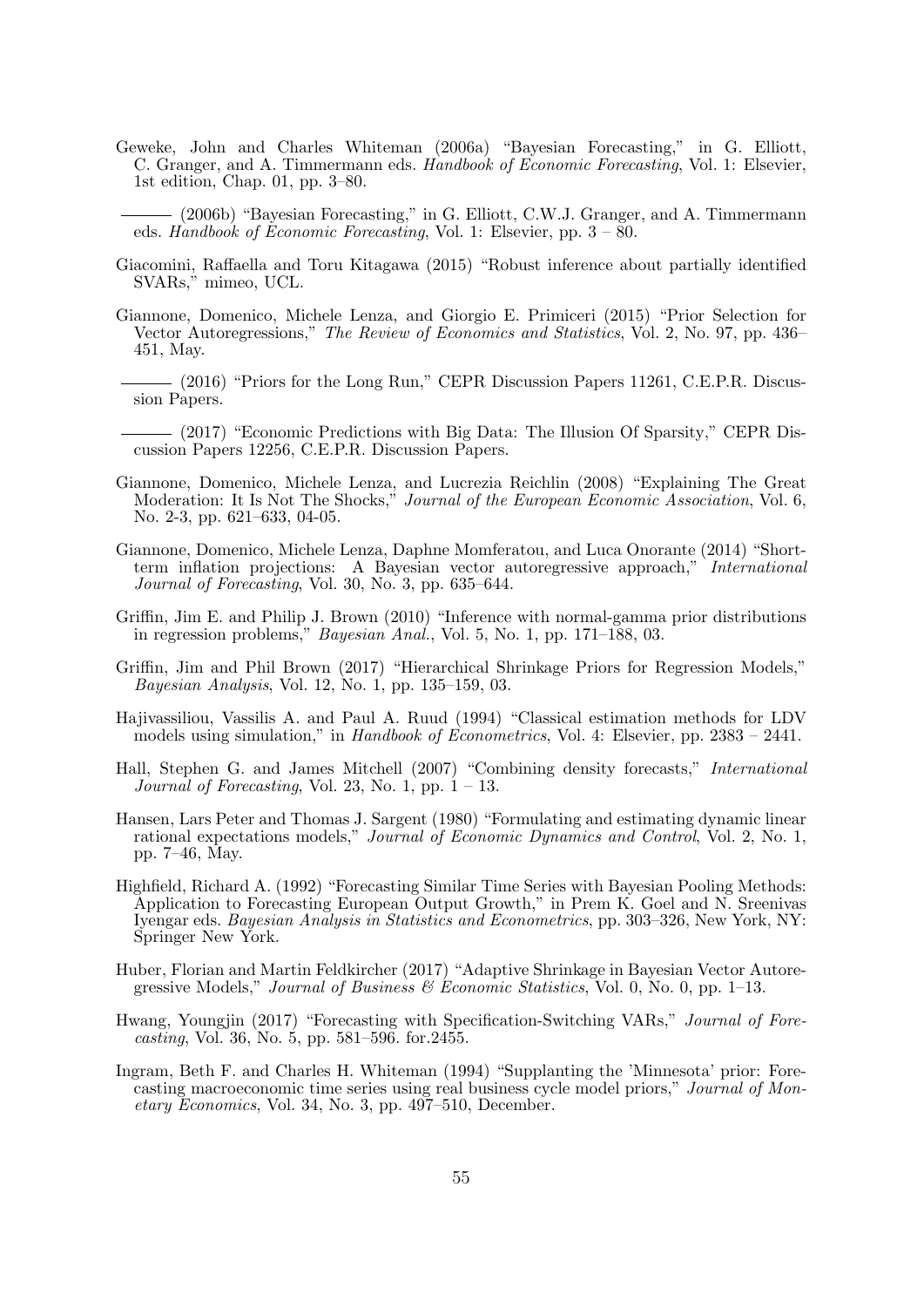Geweke, John and Charles Whiteman (2006a) "Bayesian Forecasting," in G. Elliott, C. Granger, and A. Timmermann eds. *Handbook of Economic Forecasting*, Vol. 1: Elsevier, 1st edition, Chap. 01, pp. 3–80.

——— (2006b) "Bayesian Forecasting," in G. Elliott, C.W.J. Granger, and A. Timmermann eds. *Handbook of Economic Forecasting*, Vol. 1: Elsevier, pp. 3 – 80.

Giacomini, Raffaella and Toru Kitagawa (2015) "Robust inference about partially identified SVARs," mimeo, UCL.

Giannone, Domenico, Michele Lenza, and Giorgio E. Primiceri (2015) "Prior Selection for Vector Autoregressions," *The Review of Economics and Statistics*, Vol. 2, No. 97, pp. 436–451, May.

——— (2016) "Priors for the Long Run," CEPR Discussion Papers 11261, C.E.P.R. Discussion Papers.

——— (2017) "Economic Predictions with Big Data: The Illusion Of Sparsity," CEPR Discussion Papers 12256, C.E.P.R. Discussion Papers.

Giannone, Domenico, Michele Lenza, and Lucrezia Reichlin (2008) "Explaining The Great Moderation: It Is Not The Shocks," *Journal of the European Economic Association*, Vol. 6, No. 2-3, pp. 621–633, 04-05.

Giannone, Domenico, Michele Lenza, Daphne Momferatou, and Luca Onorante (2014) "Short-term inflation projections: A Bayesian vector autoregressive approach," *International Journal of Forecasting*, Vol. 30, No. 3, pp. 635–644.

Griffin, Jim E. and Philip J. Brown (2010) "Inference with normal-gamma prior distributions in regression problems," *Bayesian Anal.*, Vol. 5, No. 1, pp. 171–188, 03.

Griffin, Jim and Phil Brown (2017) "Hierarchical Shrinkage Priors for Regression Models," *Bayesian Analysis*, Vol. 12, No. 1, pp. 135–159, 03.

Hajivassiliou, Vassilis A. and Paul A. Ruud (1994) "Classical estimation methods for LDV models using simulation," in *Handbook of Econometrics*, Vol. 4: Elsevier, pp. 2383 – 2441.

Hall, Stephen G. and James Mitchell (2007) "Combining density forecasts," *International Journal of Forecasting*, Vol. 23, No. 1, pp. 1 – 13.

Hansen, Lars Peter and Thomas J. Sargent (1980) "Formulating and estimating dynamic linear rational expectations models," *Journal of Economic Dynamics and Control*, Vol. 2, No. 1, pp. 7–46, May.

Highfield, Richard A. (1992) "Forecasting Similar Time Series with Bayesian Pooling Methods: Application to Forecasting European Output Growth," in Prem K. Goel and N. Sreenivas Iyengar eds. *Bayesian Analysis in Statistics and Econometrics*, pp. 303–326, New York, NY: Springer New York.

Huber, Florian and Martin Feldkircher (2017) "Adaptive Shrinkage in Bayesian Vector Autoregressive Models," *Journal of Business & Economic Statistics*, Vol. 0, No. 0, pp. 1–13.

Hwang, Youngjin (2017) "Forecasting with Specification-Switching VARs," *Journal of Forecasting*, Vol. 36, No. 5, pp. 581–596. for.2455.

Ingram, Beth F. and Charles H. Whiteman (1994) "Supplanting the 'Minnesota' prior: Forecasting macroeconomic time series using real business cycle model priors," *Journal of Monetary Economics*, Vol. 34, No. 3, pp. 497–510, December.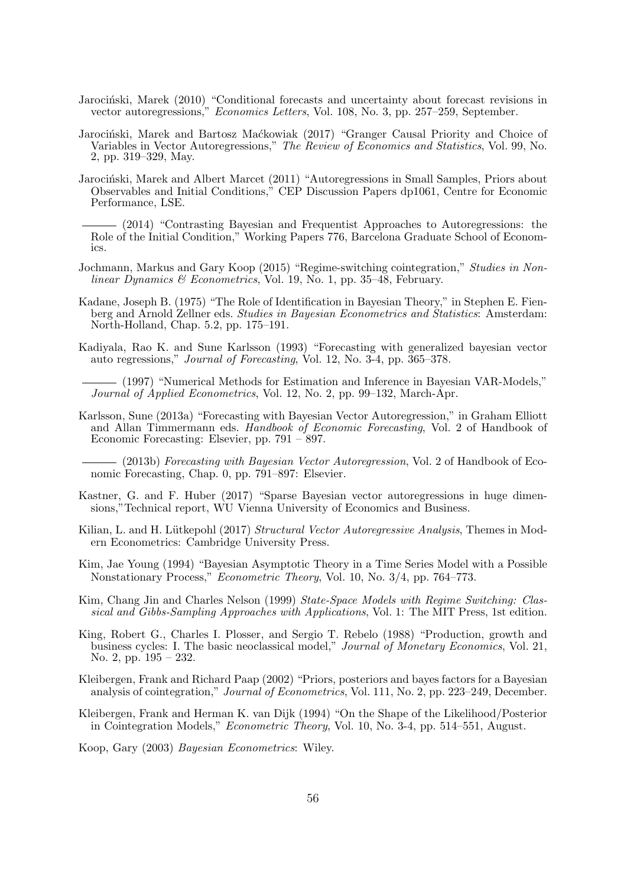Jarociński, Marek (2010) "Conditional forecasts and uncertainty about forecast revisions in vector autoregressions," *Economics Letters*, Vol. 108, No. 3, pp. 257–259, September.

Jarociński, Marek and Bartosz Maćkowiak (2017) "Granger Causal Priority and Choice of Variables in Vector Autoregressions," *The Review of Economics and Statistics*, Vol. 99, No. 2, pp. 319–329, May.

Jarociński, Marek and Albert Marcet (2011) "Autoregressions in Small Samples, Priors about Observables and Initial Conditions," CEP Discussion Papers dp1061, Centre for Economic Performance, LSE.

——— (2014) "Contrasting Bayesian and Frequentist Approaches to Autoregressions: the Role of the Initial Condition," Working Papers 776, Barcelona Graduate School of Economics.

Jochmann, Markus and Gary Koop (2015) "Regime-switching cointegration," *Studies in Nonlinear Dynamics & Econometrics*, Vol. 19, No. 1, pp. 35–48, February.

Kadane, Joseph B. (1975) "The Role of Identification in Bayesian Theory," in Stephen E. Fienberg and Arnold Zellner eds. *Studies in Bayesian Econometrics and Statistics*: Amsterdam: North-Holland, Chap. 5.2, pp. 175–191.

Kadiyala, Rao K. and Sune Karlsson (1993) "Forecasting with generalized bayesian vector auto regressions," *Journal of Forecasting*, Vol. 12, No. 3-4, pp. 365–378.

——— (1997) "Numerical Methods for Estimation and Inference in Bayesian VAR-Models," *Journal of Applied Econometrics*, Vol. 12, No. 2, pp. 99–132, March-Apr.

Karlsson, Sune (2013a) "Forecasting with Bayesian Vector Autoregression," in Graham Elliott and Allan Timmermann eds. *Handbook of Economic Forecasting*, Vol. 2 of Handbook of Economic Forecasting: Elsevier, pp. 791 – 897.

——— (2013b) *Forecasting with Bayesian Vector Autoregression*, Vol. 2 of Handbook of Economic Forecasting, Chap. 0, pp. 791–897: Elsevier.

Kastner, G. and F. Huber (2017) "Sparse Bayesian vector autoregressions in huge dimensions,"Technical report, WU Vienna University of Economics and Business.

Kilian, L. and H. Lütkepohl (2017) *Structural Vector Autoregressive Analysis*, Themes in Modern Econometrics: Cambridge University Press.

Kim, Jae Young (1994) "Bayesian Asymptotic Theory in a Time Series Model with a Possible Nonstationary Process," *Econometric Theory*, Vol. 10, No. 3/4, pp. 764–773.

Kim, Chang Jin and Charles Nelson (1999) *State-Space Models with Regime Switching: Classical and Gibbs-Sampling Approaches with Applications*, Vol. 1: The MIT Press, 1st edition.

King, Robert G., Charles I. Plosser, and Sergio T. Rebelo (1988) "Production, growth and business cycles: I. The basic neoclassical model," *Journal of Monetary Economics*, Vol. 21, No. 2, pp. 195 – 232.

Kleibergen, Frank and Richard Paap (2002) "Priors, posteriors and bayes factors for a Bayesian analysis of cointegration," *Journal of Econometrics*, Vol. 111, No. 2, pp. 223–249, December.

Kleibergen, Frank and Herman K. van Dijk (1994) "On the Shape of the Likelihood/Posterior in Cointegration Models," *Econometric Theory*, Vol. 10, No. 3-4, pp. 514–551, August.

Koop, Gary (2003) *Bayesian Econometrics*: Wiley.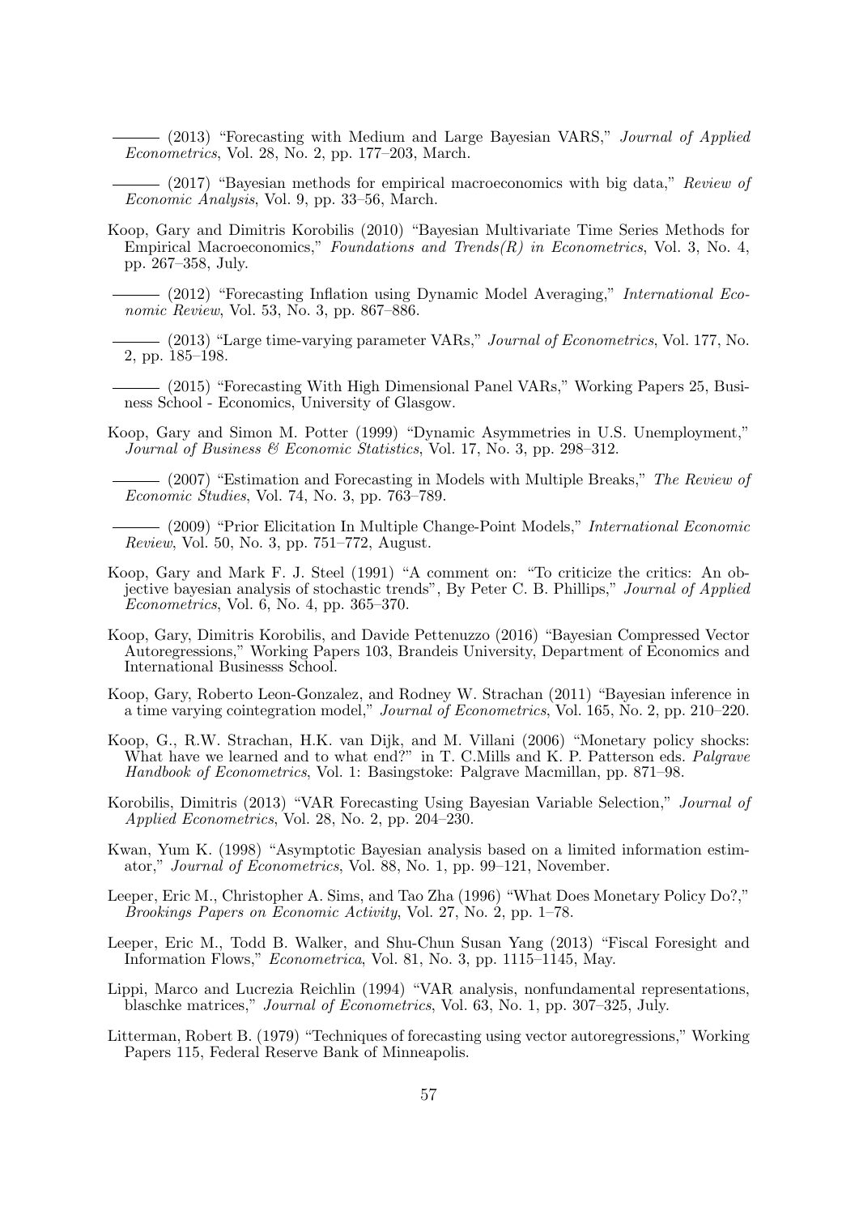——— (2013) "Forecasting with Medium and Large Bayesian VARS," *Journal of Applied Econometrics*, Vol. 28, No. 2, pp. 177–203, March.

——— (2017) "Bayesian methods for empirical macroeconomics with big data," *Review of Economic Analysis*, Vol. 9, pp. 33–56, March.

Koop, Gary and Dimitris Korobilis (2010) "Bayesian Multivariate Time Series Methods for Empirical Macroeconomics," *Foundations and Trends(R) in Econometrics*, Vol. 3, No. 4, pp. 267–358, July.

——— (2012) "Forecasting Inflation using Dynamic Model Averaging," *International Economic Review*, Vol. 53, No. 3, pp. 867–886.

——— (2013) "Large time-varying parameter VARs," *Journal of Econometrics*, Vol. 177, No. 2, pp. 185–198.

——— (2015) "Forecasting With High Dimensional Panel VARs," Working Papers 25, Business School - Economics, University of Glasgow.

Koop, Gary and Simon M. Potter (1999) "Dynamic Asymmetries in U.S. Unemployment," *Journal of Business & Economic Statistics*, Vol. 17, No. 3, pp. 298–312.

——— (2007) "Estimation and Forecasting in Models with Multiple Breaks," *The Review of Economic Studies*, Vol. 74, No. 3, pp. 763–789.

——— (2009) "Prior Elicitation In Multiple Change-Point Models," *International Economic Review*, Vol. 50, No. 3, pp. 751–772, August.

Koop, Gary and Mark F. J. Steel (1991) "A comment on: "To criticize the critics: An objective bayesian analysis of stochastic trends", By Peter C. B. Phillips," *Journal of Applied Econometrics*, Vol. 6, No. 4, pp. 365–370.

Koop, Gary, Dimitris Korobilis, and Davide Pettenuzzo (2016) "Bayesian Compressed Vector Autoregressions," Working Papers 103, Brandeis University, Department of Economics and International Businesss School.

Koop, Gary, Roberto Leon-Gonzalez, and Rodney W. Strachan (2011) "Bayesian inference in a time varying cointegration model," *Journal of Econometrics*, Vol. 165, No. 2, pp. 210–220.

Koop, G., R.W. Strachan, H.K. van Dijk, and M. Villani (2006) "Monetary policy shocks: What have we learned and to what end?" in T. C.Mills and K. P. Patterson eds. *Palgrave Handbook of Econometrics*, Vol. 1: Basingstoke: Palgrave Macmillan, pp. 871–98.

Korobilis, Dimitris (2013) "VAR Forecasting Using Bayesian Variable Selection," *Journal of Applied Econometrics*, Vol. 28, No. 2, pp. 204–230.

Kwan, Yum K. (1998) "Asymptotic Bayesian analysis based on a limited information estimator," *Journal of Econometrics*, Vol. 88, No. 1, pp. 99–121, November.

Leeper, Eric M., Christopher A. Sims, and Tao Zha (1996) "What Does Monetary Policy Do?," *Brookings Papers on Economic Activity*, Vol. 27, No. 2, pp. 1–78.

Leeper, Eric M., Todd B. Walker, and Shu-Chun Susan Yang (2013) "Fiscal Foresight and Information Flows," *Econometrica*, Vol. 81, No. 3, pp. 1115–1145, May.

Lippi, Marco and Lucrezia Reichlin (1994) "VAR analysis, nonfundamental representations, blaschke matrices," *Journal of Econometrics*, Vol. 63, No. 1, pp. 307–325, July.

Litterman, Robert B. (1979) "Techniques of forecasting using vector autoregressions," Working Papers 115, Federal Reserve Bank of Minneapolis.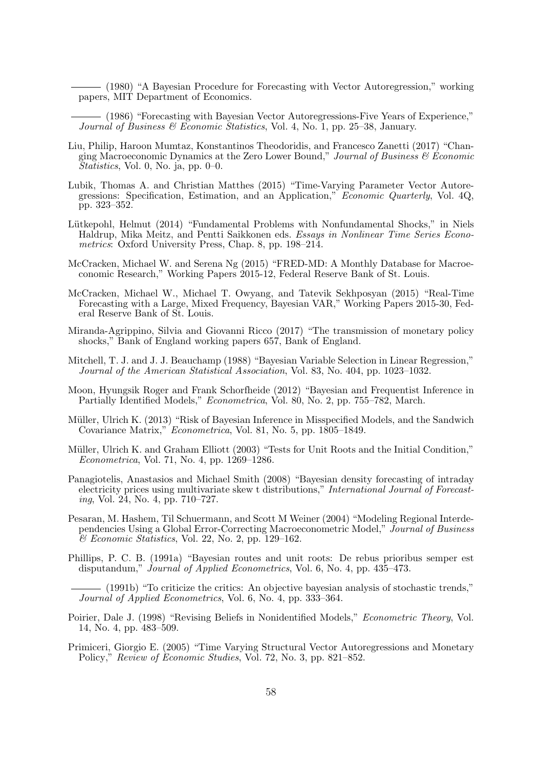——— (1980) "A Bayesian Procedure for Forecasting with Vector Autoregression," working papers, MIT Department of Economics.

——— (1986) "Forecasting with Bayesian Vector Autoregressions-Five Years of Experience," *Journal of Business & Economic Statistics*, Vol. 4, No. 1, pp. 25–38, January.

Liu, Philip, Haroon Mumtaz, Konstantinos Theodoridis, and Francesco Zanetti (2017) "Changing Macroeconomic Dynamics at the Zero Lower Bound," *Journal of Business & Economic Statistics*, Vol. 0, No. ja, pp. 0–0.

Lubik, Thomas A. and Christian Matthes (2015) "Time-Varying Parameter Vector Autoregressions: Specification, Estimation, and an Application," *Economic Quarterly*, Vol. 4Q, pp. 323–352.

Lütkepohl, Helmut (2014) "Fundamental Problems with Nonfundamental Shocks," in Niels Haldrup, Mika Meitz, and Pentti Saikkonen eds. *Essays in Nonlinear Time Series Econometrics*: Oxford University Press, Chap. 8, pp. 198–214.

McCracken, Michael W. and Serena Ng (2015) "FRED-MD: A Monthly Database for Macroeconomic Research," Working Papers 2015-12, Federal Reserve Bank of St. Louis.

McCracken, Michael W., Michael T. Owyang, and Tatevik Sekhposyan (2015) "Real-Time Forecasting with a Large, Mixed Frequency, Bayesian VAR," Working Papers 2015-30, Federal Reserve Bank of St. Louis.

Miranda-Agrippino, Silvia and Giovanni Ricco (2017) "The transmission of monetary policy shocks," Bank of England working papers 657, Bank of England.

Mitchell, T. J. and J. J. Beauchamp (1988) "Bayesian Variable Selection in Linear Regression," *Journal of the American Statistical Association*, Vol. 83, No. 404, pp. 1023–1032.

Moon, Hyungsik Roger and Frank Schorfheide (2012) "Bayesian and Frequentist Inference in Partially Identified Models," *Econometrica*, Vol. 80, No. 2, pp. 755–782, March.

Müller, Ulrich K. (2013) "Risk of Bayesian Inference in Misspecified Models, and the Sandwich Covariance Matrix," *Econometrica*, Vol. 81, No. 5, pp. 1805–1849.

Müller, Ulrich K. and Graham Elliott (2003) "Tests for Unit Roots and the Initial Condition," *Econometrica*, Vol. 71, No. 4, pp. 1269–1286.

Panagiotelis, Anastasios and Michael Smith (2008) "Bayesian density forecasting of intraday electricity prices using multivariate skew t distributions," *International Journal of Forecasting*, Vol. 24, No. 4, pp. 710–727.

Pesaran, M. Hashem, Til Schuermann, and Scott M Weiner (2004) "Modeling Regional Interdependencies Using a Global Error-Correcting Macroeconometric Model," *Journal of Business & Economic Statistics*, Vol. 22, No. 2, pp. 129–162.

Phillips, P. C. B. (1991a) "Bayesian routes and unit roots: De rebus prioribus semper est disputandum," *Journal of Applied Econometrics*, Vol. 6, No. 4, pp. 435–473.

——— (1991b) "To criticize the critics: An objective bayesian analysis of stochastic trends," *Journal of Applied Econometrics*, Vol. 6, No. 4, pp. 333–364.

Poirier, Dale J. (1998) "Revising Beliefs in Nonidentified Models," *Econometric Theory*, Vol. 14, No. 4, pp. 483–509.

Primiceri, Giorgio E. (2005) "Time Varying Structural Vector Autoregressions and Monetary Policy," *Review of Economic Studies*, Vol. 72, No. 3, pp. 821–852.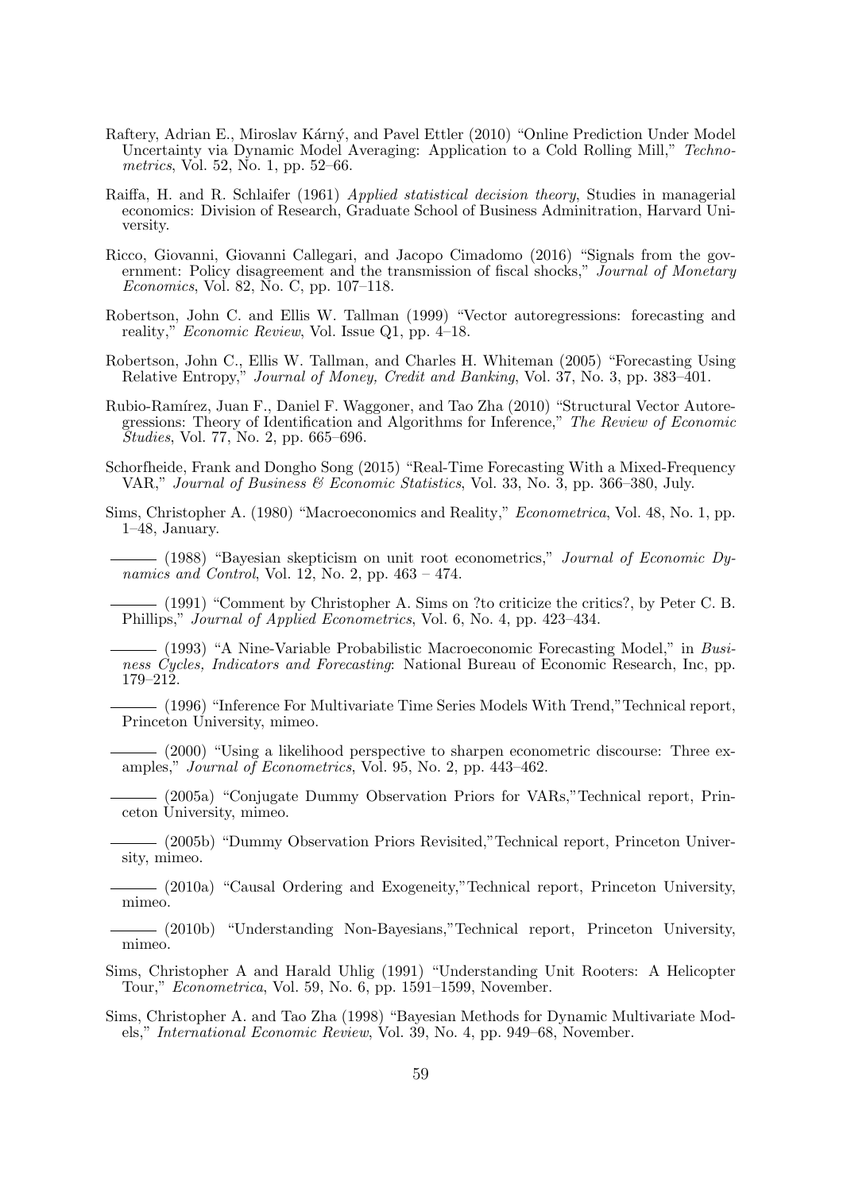Raftery, Adrian E., Miroslav Kárný, and Pavel Ettler (2010) "Online Prediction Under Model Uncertainty via Dynamic Model Averaging: Application to a Cold Rolling Mill," *Technometrics*, Vol. 52, No. 1, pp. 52–66.

Raiffa, H. and R. Schlaifer (1961) *Applied statistical decision theory*, Studies in managerial economics: Division of Research, Graduate School of Business Adminitration, Harvard University.

Ricco, Giovanni, Giovanni Callegari, and Jacopo Cimadomo (2016) "Signals from the government: Policy disagreement and the transmission of fiscal shocks," *Journal of Monetary Economics*, Vol. 82, No. C, pp. 107–118.

Robertson, John C. and Ellis W. Tallman (1999) "Vector autoregressions: forecasting and reality," *Economic Review*, Vol. Issue Q1, pp. 4–18.

Robertson, John C., Ellis W. Tallman, and Charles H. Whiteman (2005) "Forecasting Using Relative Entropy," *Journal of Money, Credit and Banking*, Vol. 37, No. 3, pp. 383–401.

Rubio-Ramírez, Juan F., Daniel F. Waggoner, and Tao Zha (2010) "Structural Vector Autoregressions: Theory of Identification and Algorithms for Inference," *The Review of Economic Studies*, Vol. 77, No. 2, pp. 665–696.

Schorfheide, Frank and Dongho Song (2015) "Real-Time Forecasting With a Mixed-Frequency VAR," *Journal of Business & Economic Statistics*, Vol. 33, No. 3, pp. 366–380, July.

Sims, Christopher A. (1980) "Macroeconomics and Reality," *Econometrica*, Vol. 48, No. 1, pp. 1–48, January.

——— (1988) "Bayesian skepticism on unit root econometrics," *Journal of Economic Dynamics and Control*, Vol. 12, No. 2, pp. 463 – 474.

——— (1991) "Comment by Christopher A. Sims on ?to criticize the critics?, by Peter C. B. Phillips," *Journal of Applied Econometrics*, Vol. 6, No. 4, pp. 423–434.

——— (1993) "A Nine-Variable Probabilistic Macroeconomic Forecasting Model," in *Business Cycles, Indicators and Forecasting*: National Bureau of Economic Research, Inc, pp. 179–212.

——— (1996) "Inference For Multivariate Time Series Models With Trend,"Technical report, Princeton University, mimeo.

——— (2000) "Using a likelihood perspective to sharpen econometric discourse: Three examples," *Journal of Econometrics*, Vol. 95, No. 2, pp. 443–462.

——— (2005a) "Conjugate Dummy Observation Priors for VARs,"Technical report, Princeton University, mimeo.

——— (2005b) "Dummy Observation Priors Revisited,"Technical report, Princeton University, mimeo.

——— (2010a) "Causal Ordering and Exogeneity,"Technical report, Princeton University, mimeo.

——— (2010b) "Understanding Non-Bayesians,"Technical report, Princeton University, mimeo.

Sims, Christopher A and Harald Uhlig (1991) "Understanding Unit Rooters: A Helicopter Tour," *Econometrica*, Vol. 59, No. 6, pp. 1591–1599, November.

Sims, Christopher A. and Tao Zha (1998) "Bayesian Methods for Dynamic Multivariate Models," *International Economic Review*, Vol. 39, No. 4, pp. 949–68, November.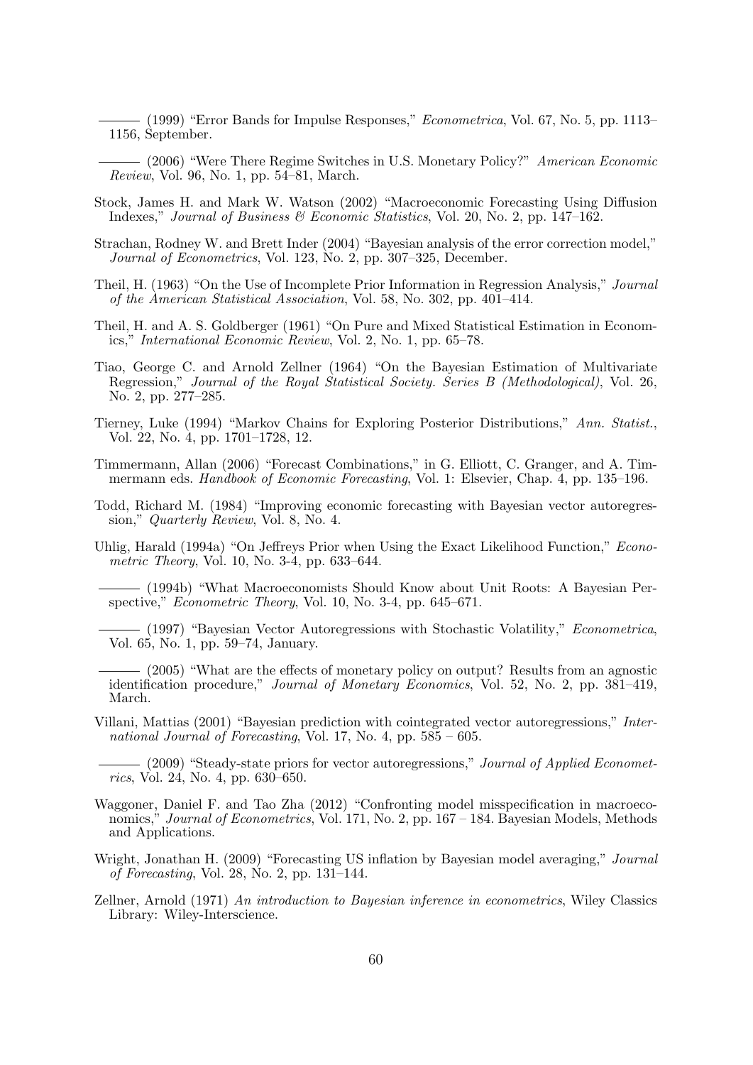——— (1999) "Error Bands for Impulse Responses," *Econometrica*, Vol. 67, No. 5, pp. 1113–1156, September.

——— (2006) "Were There Regime Switches in U.S. Monetary Policy?" *American Economic Review*, Vol. 96, No. 1, pp. 54–81, March.

Stock, James H. and Mark W. Watson (2002) "Macroeconomic Forecasting Using Diffusion Indexes," *Journal of Business & Economic Statistics*, Vol. 20, No. 2, pp. 147–162.

Strachan, Rodney W. and Brett Inder (2004) "Bayesian analysis of the error correction model," *Journal of Econometrics*, Vol. 123, No. 2, pp. 307–325, December.

Theil, H. (1963) "On the Use of Incomplete Prior Information in Regression Analysis," *Journal of the American Statistical Association*, Vol. 58, No. 302, pp. 401–414.

Theil, H. and A. S. Goldberger (1961) "On Pure and Mixed Statistical Estimation in Economics," *International Economic Review*, Vol. 2, No. 1, pp. 65–78.

Tiao, George C. and Arnold Zellner (1964) "On the Bayesian Estimation of Multivariate Regression," *Journal of the Royal Statistical Society. Series B (Methodological)*, Vol. 26, No. 2, pp. 277–285.

Tierney, Luke (1994) "Markov Chains for Exploring Posterior Distributions," *Ann. Statist.*, Vol. 22, No. 4, pp. 1701–1728, 12.

Timmermann, Allan (2006) "Forecast Combinations," in G. Elliott, C. Granger, and A. Timmermann eds. *Handbook of Economic Forecasting*, Vol. 1: Elsevier, Chap. 4, pp. 135–196.

Todd, Richard M. (1984) "Improving economic forecasting with Bayesian vector autoregression," *Quarterly Review*, Vol. 8, No. 4.

Uhlig, Harald (1994a) "On Jeffreys Prior when Using the Exact Likelihood Function," *Econometric Theory*, Vol. 10, No. 3-4, pp. 633–644.

——— (1994b) "What Macroeconomists Should Know about Unit Roots: A Bayesian Perspective," *Econometric Theory*, Vol. 10, No. 3-4, pp. 645–671.

——— (1997) "Bayesian Vector Autoregressions with Stochastic Volatility," *Econometrica*, Vol. 65, No. 1, pp. 59–74, January.

——— (2005) "What are the effects of monetary policy on output? Results from an agnostic identification procedure," *Journal of Monetary Economics*, Vol. 52, No. 2, pp. 381–419, March.

Villani, Mattias (2001) "Bayesian prediction with cointegrated vector autoregressions," *International Journal of Forecasting*, Vol. 17, No. 4, pp. 585 – 605.

——— (2009) "Steady-state priors for vector autoregressions," *Journal of Applied Econometrics*, Vol. 24, No. 4, pp. 630–650.

Waggoner, Daniel F. and Tao Zha (2012) "Confronting model misspecification in macroeconomics," *Journal of Econometrics*, Vol. 171, No. 2, pp. 167 – 184. Bayesian Models, Methods and Applications.

Wright, Jonathan H. (2009) "Forecasting US inflation by Bayesian model averaging," *Journal of Forecasting*, Vol. 28, No. 2, pp. 131–144.

Zellner, Arnold (1971) *An introduction to Bayesian inference in econometrics*, Wiley Classics Library: Wiley-Interscience.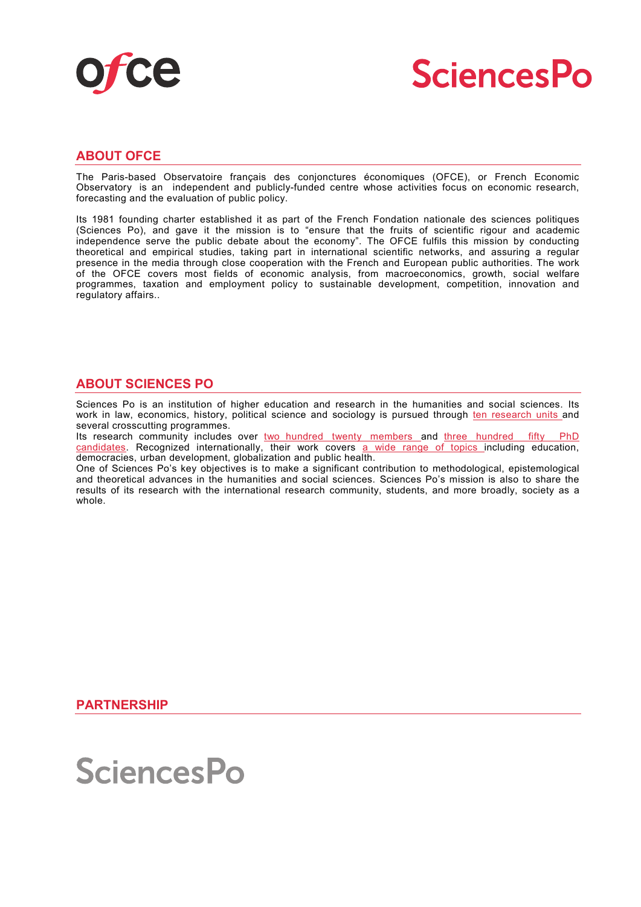## ABOUT OFCE

The Paris-based Observatoire français des conjonctures économiques (OFCE), or French Economic Observatory is an independent and publicly-funded centre whose activities focus on economic research, forecasting and the evaluation of public policy.

Its 1981 founding charter established it as part of the French Fondation nationale des sciences politiques (Sciences Po), and gave it the mission is to "ensure that the fruits of scientific rigour and academic independence serve the public debate about the economy". The OFCE fulfils this mission by conducting theoretical and empirical studies, taking part in international scientific networks, and assuring a regular presence in the media through close cooperation with the French and European public authorities. The work of the OFCE covers most fields of economic analysis, from macroeconomics, growth, social welfare programmes, taxation and employment policy to sustainable development, competition, innovation and regulatory affairs..

## ABOUT SCIENCES PO

Sciences Po is an institution of higher education and research in the humanities and social sciences. Its work in law, economics, history, political science and sociology is pursued through ten research units and several crosscutting programmes.
Its research community includes over two hundred twenty members and three hundred fifty PhD candidates. Recognized internationally, their work covers a wide range of topics including education, democracies, urban development, globalization and public health.
One of Sciences Po's key objectives is to make a significant contribution to methodological, epistemological and theoretical advances in the humanities and social sciences. Sciences Po's mission is also to share the results of its research with the international research community, students, and more broadly, society as a whole.

## PARTNERSHIP

SciencesPo